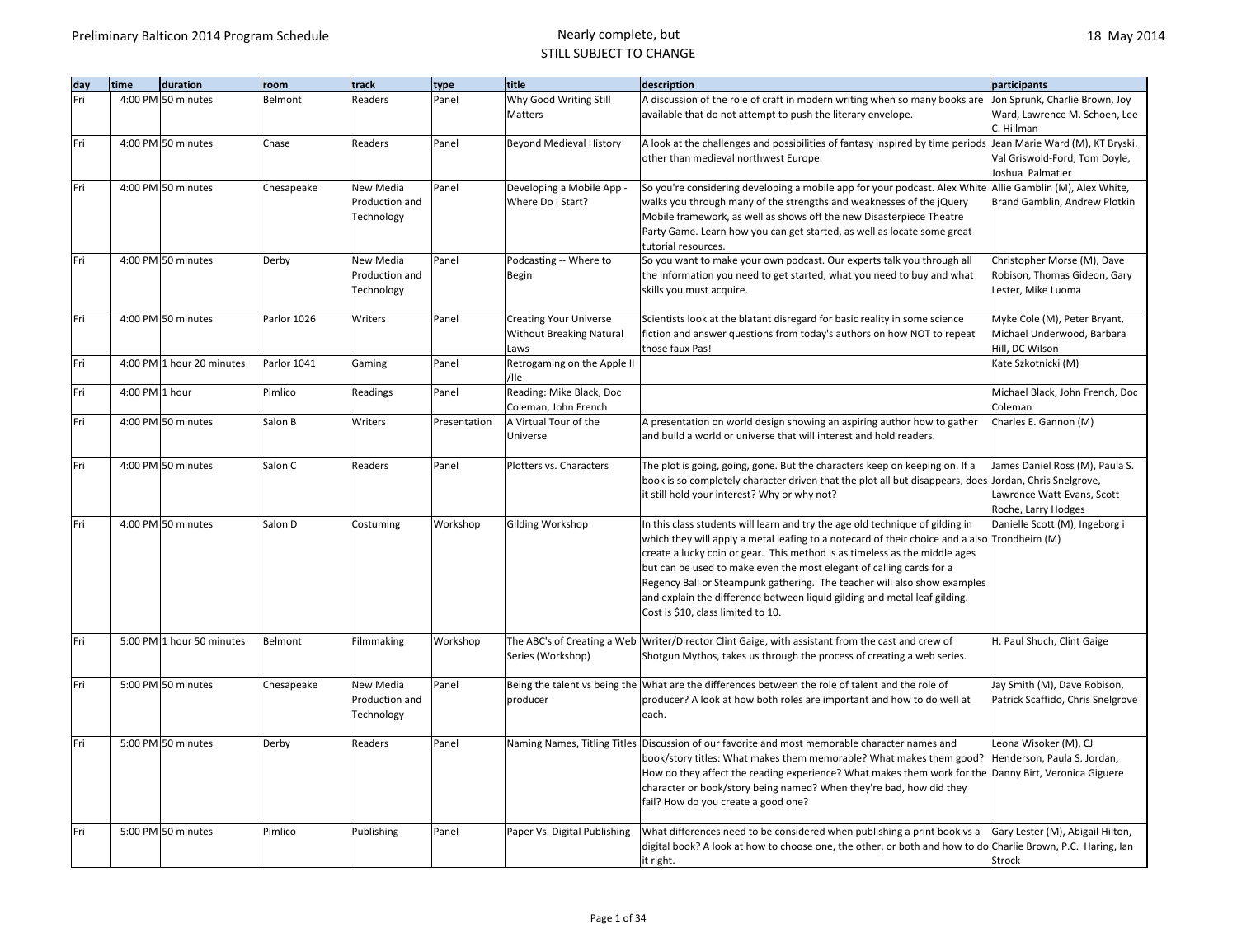Preliminary Balticon 2014 Program Schedule

Nearly complete, but STILL SUBJECT TO CHANGE

18 May 2014

| day | time | duration | room | track | type | title | description | participants |
|---|---|---|---|---|---|---|---|---|
| Fri | 4:00 PM | 50 minutes | Belmont | Readers | Panel | Why Good Writing Still Matters | A discussion of the role of craft in modern writing when so many books are available that do not attempt to push the literary envelope. | Jon Sprunk, Charlie Brown, Joy Ward, Lawrence M. Schoen, Lee C. Hillman |
| Fri | 4:00 PM | 50 minutes | Chase | Readers | Panel | Beyond Medieval History | A look at the challenges and possibilities of fantasy inspired by time periods other than medieval northwest Europe. | Jean Marie Ward (M), KT Bryski, Val Griswold-Ford, Tom Doyle, Joshua Palmatier |
| Fri | 4:00 PM | 50 minutes | Chesapeake | New Media Production and Technology | Panel | Developing a Mobile App - Where Do I Start? | So you're considering developing a mobile app for your podcast. Alex White walks you through many of the strengths and weaknesses of the jQuery Mobile framework, as well as shows off the new Disasterpiece Theatre Party Game. Learn how you can get started, as well as locate some great tutorial resources. | Allie Gamblin (M), Alex White, Brand Gamblin, Andrew Plotkin |
| Fri | 4:00 PM | 50 minutes | Derby | New Media Production and Technology | Panel | Podcasting -- Where to Begin | So you want to make your own podcast. Our experts talk you through all the information you need to get started, what you need to buy and what skills you must acquire. | Christopher Morse (M), Dave Robison, Thomas Gideon, Gary Lester, Mike Luoma |
| Fri | 4:00 PM | 50 minutes | Parlor 1026 | Writers | Panel | Creating Your Universe Without Breaking Natural Laws | Scientists look at the blatant disregard for basic reality in some science fiction and answer questions from today's authors on how NOT to repeat those faux Pas! | Myke Cole (M), Peter Bryant, Michael Underwood, Barbara Hill, DC Wilson |
| Fri | 4:00 PM | 1 hour 20 minutes | Parlor 1041 | Gaming | Panel | Retrogaming on the Apple II /IIe | | Kate Szkotnicki (M) |
| Fri | 4:00 PM | 1 hour | Pimlico | Readings | Panel | Reading: Mike Black, Doc Coleman, John French | | Michael Black, John French, Doc Coleman |
| Fri | 4:00 PM | 50 minutes | Salon B | Writers | Presentation | A Virtual Tour of the Universe | A presentation on world design showing an aspiring author how to gather and build a world or universe that will interest and hold readers. | Charles E. Gannon (M) |
| Fri | 4:00 PM | 50 minutes | Salon C | Readers | Panel | Plotters vs. Characters | The plot is going, going, gone. But the characters keep on keeping on. If a book is so completely character driven that the plot all but disappears, does it still hold your interest? Why or why not? | James Daniel Ross (M), Paula S. Jordan, Chris Snelgrove, Lawrence Watt-Evans, Scott Roche, Larry Hodges |
| Fri | 4:00 PM | 50 minutes | Salon D | Costuming | Workshop | Gilding Workshop | In this class students will learn and try the age old technique of gilding in which they will apply a metal leafing to a notecard of their choice and a also create a lucky coin or gear. This method is as timeless as the middle ages but can be used to make even the most elegant of calling cards for a Regency Ball or Steampunk gathering. The teacher will also show examples and explain the difference between liquid gilding and metal leaf gilding. Cost is $10, class limited to 10. | Danielle Scott (M), Ingeborg i Trondheim (M) |
| Fri | 5:00 PM | 1 hour 50 minutes | Belmont | Filmmaking | Workshop | The ABC's of Creating a Web Series (Workshop) | Writer/Director Clint Gaige, with assistant from the cast and crew of Shotgun Mythos, takes us through the process of creating a web series. | H. Paul Shuch, Clint Gaige |
| Fri | 5:00 PM | 50 minutes | Chesapeake | New Media Production and Technology | Panel | Being the talent vs being the producer | What are the differences between the role of talent and the role of producer? A look at how both roles are important and how to do well at each. | Jay Smith (M), Dave Robison, Patrick Scaffido, Chris Snelgrove |
| Fri | 5:00 PM | 50 minutes | Derby | Readers | Panel | Naming Names, Titling Titles | Discussion of our favorite and most memorable character names and book/story titles: What makes them memorable? What makes them good? How do they affect the reading experience? What makes them work for the character or book/story being named? When they're bad, how did they fail? How do you create a good one? | Leona Wisoker (M), CJ Henderson, Paula S. Jordan, Danny Birt, Veronica Giguere |
| Fri | 5:00 PM | 50 minutes | Pimlico | Publishing | Panel | Paper Vs. Digital Publishing | What differences need to be considered when publishing a print book vs a digital book? A look at how to choose one, the other, or both and how to do it right. | Gary Lester (M), Abigail Hilton, Charlie Brown, P.C. Haring, Ian Strock |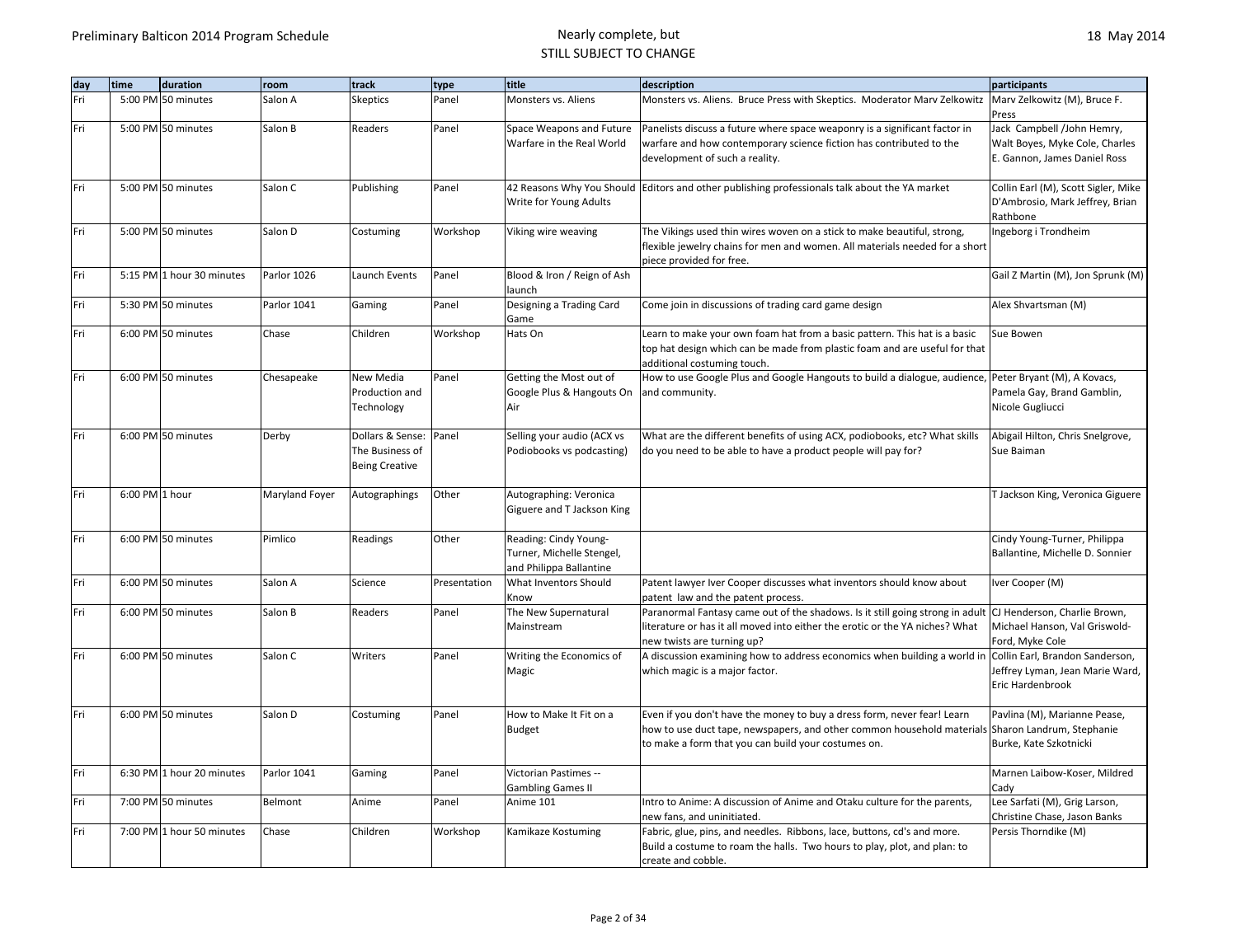| day | time | duration | room | track | type | title | description | participants |
|---|---|---|---|---|---|---|---|---|
| Fri | 5:00 PM | 50 minutes | Salon A | Skeptics | Panel | Monsters vs. Aliens | Monsters vs. Aliens. Bruce Press with Skeptics. Moderator Marv Zelkowitz | Marv Zelkowitz (M), Bruce F. Press |
| Fri | 5:00 PM | 50 minutes | Salon B | Readers | Panel | Space Weapons and Future Warfare in the Real World | Panelists discuss a future where space weaponry is a significant factor in warfare and how contemporary science fiction has contributed to the development of such a reality. | Jack Campbell /John Hemry, Walt Boyes, Myke Cole, Charles E. Gannon, James Daniel Ross |
| Fri | 5:00 PM | 50 minutes | Salon C | Publishing | Panel | 42 Reasons Why You Should Write for Young Adults | Editors and other publishing professionals talk about the YA market | Collin Earl (M), Scott Sigler, Mike D'Ambrosio, Mark Jeffrey, Brian Rathbone |
| Fri | 5:00 PM | 50 minutes | Salon D | Costuming | Workshop | Viking wire weaving | The Vikings used thin wires woven on a stick to make beautiful, strong, flexible jewelry chains for men and women. All materials needed for a short piece provided for free. | Ingeborg i Trondheim |
| Fri | 5:15 PM | 1 hour 30 minutes | Parlor 1026 | Launch Events | Panel | Blood & Iron / Reign of Ash launch | | Gail Z Martin (M), Jon Sprunk (M) |
| Fri | 5:30 PM | 50 minutes | Parlor 1041 | Gaming | Panel | Designing a Trading Card Game | Come join in discussions of trading card game design | Alex Shvartsman (M) |
| Fri | 6:00 PM | 50 minutes | Chase | Children | Workshop | Hats On | Learn to make your own foam hat from a basic pattern. This hat is a basic top hat design which can be made from plastic foam and are useful for that additional costuming touch. | Sue Bowen |
| Fri | 6:00 PM | 50 minutes | Chesapeake | New Media Production and Technology | Panel | Getting the Most out of Google Plus & Hangouts On Air | How to use Google Plus and Google Hangouts to build a dialogue, audience, and community. | Peter Bryant (M), A Kovacs, Pamela Gay, Brand Gamblin, Nicole Gugliucci |
| Fri | 6:00 PM | 50 minutes | Derby | Dollars & Sense: The Business of Being Creative | Panel | Selling your audio (ACX vs Podiobooks vs podcasting) | What are the different benefits of using ACX, podiobooks, etc? What skills do you need to be able to have a product people will pay for? | Abigail Hilton, Chris Snelgrove, Sue Baiman |
| Fri | 6:00 PM | 1 hour | Maryland Foyer | Autographings | Other | Autographing: Veronica Giguere and T Jackson King | | T Jackson King, Veronica Giguere |
| Fri | 6:00 PM | 50 minutes | Pimlico | Readings | Other | Reading: Cindy Young-Turner, Michelle Stengel, and Philippa Ballantine | | Cindy Young-Turner, Philippa Ballantine, Michelle D. Sonnier |
| Fri | 6:00 PM | 50 minutes | Salon A | Science | Presentation | What Inventors Should Know | Patent lawyer Iver Cooper discusses what inventors should know about patent law and the patent process. | Iver Cooper (M) |
| Fri | 6:00 PM | 50 minutes | Salon B | Readers | Panel | The New Supernatural Mainstream | Paranormal Fantasy came out of the shadows. Is it still going strong in adult literature or has it all moved into either the erotic or the YA niches? What new twists are turning up? | CJ Henderson, Charlie Brown, Michael Hanson, Val Griswold-Ford, Myke Cole |
| Fri | 6:00 PM | 50 minutes | Salon C | Writers | Panel | Writing the Economics of Magic | A discussion examining how to address economics when building a world in which magic is a major factor. | Collin Earl, Brandon Sanderson, Jeffrey Lyman, Jean Marie Ward, Eric Hardenbrook |
| Fri | 6:00 PM | 50 minutes | Salon D | Costuming | Panel | How to Make It Fit on a Budget | Even if you don't have the money to buy a dress form, never fear! Learn how to use duct tape, newspapers, and other common household materials to make a form that you can build your costumes on. | Pavlina (M), Marianne Pease, Sharon Landrum, Stephanie Burke, Kate Szkotnicki |
| Fri | 6:30 PM | 1 hour 20 minutes | Parlor 1041 | Gaming | Panel | Victorian Pastimes -- Gambling Games II | | Marnen Laibow-Koser, Mildred Cady |
| Fri | 7:00 PM | 50 minutes | Belmont | Anime | Panel | Anime 101 | Intro to Anime: A discussion of Anime and Otaku culture for the parents, new fans, and uninitiated. | Lee Sarfati (M), Grig Larson, Christine Chase, Jason Banks |
| Fri | 7:00 PM | 1 hour 50 minutes | Chase | Children | Workshop | Kamikaze Kostuming | Fabric, glue, pins, and needles. Ribbons, lace, buttons, cd's and more. Build a costume to roam the halls. Two hours to play, plot, and plan: to create and cobble. | Persis Thorndike (M) |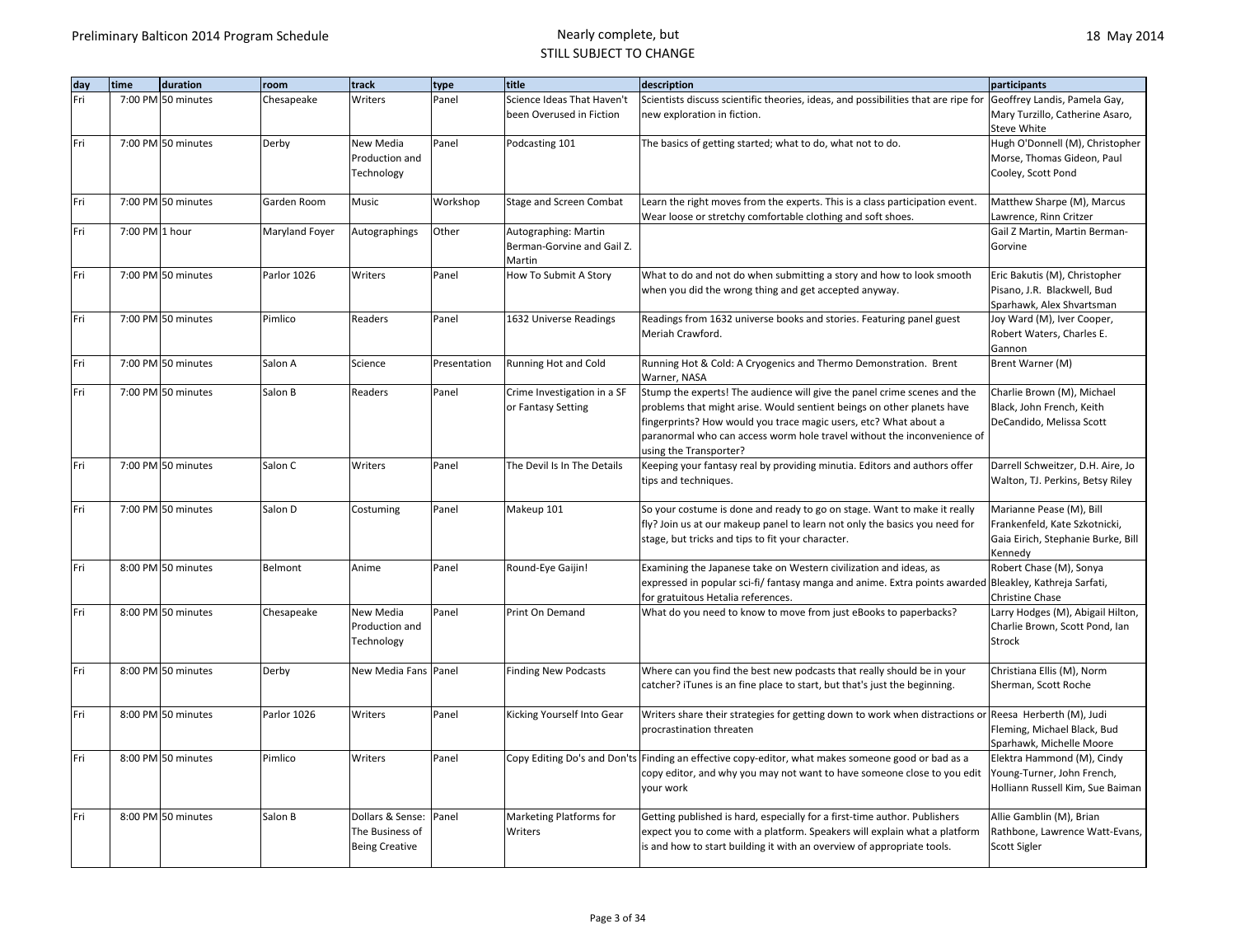| day | time | duration | room | track | type | title | description | participants |
|---|---|---|---|---|---|---|---|---|
| Fri | 7:00 PM | 50 minutes | Chesapeake | Writers | Panel | Science Ideas That Haven't been Overused in Fiction | Scientists discuss scientific theories, ideas, and possibilities that are ripe for new exploration in fiction. | Geoffrey Landis, Pamela Gay, Mary Turzillo, Catherine Asaro, Steve White |
| Fri | 7:00 PM | 50 minutes | Derby | New Media Production and Technology | Panel | Podcasting 101 | The basics of getting started; what to do, what not to do. | Hugh O'Donnell (M), Christopher Morse, Thomas Gideon, Paul Cooley, Scott Pond |
| Fri | 7:00 PM | 50 minutes | Garden Room | Music | Workshop | Stage and Screen Combat | Learn the right moves from the experts. This is a class participation event. Wear loose or stretchy comfortable clothing and soft shoes. | Matthew Sharpe (M), Marcus Lawrence, Rinn Critzer |
| Fri | 7:00 PM | 1 hour | Maryland Foyer | Autographings | Other | Autographing: Martin Berman-Gorvine and Gail Z. Martin | | Gail Z Martin, Martin Berman-Gorvine |
| Fri | 7:00 PM | 50 minutes | Parlor 1026 | Writers | Panel | How To Submit A Story | What to do and not do when submitting a story and how to look smooth when you did the wrong thing and get accepted anyway. | Eric Bakutis (M), Christopher Pisano, J.R. Blackwell, Bud Sparhawk, Alex Shvartsman |
| Fri | 7:00 PM | 50 minutes | Pimlico | Readers | Panel | 1632 Universe Readings | Readings from 1632 universe books and stories. Featuring panel guest Meriah Crawford. | Joy Ward (M), Iver Cooper, Robert Waters, Charles E. Gannon |
| Fri | 7:00 PM | 50 minutes | Salon A | Science | Presentation | Running Hot and Cold | Running Hot & Cold: A Cryogenics and Thermo Demonstration. Brent Warner, NASA | Brent Warner (M) |
| Fri | 7:00 PM | 50 minutes | Salon B | Readers | Panel | Crime Investigation in a SF or Fantasy Setting | Stump the experts! The audience will give the panel crime scenes and the problems that might arise. Would sentient beings on other planets have fingerprints? How would you trace magic users, etc? What about a paranormal who can access worm hole travel without the inconvenience of using the Transporter? | Charlie Brown (M), Michael Black, John French, Keith DeCandido, Melissa Scott |
| Fri | 7:00 PM | 50 minutes | Salon C | Writers | Panel | The Devil Is In The Details | Keeping your fantasy real by providing minutia. Editors and authors offer tips and techniques. | Darrell Schweitzer, D.H. Aire, Jo Walton, TJ. Perkins, Betsy Riley |
| Fri | 7:00 PM | 50 minutes | Salon D | Costuming | Panel | Makeup 101 | So your costume is done and ready to go on stage. Want to make it really fly? Join us at our makeup panel to learn not only the basics you need for stage, but tricks and tips to fit your character. | Marianne Pease (M), Bill Frankenfeld, Kate Szkotnicki, Gaia Eirich, Stephanie Burke, Bill Kennedy |
| Fri | 8:00 PM | 50 minutes | Belmont | Anime | Panel | Round-Eye Gaijin! | Examining the Japanese take on Western civilization and ideas, as expressed in popular sci-fi/ fantasy manga and anime. Extra points awarded for gratuitous Hetalia references. | Robert Chase (M), Sonya Bleakley, Kathreja Sarfati, Christine Chase |
| Fri | 8:00 PM | 50 minutes | Chesapeake | New Media Production and Technology | Panel | Print On Demand | What do you need to know to move from just eBooks to paperbacks? | Larry Hodges (M), Abigail Hilton, Charlie Brown, Scott Pond, Ian Strock |
| Fri | 8:00 PM | 50 minutes | Derby | New Media Fans | Panel | Finding New Podcasts | Where can you find the best new podcasts that really should be in your catcher? iTunes is an fine place to start, but that's just the beginning. | Christiana Ellis (M), Norm Sherman, Scott Roche |
| Fri | 8:00 PM | 50 minutes | Parlor 1026 | Writers | Panel | Kicking Yourself Into Gear | Writers share their strategies for getting down to work when distractions or procrastination threaten | Reesa Herberth (M), Judi Fleming, Michael Black, Bud Sparhawk, Michelle Moore |
| Fri | 8:00 PM | 50 minutes | Pimlico | Writers | Panel | Copy Editing Do's and Don'ts | Finding an effective copy-editor, what makes someone good or bad as a copy editor, and why you may not want to have someone close to you edit your work | Elektra Hammond (M), Cindy Young-Turner, John French, Holliann Russell Kim, Sue Baiman |
| Fri | 8:00 PM | 50 minutes | Salon B | Dollars & Sense: The Business of Being Creative | Panel | Marketing Platforms for Writers | Getting published is hard, especially for a first-time author. Publishers expect you to come with a platform. Speakers will explain what a platform is and how to start building it with an overview of appropriate tools. | Allie Gamblin (M), Brian Rathbone, Lawrence Watt-Evans, Scott Sigler |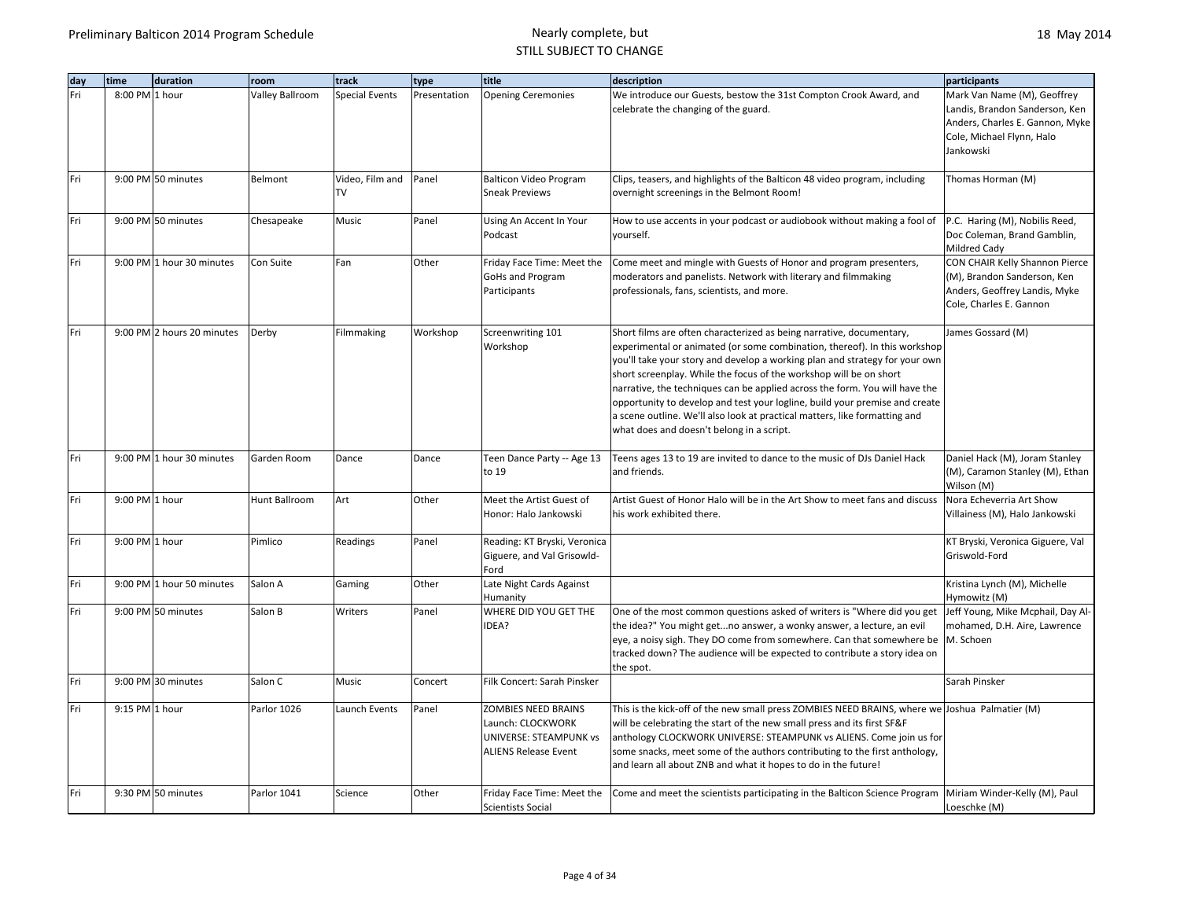| day | time | duration | room | track | type | title | description | participants |
|---|---|---|---|---|---|---|---|---|
| Fri | 8:00 PM | 1 hour | Valley Ballroom | Special Events | Presentation | Opening Ceremonies | We introduce our Guests, bestow the 31st Compton Crook Award, and celebrate the changing of the guard. | Mark Van Name (M), Geoffrey Landis, Brandon Sanderson, Ken Anders, Charles E. Gannon, Myke Cole, Michael Flynn, Halo Jankowski |
| Fri | 9:00 PM | 50 minutes | Belmont | Video, Film and TV | Panel | Balticon Video Program Sneak Previews | Clips, teasers, and highlights of the Balticon 48 video program, including overnight screenings in the Belmont Room! | Thomas Horman (M) |
| Fri | 9:00 PM | 50 minutes | Chesapeake | Music | Panel | Using An Accent In Your Podcast | How to use accents in your podcast or audiobook without making a fool of yourself. | P.C. Haring (M), Nobilis Reed, Doc Coleman, Brand Gamblin, Mildred Cady |
| Fri | 9:00 PM | 1 hour 30 minutes | Con Suite | Fan | Other | Friday Face Time: Meet the GoHs and Program Participants | Come meet and mingle with Guests of Honor and program presenters, moderators and panelists. Network with literary and filmmaking professionals, fans, scientists, and more. | CON CHAIR Kelly Shannon Pierce (M), Brandon Sanderson, Ken Anders, Geoffrey Landis, Myke Cole, Charles E. Gannon |
| Fri | 9:00 PM | 2 hours 20 minutes | Derby | Filmmaking | Workshop | Screenwriting 101 Workshop | Short films are often characterized as being narrative, documentary, experimental or animated (or some combination, thereof). In this workshop you'll take your story and develop a working plan and strategy for your own short screenplay. While the focus of the workshop will be on short narrative, the techniques can be applied across the form. You will have the opportunity to develop and test your logline, build your premise and create a scene outline. We'll also look at practical matters, like formatting and what does and doesn't belong in a script. | James Gossard (M) |
| Fri | 9:00 PM | 1 hour 30 minutes | Garden Room | Dance | Dance | Teen Dance Party -- Age 13 to 19 | Teens ages 13 to 19 are invited to dance to the music of DJs Daniel Hack and friends. | Daniel Hack (M), Joram Stanley (M), Caramon Stanley (M), Ethan Wilson (M) |
| Fri | 9:00 PM | 1 hour | Hunt Ballroom | Art | Other | Meet the Artist Guest of Honor: Halo Jankowski | Artist Guest of Honor Halo will be in the Art Show to meet fans and discuss his work exhibited there. | Nora Echeverria Art Show Villainess (M), Halo Jankowski |
| Fri | 9:00 PM | 1 hour | Pimlico | Readings | Panel | Reading: KT Bryski, Veronica Giguere, and Val Grisowld-Ford | | KT Bryski, Veronica Giguere, Val Griswold-Ford |
| Fri | 9:00 PM | 1 hour 50 minutes | Salon A | Gaming | Other | Late Night Cards Against Humanity | | Kristina Lynch (M), Michelle Hymowitz (M) |
| Fri | 9:00 PM | 50 minutes | Salon B | Writers | Panel | WHERE DID YOU GET THE IDEA? | One of the most common questions asked of writers is "Where did you get the idea?" You might get...no answer, a wonky answer, a lecture, an evil eye, a noisy sigh. They DO come from somewhere. Can that somewhere be tracked down? The audience will be expected to contribute a story idea on the spot. | Jeff Young, Mike Mcphail, Day Al-mohamed, D.H. Aire, Lawrence M. Schoen |
| Fri | 9:00 PM | 30 minutes | Salon C | Music | Concert | Filk Concert: Sarah Pinsker | | Sarah Pinsker |
| Fri | 9:15 PM | 1 hour | Parlor 1026 | Launch Events | Panel | ZOMBIES NEED BRAINS Launch: CLOCKWORK UNIVERSE: STEAMPUNK vs ALIENS Release Event | This is the kick-off of the new small press ZOMBIES NEED BRAINS, where we will be celebrating the start of the new small press and its first SF&F anthology CLOCKWORK UNIVERSE: STEAMPUNK vs ALIENS. Come join us for some snacks, meet some of the authors contributing to the first anthology, and learn all about ZNB and what it hopes to do in the future! | Joshua Palmatier (M) |
| Fri | 9:30 PM | 50 minutes | Parlor 1041 | Science | Other | Friday Face Time: Meet the Scientists Social | Come and meet the scientists participating in the Balticon Science Program | Miriam Winder-Kelly (M), Paul Loeschke (M) |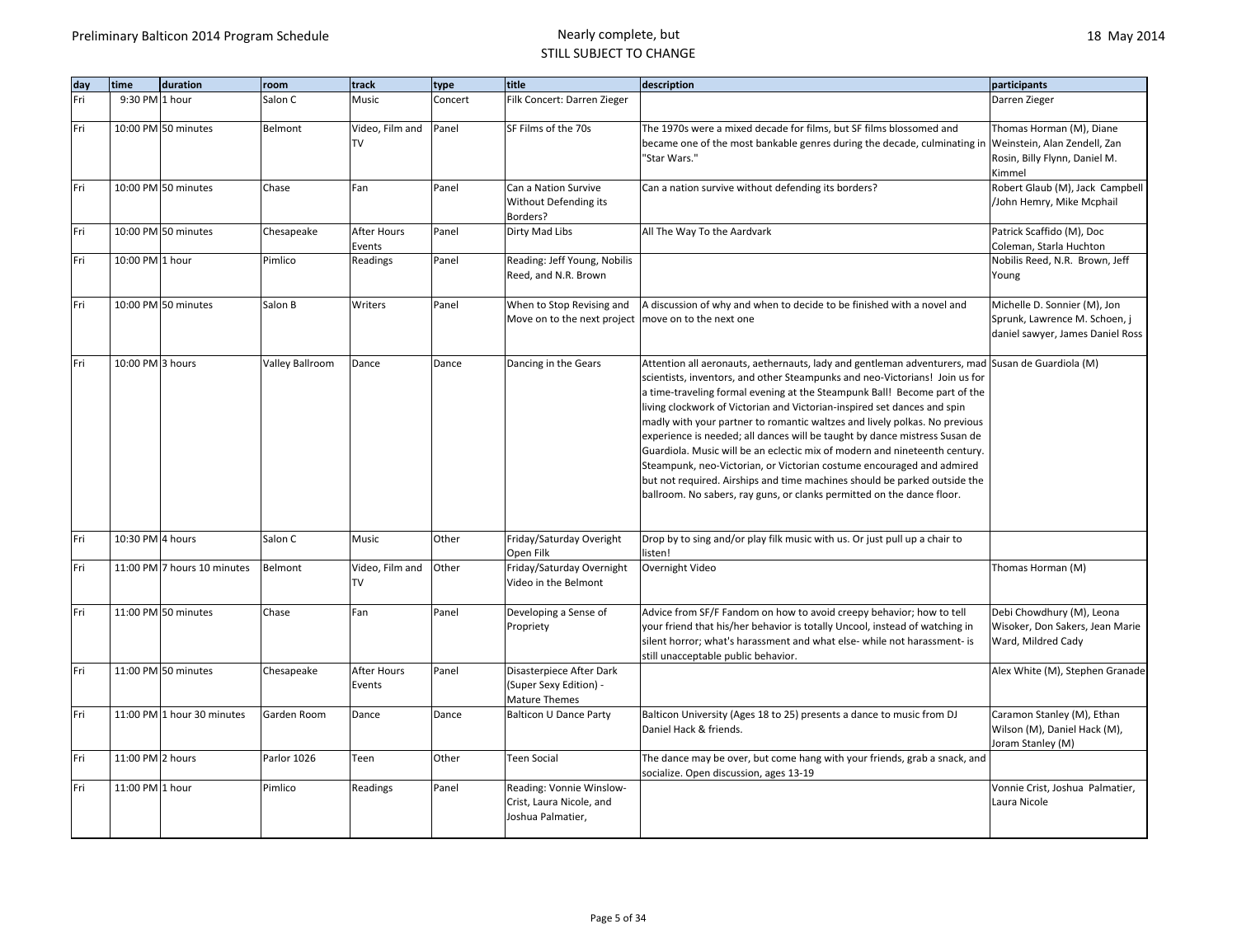| day | time | duration | room | track | type | title | description | participants |
|---|---|---|---|---|---|---|---|---|
| Fri | 9:30 PM | 1 hour | Salon C | Music | Concert | Filk Concert: Darren Zieger | | Darren Zieger |
| Fri | 10:00 PM | 50 minutes | Belmont | Video, Film and TV | Panel | SF Films of the 70s | The 1970s were a mixed decade for films, but SF films blossomed and became one of the most bankable genres during the decade, culminating in "Star Wars." | Thomas Horman (M), Diane Weinstein, Alan Zendell, Zan Rosin, Billy Flynn, Daniel M. Kimmel |
| Fri | 10:00 PM | 50 minutes | Chase | Fan | Panel | Can a Nation Survive Without Defending its Borders? | Can a nation survive without defending its borders? | Robert Glaub (M), Jack Campbell /John Hemry, Mike Mcphail |
| Fri | 10:00 PM | 50 minutes | Chesapeake | After Hours Events | Panel | Dirty Mad Libs | All The Way To the Aardvark | Patrick Scaffido (M), Doc Coleman, Starla Huchton |
| Fri | 10:00 PM | 1 hour | Pimlico | Readings | Panel | Reading: Jeff Young, Nobilis Reed, and N.R. Brown | | Nobilis Reed, N.R. Brown, Jeff Young |
| Fri | 10:00 PM | 50 minutes | Salon B | Writers | Panel | When to Stop Revising and Move on to the next project | A discussion of why and when to decide to be finished with a novel and move on to the next one | Michelle D. Sonnier (M), Jon Sprunk, Lawrence M. Schoen, j daniel sawyer, James Daniel Ross |
| Fri | 10:00 PM | 3 hours | Valley Ballroom | Dance | Dance | Dancing in the Gears | Attention all aeronauts, aethernauts, lady and gentleman adventurers, mad scientists, inventors, and other Steampunks and neo-Victorians! Join us for a time-traveling formal evening at the Steampunk Ball! Become part of the living clockwork of Victorian and Victorian-inspired set dances and spin madly with your partner to romantic waltzes and lively polkas. No previous experience is needed; all dances will be taught by dance mistress Susan de Guardiola. Music will be an eclectic mix of modern and nineteenth century. Steampunk, neo-Victorian, or Victorian costume encouraged and admired but not required. Airships and time machines should be parked outside the ballroom. No sabers, ray guns, or clanks permitted on the dance floor. | Susan de Guardiola (M) |
| Fri | 10:30 PM | 4 hours | Salon C | Music | Other | Friday/Saturday Overight Open Filk | Drop by to sing and/or play filk music with us. Or just pull up a chair to listen! | |
| Fri | 11:00 PM | 7 hours 10 minutes | Belmont | Video, Film and TV | Other | Friday/Saturday Overnight Video in the Belmont | Overnight Video | Thomas Horman (M) |
| Fri | 11:00 PM | 50 minutes | Chase | Fan | Panel | Developing a Sense of Propriety | Advice from SF/F Fandom on how to avoid creepy behavior; how to tell your friend that his/her behavior is totally Uncool, instead of watching in silent horror; what's harassment and what else- while not harassment- is still unacceptable public behavior. | Debi Chowdhury (M), Leona Wisoker, Don Sakers, Jean Marie Ward, Mildred Cady |
| Fri | 11:00 PM | 50 minutes | Chesapeake | After Hours Events | Panel | Disasterpiece After Dark (Super Sexy Edition) - Mature Themes | | Alex White (M), Stephen Granade |
| Fri | 11:00 PM | 1 hour 30 minutes | Garden Room | Dance | Dance | Balticon U Dance Party | Balticon University (Ages 18 to 25) presents a dance to music from DJ Daniel Hack & friends. | Caramon Stanley (M), Ethan Wilson (M), Daniel Hack (M), Joram Stanley (M) |
| Fri | 11:00 PM | 2 hours | Parlor 1026 | Teen | Other | Teen Social | The dance may be over, but come hang with your friends, grab a snack, and socialize. Open discussion, ages 13-19 | |
| Fri | 11:00 PM | 1 hour | Pimlico | Readings | Panel | Reading: Vonnie Winslow-Crist, Laura Nicole, and Joshua Palmatier, | | Vonnie Crist, Joshua Palmatier, Laura Nicole |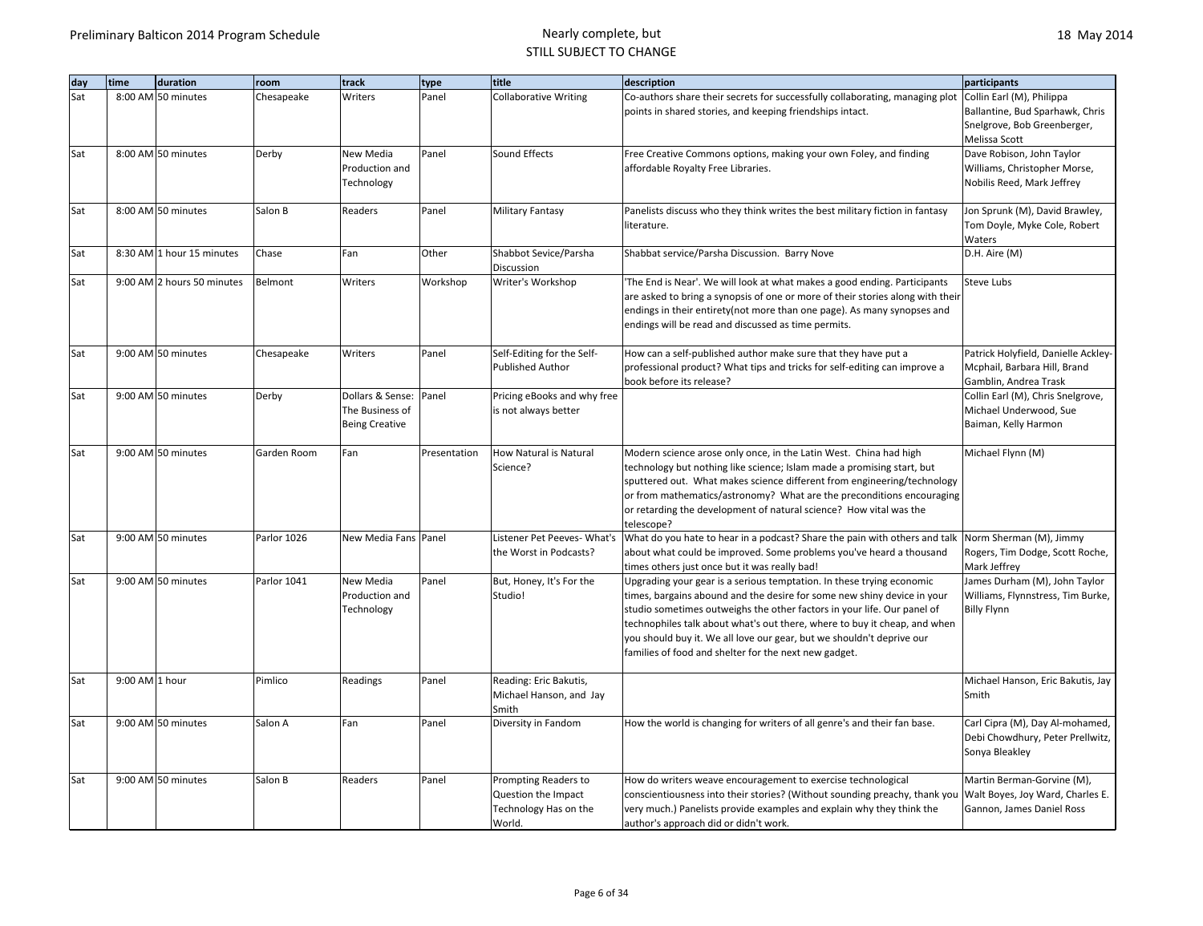| day | time | duration | room | track | type | title | description | participants |
|---|---|---|---|---|---|---|---|---|
| Sat | 8:00 AM | 50 minutes | Chesapeake | Writers | Panel | Collaborative Writing | Co-authors share their secrets for successfully collaborating, managing plot points in shared stories, and keeping friendships intact. | Collin Earl (M), Philippa Ballantine, Bud Sparhawk, Chris Snelgrove, Bob Greenberger, Melissa Scott |
| Sat | 8:00 AM | 50 minutes | Derby | New Media Production and Technology | Panel | Sound Effects | Free Creative Commons options, making your own Foley, and finding affordable Royalty Free Libraries. | Dave Robison, John Taylor Williams, Christopher Morse, Nobilis Reed, Mark Jeffrey |
| Sat | 8:00 AM | 50 minutes | Salon B | Readers | Panel | Military Fantasy | Panelists discuss who they think writes the best military fiction in fantasy literature. | Jon Sprunk (M), David Brawley, Tom Doyle, Myke Cole, Robert Waters |
| Sat | 8:30 AM | 1 hour 15 minutes | Chase | Fan | Other | Shabbot Sevice/Parsha Discussion | Shabbat service/Parsha Discussion. Barry Nove | D.H. Aire (M) |
| Sat | 9:00 AM | 2 hours 50 minutes | Belmont | Writers | Workshop | Writer's Workshop | 'The End is Near'. We will look at what makes a good ending. Participants are asked to bring a synopsis of one or more of their stories along with their endings in their entirety(not more than one page). As many synopses and endings will be read and discussed as time permits. | Steve Lubs |
| Sat | 9:00 AM | 50 minutes | Chesapeake | Writers | Panel | Self-Editing for the Self-Published Author | How can a self-published author make sure that they have put a professional product? What tips and tricks for self-editing can improve a book before its release? | Patrick Holyfield, Danielle Ackley-Mcphail, Barbara Hill, Brand Gamblin, Andrea Trask |
| Sat | 9:00 AM | 50 minutes | Derby | Dollars & Sense: The Business of Being Creative | Panel | Pricing eBooks and why free is not always better | | Collin Earl (M), Chris Snelgrove, Michael Underwood, Sue Baiman, Kelly Harmon |
| Sat | 9:00 AM | 50 minutes | Garden Room | Fan | Presentation | How Natural is Natural Science? | Modern science arose only once, in the Latin West. China had high technology but nothing like science; Islam made a promising start, but sputtered out. What makes science different from engineering/technology or from mathematics/astronomy? What are the preconditions encouraging or retarding the development of natural science? How vital was the telescope? | Michael Flynn (M) |
| Sat | 9:00 AM | 50 minutes | Parlor 1026 | New Media Fans | Panel | Listener Pet Peeves- What's the Worst in Podcasts? | What do you hate to hear in a podcast? Share the pain with others and talk about what could be improved. Some problems you've heard a thousand times others just once but it was really bad! | Norm Sherman (M), Jimmy Rogers, Tim Dodge, Scott Roche, Mark Jeffrey |
| Sat | 9:00 AM | 50 minutes | Parlor 1041 | New Media Production and Technology | Panel | But, Honey, It's For the Studio! | Upgrading your gear is a serious temptation. In these trying economic times, bargains abound and the desire for some new shiny device in your studio sometimes outweighs the other factors in your life. Our panel of technophiles talk about what's out there, where to buy it cheap, and when you should buy it. We all love our gear, but we shouldn't deprive our families of food and shelter for the next new gadget. | James Durham (M), John Taylor Williams, Flynnstress, Tim Burke, Billy Flynn |
| Sat | 9:00 AM | 1 hour | Pimlico | Readings | Panel | Reading: Eric Bakutis, Michael Hanson, and Jay Smith | | Michael Hanson, Eric Bakutis, Jay Smith |
| Sat | 9:00 AM | 50 minutes | Salon A | Fan | Panel | Diversity in Fandom | How the world is changing for writers of all genre's and their fan base. | Carl Cipra (M), Day Al-mohamed, Debi Chowdhury, Peter Prellwitz, Sonya Bleakley |
| Sat | 9:00 AM | 50 minutes | Salon B | Readers | Panel | Prompting Readers to Question the Impact Technology Has on the World. | How do writers weave encouragement to exercise technological conscientiousness into their stories? (Without sounding preachy, thank you very much.) Panelists provide examples and explain why they think the author's approach did or didn't work. | Martin Berman-Gorvine (M), Walt Boyes, Joy Ward, Charles E. Gannon, James Daniel Ross |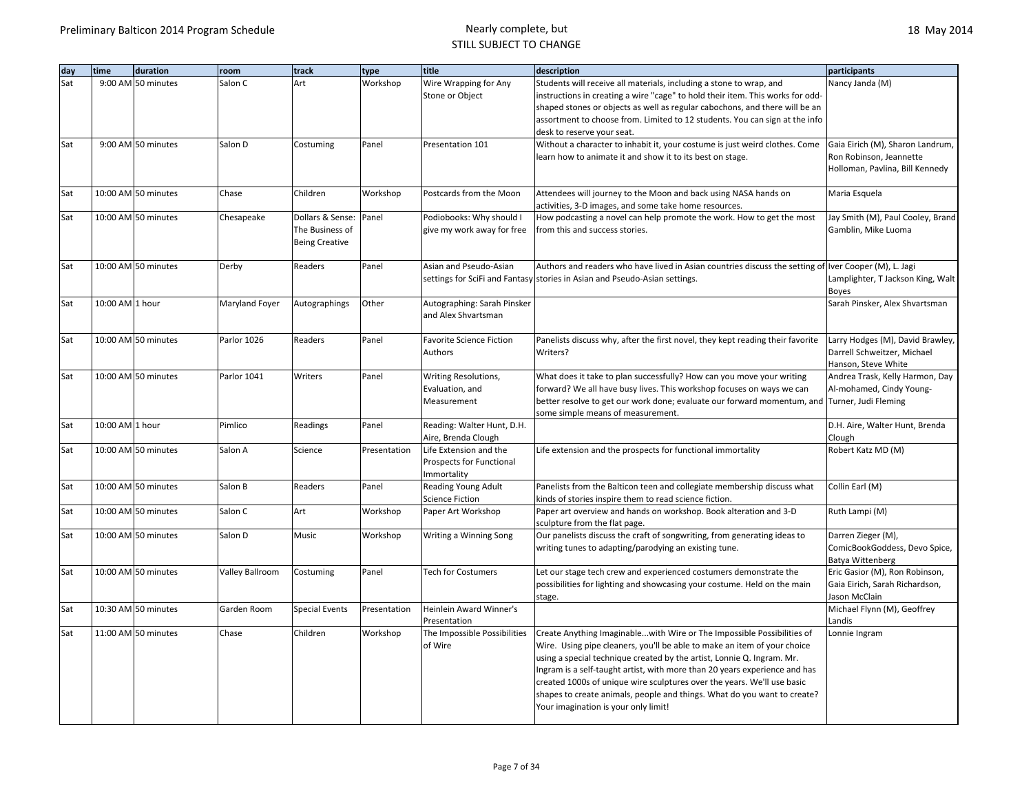| day | time | duration | room | track | type | title | description | participants |
|---|---|---|---|---|---|---|---|---|
| Sat | 9:00 AM | 50 minutes | Salon C | Art | Workshop | Wire Wrapping for Any Stone or Object | Students will receive all materials, including a stone to wrap, and instructions in creating a wire "cage" to hold their item. This works for odd-shaped stones or objects as well as regular cabochons, and there will be an assortment to choose from. Limited to 12 students. You can sign at the info desk to reserve your seat. | Nancy Janda (M) |
| Sat | 9:00 AM | 50 minutes | Salon D | Costuming | Panel | Presentation 101 | Without a character to inhabit it, your costume is just weird clothes. Come learn how to animate it and show it to its best on stage. | Gaia Eirich (M), Sharon Landrum, Ron Robinson, Jeannette Holloman, Pavlina, Bill Kennedy |
| Sat | 10:00 AM | 50 minutes | Chase | Children | Workshop | Postcards from the Moon | Attendees will journey to the Moon and back using NASA hands on activities, 3-D images, and some take home resources. | Maria Esquela |
| Sat | 10:00 AM | 50 minutes | Chesapeake | Dollars & Sense: The Business of Being Creative | Panel | Podiobooks: Why should I give my work away for free | How podcasting a novel can help promote the work. How to get the most from this and success stories. | Jay Smith (M), Paul Cooley, Brand Gamblin, Mike Luoma |
| Sat | 10:00 AM | 50 minutes | Derby | Readers | Panel | Asian and Pseudo-Asian settings for SciFi and Fantasy | Authors and readers who have lived in Asian countries discuss the setting of stories in Asian and Pseudo-Asian settings. | Iver Cooper (M), L. Jagi Lamplighter, T Jackson King, Walt Boyes |
| Sat | 10:00 AM | 1 hour | Maryland Foyer | Autographings | Other | Autographing: Sarah Pinsker and Alex Shvartsman | | Sarah Pinsker, Alex Shvartsman |
| Sat | 10:00 AM | 50 minutes | Parlor 1026 | Readers | Panel | Favorite Science Fiction Authors | Panelists discuss why, after the first novel, they kept reading their favorite Writers? | Larry Hodges (M), David Brawley, Darrell Schweitzer, Michael Hanson, Steve White |
| Sat | 10:00 AM | 50 minutes | Parlor 1041 | Writers | Panel | Writing Resolutions, Evaluation, and Measurement | What does it take to plan successfully? How can you move your writing forward? We all have busy lives. This workshop focuses on ways we can better resolve to get our work done; evaluate our forward momentum, and some simple means of measurement. | Andrea Trask, Kelly Harmon, Day Al-mohamed, Cindy Young-Turner, Judi Fleming |
| Sat | 10:00 AM | 1 hour | Pimlico | Readings | Panel | Reading: Walter Hunt, D.H. Aire, Brenda Clough | | D.H. Aire, Walter Hunt, Brenda Clough |
| Sat | 10:00 AM | 50 minutes | Salon A | Science | Presentation | Life Extension and the Prospects for Functional Immortality | Life extension and the prospects for functional immortality | Robert Katz MD (M) |
| Sat | 10:00 AM | 50 minutes | Salon B | Readers | Panel | Reading Young Adult Science Fiction | Panelists from the Balticon teen and collegiate membership discuss what kinds of stories inspire them to read science fiction. | Collin Earl (M) |
| Sat | 10:00 AM | 50 minutes | Salon C | Art | Workshop | Paper Art Workshop | Paper art overview and hands on workshop. Book alteration and 3-D sculpture from the flat page. | Ruth Lampi (M) |
| Sat | 10:00 AM | 50 minutes | Salon D | Music | Workshop | Writing a Winning Song | Our panelists discuss the craft of songwriting, from generating ideas to writing tunes to adapting/parodying an existing tune. | Darren Zieger (M), ComicBookGoddess, Devo Spice, Batya Wittenberg |
| Sat | 10:00 AM | 50 minutes | Valley Ballroom | Costuming | Panel | Tech for Costumers | Let our stage tech crew and experienced costumers demonstrate the possibilities for lighting and showcasing your costume. Held on the main stage. | Eric Gasior (M), Ron Robinson, Gaia Eirich, Sarah Richardson, Jason McClain |
| Sat | 10:30 AM | 50 minutes | Garden Room | Special Events | Presentation | Heinlein Award Winner's Presentation | | Michael Flynn (M), Geoffrey Landis |
| Sat | 11:00 AM | 50 minutes | Chase | Children | Workshop | The Impossible Possibilities of Wire | Create Anything Imaginable...with Wire or The Impossible Possibilities of Wire. Using pipe cleaners, you'll be able to make an item of your choice using a special technique created by the artist, Lonnie Q. Ingram. Mr. Ingram is a self-taught artist, with more than 20 years experience and has created 1000s of unique wire sculptures over the years. We'll use basic shapes to create animals, people and things. What do you want to create? Your imagination is your only limit! | Lonnie Ingram |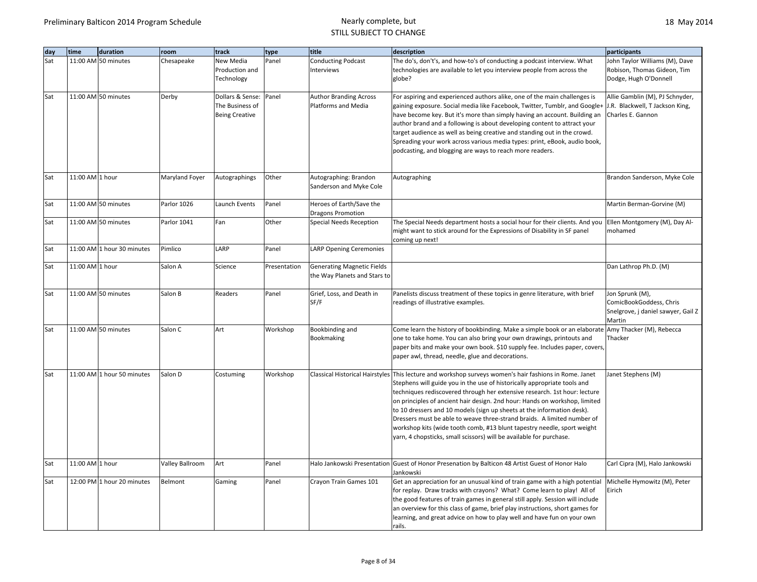| day | time | duration | room | track | type | title | description | participants |
|---|---|---|---|---|---|---|---|---|
| Sat | 11:00 AM | 50 minutes | Chesapeake | New Media Production and Technology | Panel | Conducting Podcast Interviews | The do's, don't's, and how-to's of conducting a podcast interview. What technologies are available to let you interview people from across the globe? | John Taylor Williams (M), Dave Robison, Thomas Gideon, Tim Dodge, Hugh O'Donnell |
| Sat | 11:00 AM | 50 minutes | Derby | Dollars & Sense: The Business of Being Creative | Panel | Author Branding Across Platforms and Media | For aspiring and experienced authors alike, one of the main challenges is gaining exposure. Social media like Facebook, Twitter, Tumblr, and Google+ have become key. But it's more than simply having an account. Building an author brand and a following is about developing content to attract your target audience as well as being creative and standing out in the crowd. Spreading your work across various media types: print, eBook, audio book, podcasting, and blogging are ways to reach more readers. | Allie Gamblin (M), PJ Schnyder, J.R. Blackwell, T Jackson King, Charles E. Gannon |
| Sat | 11:00 AM | 1 hour | Maryland Foyer | Autographings | Other | Autographing: Brandon Sanderson and Myke Cole | Autographing | Brandon Sanderson, Myke Cole |
| Sat | 11:00 AM | 50 minutes | Parlor 1026 | Launch Events | Panel | Heroes of Earth/Save the Dragons Promotion | | Martin Berman-Gorvine (M) |
| Sat | 11:00 AM | 50 minutes | Parlor 1041 | Fan | Other | Special Needs Reception | The Special Needs department hosts a social hour for their clients. And you might want to stick around for the Expressions of Disability in SF panel coming up next! | Ellen Montgomery (M), Day Al-mohamed |
| Sat | 11:00 AM | 1 hour 30 minutes | Pimlico | LARP | Panel | LARP Opening Ceremonies | | |
| Sat | 11:00 AM | 1 hour | Salon A | Science | Presentation | Generating Magnetic Fields the Way Planets and Stars to | | Dan Lathrop Ph.D. (M) |
| Sat | 11:00 AM | 50 minutes | Salon B | Readers | Panel | Grief, Loss, and Death in SF/F | Panelists discuss treatment of these topics in genre literature, with brief readings of illustrative examples. | Jon Sprunk (M), ComicBookGoddess, Chris Snelgrove, j daniel sawyer, Gail Z Martin |
| Sat | 11:00 AM | 50 minutes | Salon C | Art | Workshop | Bookbinding and Bookmaking | Come learn the history of bookbinding. Make a simple book or an elaborate one to take home. You can also bring your own drawings, printouts and paper bits and make your own book. $10 supply fee. Includes paper, covers, paper awl, thread, needle, glue and decorations. | Amy Thacker (M), Rebecca Thacker |
| Sat | 11:00 AM | 1 hour 50 minutes | Salon D | Costuming | Workshop | Classical Historical Hairstyles | This lecture and workshop surveys women's hair fashions in Rome. Janet Stephens will guide you in the use of historically appropriate tools and techniques rediscovered through her extensive research. 1st hour: lecture on principles of ancient hair design. 2nd hour: Hands on workshop, limited to 10 dressers and 10 models (sign up sheets at the information desk). Dressers must be able to weave three-strand braids. A limited number of workshop kits (wide tooth comb, #13 blunt tapestry needle, sport weight yarn, 4 chopsticks, small scissors) will be available for purchase. | Janet Stephens (M) |
| Sat | 11:00 AM | 1 hour | Valley Ballroom | Art | Panel | Halo Jankowski Presentation | Guest of Honor Presenation by Balticon 48 Artist Guest of Honor Halo Jankowski | Carl Cipra (M), Halo Jankowski |
| Sat | 12:00 PM | 1 hour 20 minutes | Belmont | Gaming | Panel | Crayon Train Games 101 | Get an appreciation for an unusual kind of train game with a high potential for replay. Draw tracks with crayons? What? Come learn to play! All of the good features of train games in general still apply. Session will include an overview for this class of game, brief play instructions, short games for learning, and great advice on how to play well and have fun on your own rails. | Michelle Hymowitz (M), Peter Eirich |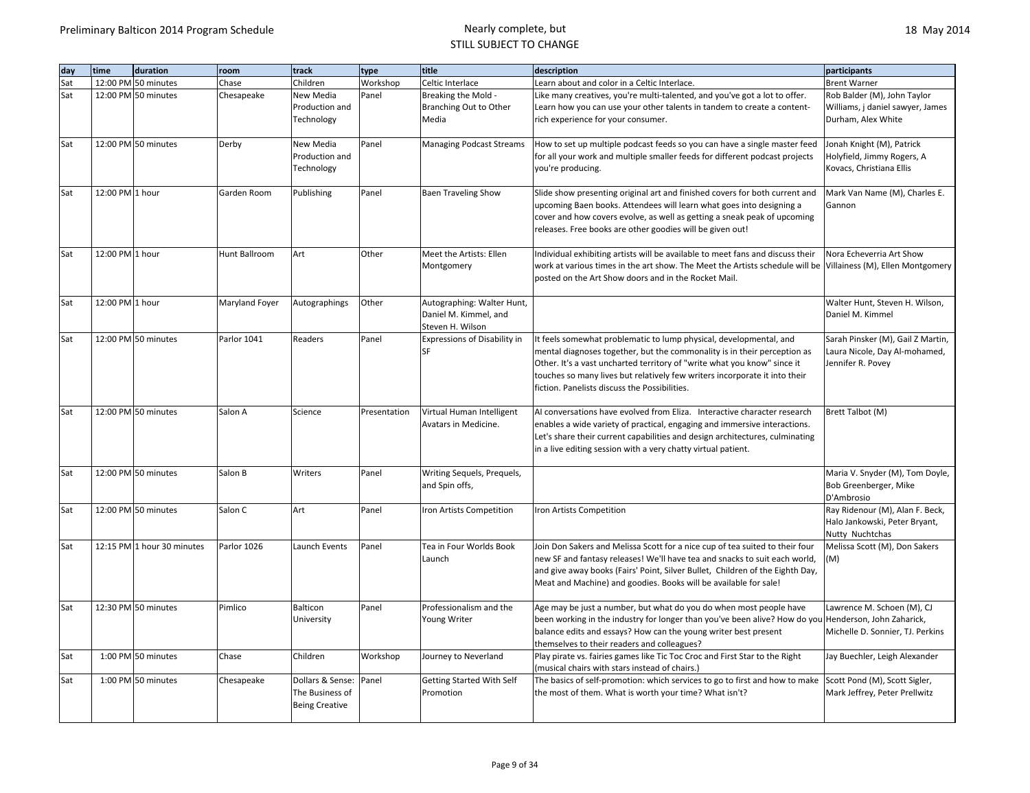| day | time | duration | room | track | type | title | description | participants |
|---|---|---|---|---|---|---|---|---|
| Sat | 12:00 PM | 50 minutes | Chase | Children | Workshop | Celtic Interlace | Learn about and color in a Celtic Interlace. | Brent Warner |
| Sat | 12:00 PM | 50 minutes | Chesapeake | New Media Production and Technology | Panel | Breaking the Mold - Branching Out to Other Media | Like many creatives, you're multi-talented, and you've got a lot to offer. Learn how you can use your other talents in tandem to create a content-rich experience for your consumer. | Rob Balder (M), John Taylor Williams, j daniel sawyer, James Durham, Alex White |
| Sat | 12:00 PM | 50 minutes | Derby | New Media Production and Technology | Panel | Managing Podcast Streams | How to set up multiple podcast feeds so you can have a single master feed for all your work and multiple smaller feeds for different podcast projects you're producing. | Jonah Knight (M), Patrick Holyfield, Jimmy Rogers, A Kovacs, Christiana Ellis |
| Sat | 12:00 PM | 1 hour | Garden Room | Publishing | Panel | Baen Traveling Show | Slide show presenting original art and finished covers for both current and upcoming Baen books. Attendees will learn what goes into designing a cover and how covers evolve, as well as getting a sneak peak of upcoming releases. Free books are other goodies will be given out! | Mark Van Name (M), Charles E. Gannon |
| Sat | 12:00 PM | 1 hour | Hunt Ballroom | Art | Other | Meet the Artists: Ellen Montgomery | Individual exhibiting artists will be available to meet fans and discuss their work at various times in the art show. The Meet the Artists schedule will be posted on the Art Show doors and in the Rocket Mail. | Nora Echeverria Art Show Villainess (M), Ellen Montgomery |
| Sat | 12:00 PM | 1 hour | Maryland Foyer | Autographings | Other | Autographing: Walter Hunt, Daniel M. Kimmel, and Steven H. Wilson | | Walter Hunt, Steven H. Wilson, Daniel M. Kimmel |
| Sat | 12:00 PM | 50 minutes | Parlor 1041 | Readers | Panel | Expressions of Disability in SF | It feels somewhat problematic to lump physical, developmental, and mental diagnoses together, but the commonality is in their perception as Other. It's a vast uncharted territory of "write what you know" since it touches so many lives but relatively few writers incorporate it into their fiction. Panelists discuss the Possibilities. | Sarah Pinsker (M), Gail Z Martin, Laura Nicole, Day Al-mohamed, Jennifer R. Povey |
| Sat | 12:00 PM | 50 minutes | Salon A | Science | Presentation | Virtual Human Intelligent Avatars in Medicine. | AI conversations have evolved from Eliza. Interactive character research enables a wide variety of practical, engaging and immersive interactions. Let's share their current capabilities and design architectures, culminating in a live editing session with a very chatty virtual patient. | Brett Talbot (M) |
| Sat | 12:00 PM | 50 minutes | Salon B | Writers | Panel | Writing Sequels, Prequels, and Spin offs, | | Maria V. Snyder (M), Tom Doyle, Bob Greenberger, Mike D'Ambrosio |
| Sat | 12:00 PM | 50 minutes | Salon C | Art | Panel | Iron Artists Competition | Iron Artists Competition | Ray Ridenour (M), Alan F. Beck, Halo Jankowski, Peter Bryant, Nutty Nuchtchas |
| Sat | 12:15 PM | 1 hour 30 minutes | Parlor 1026 | Launch Events | Panel | Tea in Four Worlds Book Launch | Join Don Sakers and Melissa Scott for a nice cup of tea suited to their four new SF and fantasy releases! We'll have tea and snacks to suit each world, and give away books (Fairs' Point, Silver Bullet, Children of the Eighth Day, Meat and Machine) and goodies. Books will be available for sale! | Melissa Scott (M), Don Sakers (M) |
| Sat | 12:30 PM | 50 minutes | Pimlico | Balticon University | Panel | Professionalism and the Young Writer | Age may be just a number, but what do you do when most people have been working in the industry for longer than you've been alive? How do you balance edits and essays? How can the young writer best present themselves to their readers and colleagues? | Lawrence M. Schoen (M), CJ Henderson, John Zaharick, Michelle D. Sonnier, TJ. Perkins |
| Sat | 1:00 PM | 50 minutes | Chase | Children | Workshop | Journey to Neverland | Play pirate vs. fairies games like Tic Toc Croc and First Star to the Right (musical chairs with stars instead of chairs.) | Jay Buechler, Leigh Alexander |
| Sat | 1:00 PM | 50 minutes | Chesapeake | Dollars & Sense: The Business of Being Creative | Panel | Getting Started With Self Promotion | The basics of self-promotion: which services to go to first and how to make the most of them. What is worth your time? What isn't? | Scott Pond (M), Scott Sigler, Mark Jeffrey, Peter Prellwitz |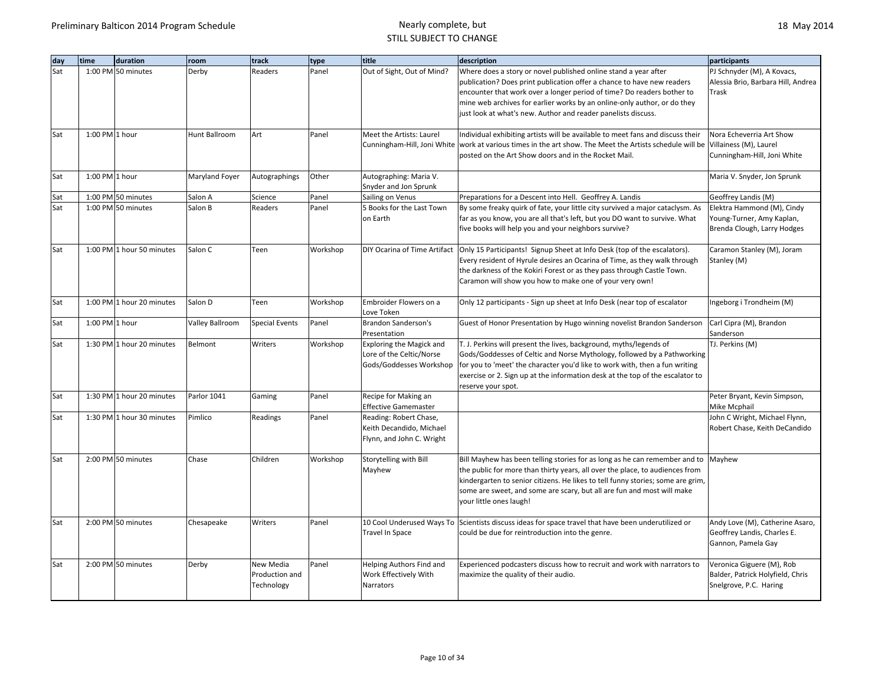| day | time | duration | room | track | type | title | description | participants |
|---|---|---|---|---|---|---|---|---|
| Sat | 1:00 PM | 50 minutes | Derby | Readers | Panel | Out of Sight, Out of Mind? | Where does a story or novel published online stand a year after publication? Does print publication offer a chance to have new readers encounter that work over a longer period of time? Do readers bother to mine web archives for earlier works by an online-only author, or do they just look at what's new. Author and reader panelists discuss. | PJ Schnyder (M), A Kovacs, Alessia Brio, Barbara Hill, Andrea Trask |
| Sat | 1:00 PM | 1 hour | Hunt Ballroom | Art | Panel | Meet the Artists: Laurel Cunningham-Hill, Joni White | Individual exhibiting artists will be available to meet fans and discuss their work at various times in the art show. The Meet the Artists schedule will be posted on the Art Show doors and in the Rocket Mail. | Nora Echeverria Art Show Villainess (M), Laurel Cunningham-Hill, Joni White |
| Sat | 1:00 PM | 1 hour | Maryland Foyer | Autographings | Other | Autographing: Maria V. Snyder and Jon Sprunk | | Maria V. Snyder, Jon Sprunk |
| Sat | 1:00 PM | 50 minutes | Salon A | Science | Panel | Sailing on Venus | Preparations for a Descent into Hell. Geoffrey A. Landis | Geoffrey Landis (M) |
| Sat | 1:00 PM | 50 minutes | Salon B | Readers | Panel | 5 Books for the Last Town on Earth | By some freaky quirk of fate, your little city survived a major cataclysm. As far as you know, you are all that's left, but you DO want to survive. What five books will help you and your neighbors survive? | Elektra Hammond (M), Cindy Young-Turner, Amy Kaplan, Brenda Clough, Larry Hodges |
| Sat | 1:00 PM | 1 hour 50 minutes | Salon C | Teen | Workshop | DIY Ocarina of Time Artifact | Only 15 Participants! Signup Sheet at Info Desk (top of the escalators). Every resident of Hyrule desires an Ocarina of Time, as they walk through the darkness of the Kokiri Forest or as they pass through Castle Town. Caramon will show you how to make one of your very own! | Caramon Stanley (M), Joram Stanley (M) |
| Sat | 1:00 PM | 1 hour 20 minutes | Salon D | Teen | Workshop | Embroider Flowers on a Love Token | Only 12 participants - Sign up sheet at Info Desk (near top of escalator | Ingeborg i Trondheim (M) |
| Sat | 1:00 PM | 1 hour | Valley Ballroom | Special Events | Panel | Brandon Sanderson's Presentation | Guest of Honor Presentation by Hugo winning novelist Brandon Sanderson | Carl Cipra (M), Brandon Sanderson |
| Sat | 1:30 PM | 1 hour 20 minutes | Belmont | Writers | Workshop | Exploring the Magick and Lore of the Celtic/Norse Gods/Goddesses Workshop | T. J. Perkins will present the lives, background, myths/legends of Gods/Goddesses of Celtic and Norse Mythology, followed by a Pathworking for you to 'meet' the character you'd like to work with, then a fun writing exercise or 2. Sign up at the information desk at the top of the escalator to reserve your spot. | TJ. Perkins (M) |
| Sat | 1:30 PM | 1 hour 20 minutes | Parlor 1041 | Gaming | Panel | Recipe for Making an Effective Gamemaster | | Peter Bryant, Kevin Simpson, Mike Mcphail |
| Sat | 1:30 PM | 1 hour 30 minutes | Pimlico | Readings | Panel | Reading: Robert Chase, Keith Decandido, Michael Flynn, and John C. Wright | | John C Wright, Michael Flynn, Robert Chase, Keith DeCandido |
| Sat | 2:00 PM | 50 minutes | Chase | Children | Workshop | Storytelling with Bill Mayhew | Bill Mayhew has been telling stories for as long as he can remember and to the public for more than thirty years, all over the place, to audiences from kindergarten to senior citizens. He likes to tell funny stories; some are grim, some are sweet, and some are scary, but all are fun and most will make your little ones laugh! | Mayhew |
| Sat | 2:00 PM | 50 minutes | Chesapeake | Writers | Panel | 10 Cool Underused Ways To Travel In Space | Scientists discuss ideas for space travel that have been underutilized or could be due for reintroduction into the genre. | Andy Love (M), Catherine Asaro, Geoffrey Landis, Charles E. Gannon, Pamela Gay |
| Sat | 2:00 PM | 50 minutes | Derby | New Media Production and Technology | Panel | Helping Authors Find and Work Effectively With Narrators | Experienced podcasters discuss how to recruit and work with narrators to maximize the quality of their audio. | Veronica Giguere (M), Rob Balder, Patrick Holyfield, Chris Snelgrove, P.C. Haring |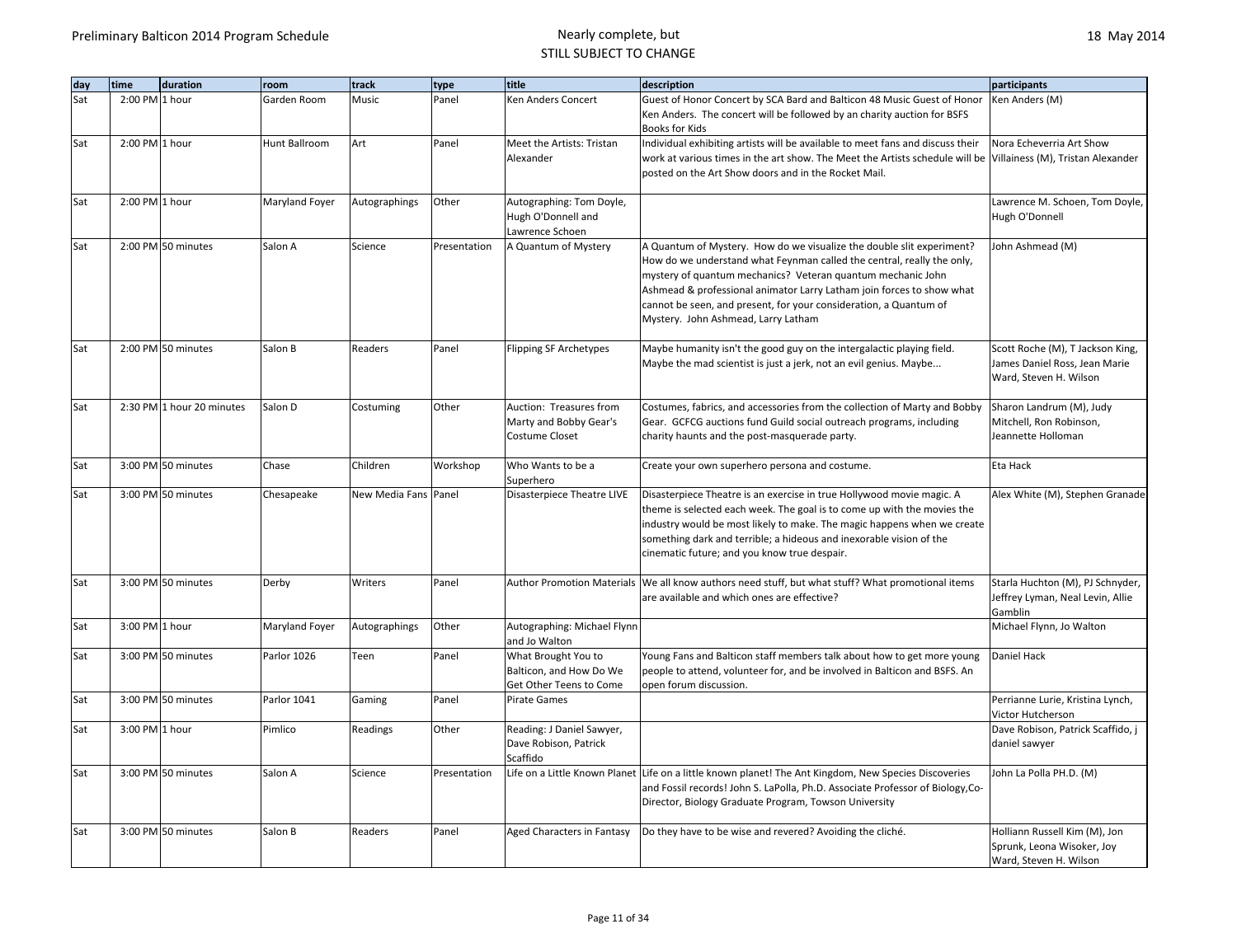| day | time | duration | room | track | type | title | description | participants |
|---|---|---|---|---|---|---|---|---|
| Sat | 2:00 PM | 1 hour | Garden Room | Music | Panel | Ken Anders Concert | Guest of Honor Concert by SCA Bard and Balticon 48 Music Guest of Honor Ken Anders. The concert will be followed by an charity auction for BSFS Books for Kids | Ken Anders (M) |
| Sat | 2:00 PM | 1 hour | Hunt Ballroom | Art | Panel | Meet the Artists: Tristan Alexander | Individual exhibiting artists will be available to meet fans and discuss their work at various times in the art show. The Meet the Artists schedule will be posted on the Art Show doors and in the Rocket Mail. | Nora Echeverria Art Show Villainess (M), Tristan Alexander |
| Sat | 2:00 PM | 1 hour | Maryland Foyer | Autographings | Other | Autographing: Tom Doyle, Hugh O'Donnell and Lawrence Schoen | | Lawrence M. Schoen, Tom Doyle, Hugh O'Donnell |
| Sat | 2:00 PM | 50 minutes | Salon A | Science | Presentation | A Quantum of Mystery | A Quantum of Mystery. How do we visualize the double slit experiment? How do we understand what Feynman called the central, really the only, mystery of quantum mechanics? Veteran quantum mechanic John Ashmead & professional animator Larry Latham join forces to show what cannot be seen, and present, for your consideration, a Quantum of Mystery. John Ashmead, Larry Latham | John Ashmead (M) |
| Sat | 2:00 PM | 50 minutes | Salon B | Readers | Panel | Flipping SF Archetypes | Maybe humanity isn't the good guy on the intergalactic playing field. Maybe the mad scientist is just a jerk, not an evil genius. Maybe... | Scott Roche (M), T Jackson King, James Daniel Ross, Jean Marie Ward, Steven H. Wilson |
| Sat | 2:30 PM | 1 hour 20 minutes | Salon D | Costuming | Other | Auction: Treasures from Marty and Bobby Gear's Costume Closet | Costumes, fabrics, and accessories from the collection of Marty and Bobby Gear. GCFCG auctions fund Guild social outreach programs, including charity haunts and the post-masquerade party. | Sharon Landrum (M), Judy Mitchell, Ron Robinson, Jeannette Holloman |
| Sat | 3:00 PM | 50 minutes | Chase | Children | Workshop | Who Wants to be a Superhero | Create your own superhero persona and costume. | Eta Hack |
| Sat | 3:00 PM | 50 minutes | Chesapeake | New Media Fans | Panel | Disasterpiece Theatre LIVE | Disasterpiece Theatre is an exercise in true Hollywood movie magic. A theme is selected each week. The goal is to come up with the movies the industry would be most likely to make. The magic happens when we create something dark and terrible; a hideous and inexorable vision of the cinematic future; and you know true despair. | Alex White (M), Stephen Granade |
| Sat | 3:00 PM | 50 minutes | Derby | Writers | Panel | Author Promotion Materials | We all know authors need stuff, but what stuff? What promotional items are available and which ones are effective? | Starla Huchton (M), PJ Schnyder, Jeffrey Lyman, Neal Levin, Allie Gamblin |
| Sat | 3:00 PM | 1 hour | Maryland Foyer | Autographings | Other | Autographing: Michael Flynn and Jo Walton | | Michael Flynn, Jo Walton |
| Sat | 3:00 PM | 50 minutes | Parlor 1026 | Teen | Panel | What Brought You to Balticon, and How Do We Get Other Teens to Come | Young Fans and Balticon staff members talk about how to get more young people to attend, volunteer for, and be involved in Balticon and BSFS. An open forum discussion. | Daniel Hack |
| Sat | 3:00 PM | 50 minutes | Parlor 1041 | Gaming | Panel | Pirate Games | | Perrianne Lurie, Kristina Lynch, Victor Hutcherson |
| Sat | 3:00 PM | 1 hour | Pimlico | Readings | Other | Reading: J Daniel Sawyer, Dave Robison, Patrick Scaffido | | Dave Robison, Patrick Scaffido, j daniel sawyer |
| Sat | 3:00 PM | 50 minutes | Salon A | Science | Presentation | Life on a Little Known Planet | Life on a little known planet! The Ant Kingdom, New Species Discoveries and Fossil records! John S. LaPolla, Ph.D. Associate Professor of Biology,Co-Director, Biology Graduate Program, Towson University | John La Polla PH.D. (M) |
| Sat | 3:00 PM | 50 minutes | Salon B | Readers | Panel | Aged Characters in Fantasy | Do they have to be wise and revered? Avoiding the cliché. | Holliann Russell Kim (M), Jon Sprunk, Leona Wisoker, Joy Ward, Steven H. Wilson |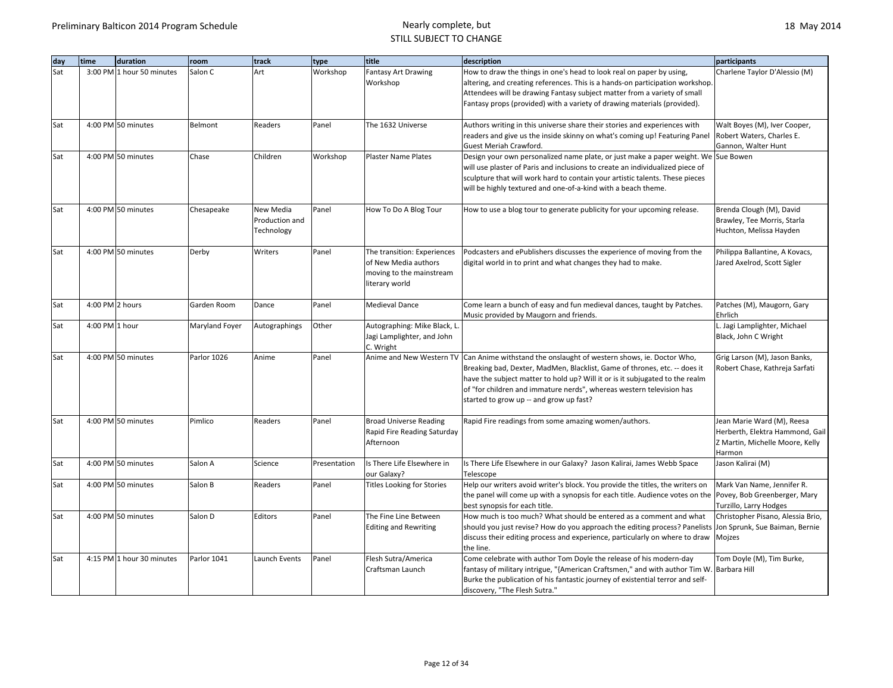| day | time | duration | room | track | type | title | description | participants |
|---|---|---|---|---|---|---|---|---|
| Sat | 3:00 PM | 1 hour 50 minutes | Salon C | Art | Workshop | Fantasy Art Drawing Workshop | How to draw the things in one's head to look real on paper by using, altering, and creating references. This is a hands-on participation workshop. Attendees will be drawing Fantasy subject matter from a variety of small Fantasy props (provided) with a variety of drawing materials (provided). | Charlene Taylor D'Alessio (M) |
| Sat | 4:00 PM | 50 minutes | Belmont | Readers | Panel | The 1632 Universe | Authors writing in this universe share their stories and experiences with readers and give us the inside skinny on what's coming up! Featuring Panel Guest Meriah Crawford. | Walt Boyes (M), Iver Cooper, Robert Waters, Charles E. Gannon, Walter Hunt |
| Sat | 4:00 PM | 50 minutes | Chase | Children | Workshop | Plaster Name Plates | Design your own personalized name plate, or just make a paper weight. We will use plaster of Paris and inclusions to create an individualized piece of sculpture that will work hard to contain your artistic talents. These pieces will be highly textured and one-of-a-kind with a beach theme. | Sue Bowen |
| Sat | 4:00 PM | 50 minutes | Chesapeake | New Media Production and Technology | Panel | How To Do A Blog Tour | How to use a blog tour to generate publicity for your upcoming release. | Brenda Clough (M), David Brawley, Tee Morris, Starla Huchton, Melissa Hayden |
| Sat | 4:00 PM | 50 minutes | Derby | Writers | Panel | The transition: Experiences of New Media authors moving to the mainstream literary world | Podcasters and ePublishers discusses the experience of moving from the digital world in to print and what changes they had to make. | Philippa Ballantine, A Kovacs, Jared Axelrod, Scott Sigler |
| Sat | 4:00 PM | 2 hours | Garden Room | Dance | Panel | Medieval Dance | Come learn a bunch of easy and fun medieval dances, taught by Patches. Music provided by Maugorn and friends. | Patches (M), Maugorn, Gary Ehrlich |
| Sat | 4:00 PM | 1 hour | Maryland Foyer | Autographings | Other | Autographing: Mike Black, L. Jagi Lamplighter, and John C. Wright | | L. Jagi Lamplighter, Michael Black, John C Wright |
| Sat | 4:00 PM | 50 minutes | Parlor 1026 | Anime | Panel | Anime and New Western TV | Can Anime withstand the onslaught of western shows, ie. Doctor Who, Breaking bad, Dexter, MadMen, Blacklist, Game of thrones, etc. -- does it have the subject matter to hold up? Will it or is it subjugated to the realm of "for children and immature nerds", whereas western television has started to grow up -- and grow up fast? | Grig Larson (M), Jason Banks, Robert Chase, Kathreja Sarfati |
| Sat | 4:00 PM | 50 minutes | Pimlico | Readers | Panel | Broad Universe Reading Rapid Fire Reading Saturday Afternoon | Rapid Fire readings from some amazing women/authors. | Jean Marie Ward (M), Reesa Herberth, Elektra Hammond, Gail Z Martin, Michelle Moore, Kelly Harmon |
| Sat | 4:00 PM | 50 minutes | Salon A | Science | Presentation | Is There Life Elsewhere in our Galaxy? | Is There Life Elsewhere in our Galaxy? Jason Kalirai, James Webb Space Telescope | Jason Kalirai (M) |
| Sat | 4:00 PM | 50 minutes | Salon B | Readers | Panel | Titles Looking for Stories | Help our writers avoid writer's block. You provide the titles, the writers on the panel will come up with a synopsis for each title. Audience votes on the best synopsis for each title. | Mark Van Name, Jennifer R. Povey, Bob Greenberger, Mary Turzillo, Larry Hodges |
| Sat | 4:00 PM | 50 minutes | Salon D | Editors | Panel | The Fine Line Between Editing and Rewriting | How much is too much? What should be entered as a comment and what should you just revise? How do you approach the editing process? Panelists discuss their editing process and experience, particularly on where to draw the line. | Christopher Pisano, Alessia Brio, Jon Sprunk, Sue Baiman, Bernie Mojzes |
| Sat | 4:15 PM | 1 hour 30 minutes | Parlor 1041 | Launch Events | Panel | Flesh Sutra/America Craftsman Launch | Come celebrate with author Tom Doyle the release of his modern-day fantasy of military intrigue, "{American Craftsmen," and with author Tim W. Burke the publication of his fantastic journey of existential terror and self-discovery, "The Flesh Sutra." | Tom Doyle (M), Tim Burke, Barbara Hill |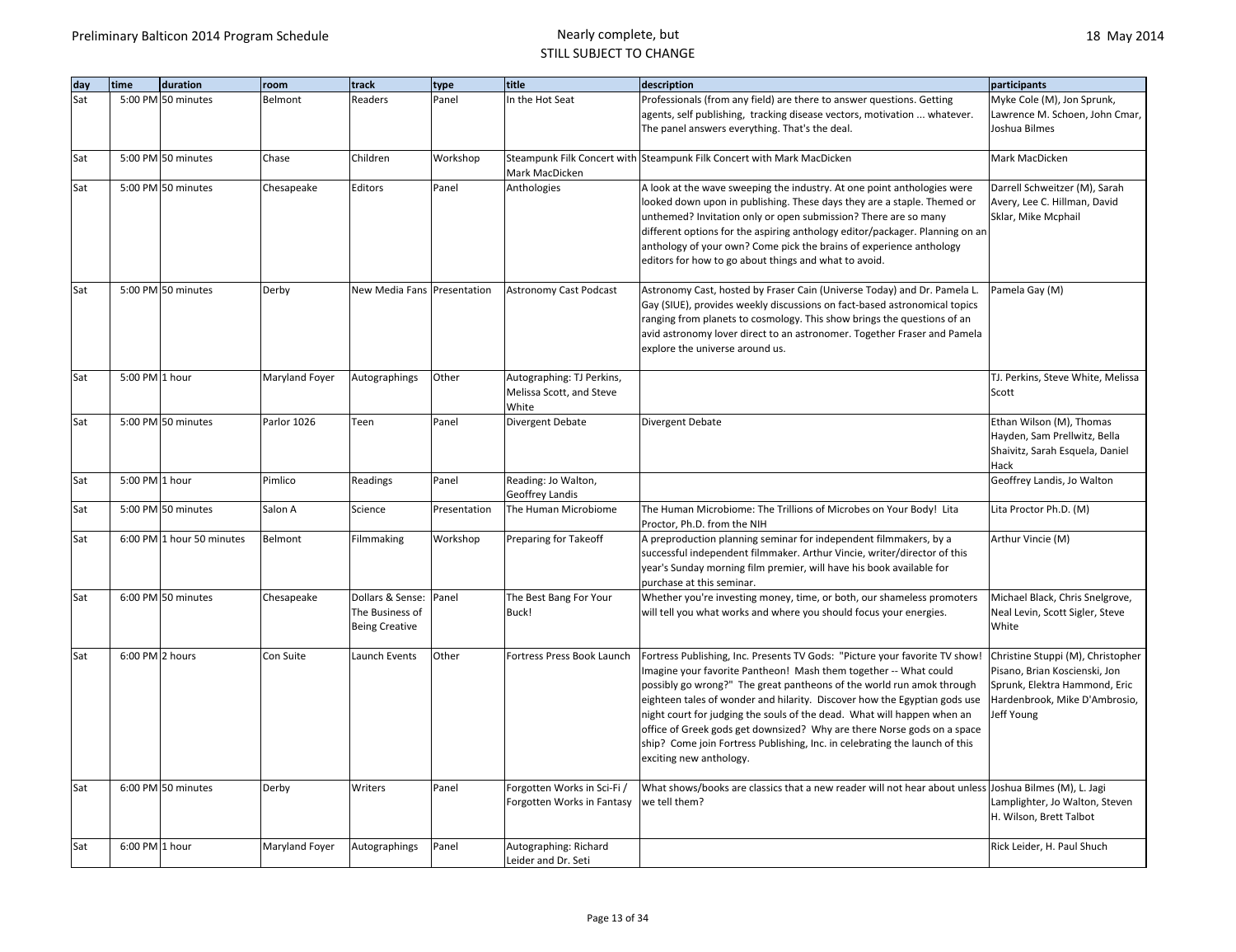| day | time | duration | room | track | type | title | description | participants |
|---|---|---|---|---|---|---|---|---|
| Sat | 5:00 PM | 50 minutes | Belmont | Readers | Panel | In the Hot Seat | Professionals (from any field) are there to answer questions. Getting agents, self publishing, tracking disease vectors, motivation ... whatever. The panel answers everything. That's the deal. | Myke Cole (M), Jon Sprunk, Lawrence M. Schoen, John Cmar, Joshua Bilmes |
| Sat | 5:00 PM | 50 minutes | Chase | Children | Workshop | Steampunk Filk Concert with Mark MacDicken | Steampunk Filk Concert with Mark MacDicken | Mark MacDicken |
| Sat | 5:00 PM | 50 minutes | Chesapeake | Editors | Panel | Anthologies | A look at the wave sweeping the industry. At one point anthologies were looked down upon in publishing. These days they are a staple. Themed or unthemed? Invitation only or open submission? There are so many different options for the aspiring anthology editor/packager. Planning on an anthology of your own? Come pick the brains of experience anthology editors for how to go about things and what to avoid. | Darrell Schweitzer (M), Sarah Avery, Lee C. Hillman, David Sklar, Mike Mcphail |
| Sat | 5:00 PM | 50 minutes | Derby | New Media Fans | Presentation | Astronomy Cast Podcast | Astronomy Cast, hosted by Fraser Cain (Universe Today) and Dr. Pamela L. Gay (SIUE), provides weekly discussions on fact-based astronomical topics ranging from planets to cosmology. This show brings the questions of an avid astronomy lover direct to an astronomer. Together Fraser and Pamela explore the universe around us. | Pamela Gay (M) |
| Sat | 5:00 PM | 1 hour | Maryland Foyer | Autographings | Other | Autographing: TJ Perkins, Melissa Scott, and Steve White | | TJ. Perkins, Steve White, Melissa Scott |
| Sat | 5:00 PM | 50 minutes | Parlor 1026 | Teen | Panel | Divergent Debate | Divergent Debate | Ethan Wilson (M), Thomas Hayden, Sam Prellwitz, Bella Shaivitz, Sarah Esquela, Daniel Hack |
| Sat | 5:00 PM | 1 hour | Pimlico | Readings | Panel | Reading: Jo Walton, Geoffrey Landis | | Geoffrey Landis, Jo Walton |
| Sat | 5:00 PM | 50 minutes | Salon A | Science | Presentation | The Human Microbiome | The Human Microbiome: The Trillions of Microbes on Your Body! Lita Proctor, Ph.D. from the NIH | Lita Proctor Ph.D. (M) |
| Sat | 6:00 PM | 1 hour 50 minutes | Belmont | Filmmaking | Workshop | Preparing for Takeoff | A preproduction planning seminar for independent filmmakers, by a successful independent filmmaker. Arthur Vincie, writer/director of this year's Sunday morning film premier, will have his book available for purchase at this seminar. | Arthur Vincie (M) |
| Sat | 6:00 PM | 50 minutes | Chesapeake | Dollars & Sense: The Business of Being Creative | Panel | The Best Bang For Your Buck! | Whether you're investing money, time, or both, our shameless promoters will tell you what works and where you should focus your energies. | Michael Black, Chris Snelgrove, Neal Levin, Scott Sigler, Steve White |
| Sat | 6:00 PM | 2 hours | Con Suite | Launch Events | Other | Fortress Press Book Launch | Fortress Publishing, Inc. Presents TV Gods: "Picture your favorite TV show! Imagine your favorite Pantheon! Mash them together -- What could possibly go wrong?" The great pantheons of the world run amok through eighteen tales of wonder and hilarity. Discover how the Egyptian gods use night court for judging the souls of the dead. What will happen when an office of Greek gods get downsized? Why are there Norse gods on a space ship? Come join Fortress Publishing, Inc. in celebrating the launch of this exciting new anthology. | Christine Stuppi (M), Christopher Pisano, Brian Koscienski, Jon Sprunk, Elektra Hammond, Eric Hardenbrook, Mike D'Ambrosio, Jeff Young |
| Sat | 6:00 PM | 50 minutes | Derby | Writers | Panel | Forgotten Works in Sci-Fi / Forgotten Works in Fantasy | What shows/books are classics that a new reader will not hear about unless we tell them? | Joshua Bilmes (M), L. Jagi Lamplighter, Jo Walton, Steven H. Wilson, Brett Talbot |
| Sat | 6:00 PM | 1 hour | Maryland Foyer | Autographings | Panel | Autographing: Richard Leider and Dr. Seti | | Rick Leider, H. Paul Shuch |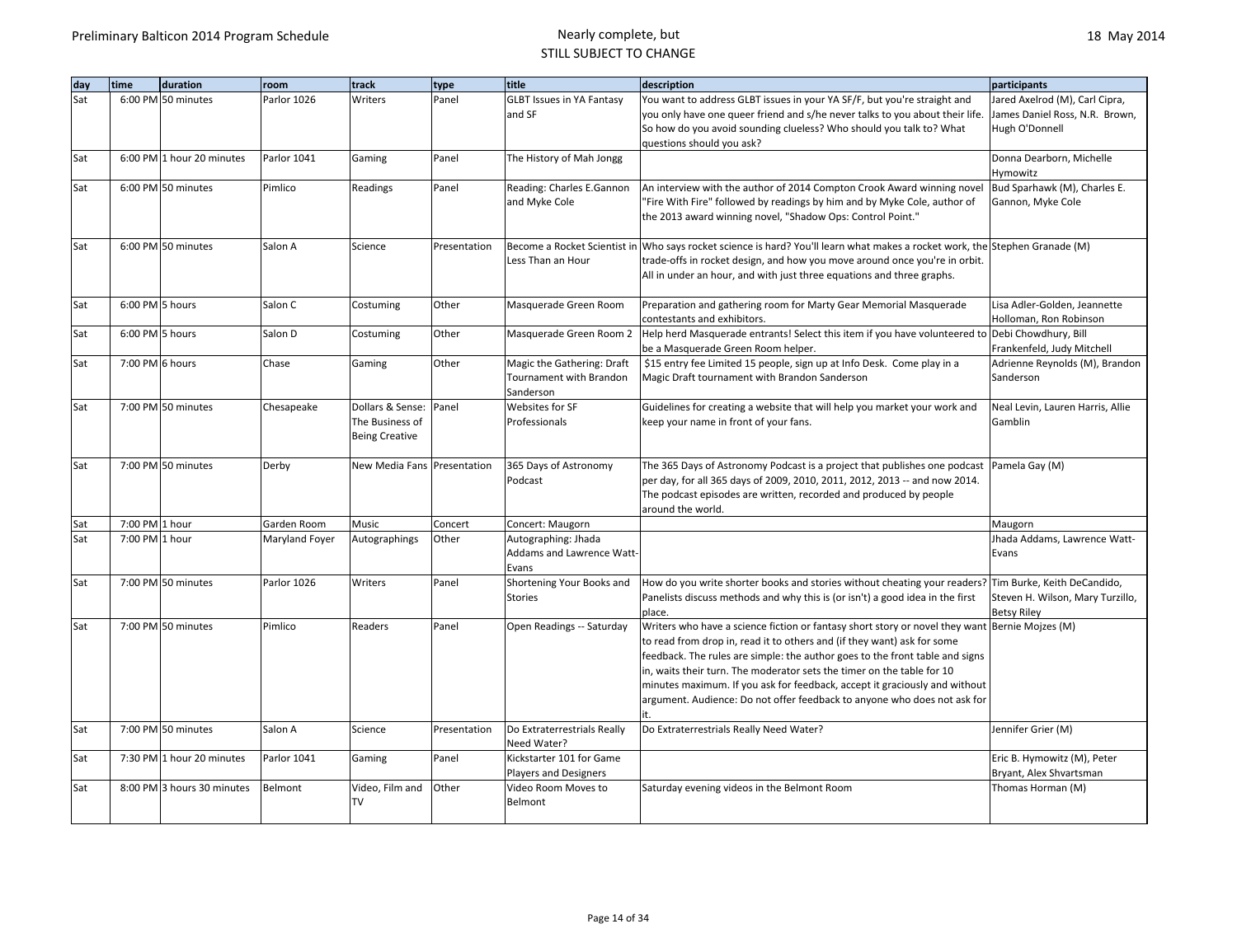| day | time | duration | room | track | type | title | description | participants |
|---|---|---|---|---|---|---|---|---|
| Sat | 6:00 PM | 50 minutes | Parlor 1026 | Writers | Panel | GLBT Issues in YA Fantasy and SF | You want to address GLBT issues in your YA SF/F, but you're straight and you only have one queer friend and s/he never talks to you about their life. So how do you avoid sounding clueless? Who should you talk to? What questions should you ask? | Jared Axelrod (M), Carl Cipra, James Daniel Ross, N.R. Brown, Hugh O'Donnell |
| Sat | 6:00 PM | 1 hour 20 minutes | Parlor 1041 | Gaming | Panel | The History of Mah Jongg | | Donna Dearborn, Michelle Hymowitz |
| Sat | 6:00 PM | 50 minutes | Pimlico | Readings | Panel | Reading: Charles E.Gannon and Myke Cole | An interview with the author of 2014 Compton Crook Award winning novel "Fire With Fire" followed by readings by him and by Myke Cole, author of the 2013 award winning novel, "Shadow Ops: Control Point." | Bud Sparhawk (M), Charles E. Gannon, Myke Cole |
| Sat | 6:00 PM | 50 minutes | Salon A | Science | Presentation | Become a Rocket Scientist in Less Than an Hour | Who says rocket science is hard? You'll learn what makes a rocket work, the trade-offs in rocket design, and how you move around once you're in orbit. All in under an hour, and with just three equations and three graphs. | Stephen Granade (M) |
| Sat | 6:00 PM | 5 hours | Salon C | Costuming | Other | Masquerade Green Room | Preparation and gathering room for Marty Gear Memorial Masquerade contestants and exhibitors. | Lisa Adler-Golden, Jeannette Holloman, Ron Robinson |
| Sat | 6:00 PM | 5 hours | Salon D | Costuming | Other | Masquerade Green Room 2 | Help herd Masquerade entrants! Select this item if you have volunteered to be a Masquerade Green Room helper. | Debi Chowdhury, Bill Frankenfeld, Judy Mitchell |
| Sat | 7:00 PM | 6 hours | Chase | Gaming | Other | Magic the Gathering: Draft Tournament with Brandon Sanderson | $15 entry fee Limited 15 people, sign up at Info Desk. Come play in a Magic Draft tournament with Brandon Sanderson | Adrienne Reynolds (M), Brandon Sanderson |
| Sat | 7:00 PM | 50 minutes | Chesapeake | Dollars & Sense: The Business of Being Creative | Panel | Websites for SF Professionals | Guidelines for creating a website that will help you market your work and keep your name in front of your fans. | Neal Levin, Lauren Harris, Allie Gamblin |
| Sat | 7:00 PM | 50 minutes | Derby | New Media Fans | Presentation | 365 Days of Astronomy Podcast | The 365 Days of Astronomy Podcast is a project that publishes one podcast per day, for all 365 days of 2009, 2010, 2011, 2012, 2013 -- and now 2014. The podcast episodes are written, recorded and produced by people around the world. | Pamela Gay (M) |
| Sat | 7:00 PM | 1 hour | Garden Room | Music | Concert | Concert: Maugorn | | Maugorn |
| Sat | 7:00 PM | 1 hour | Maryland Foyer | Autographings | Other | Autographing: Jhada Addams and Lawrence Watt-Evans | | Jhada Addams, Lawrence Watt-Evans |
| Sat | 7:00 PM | 50 minutes | Parlor 1026 | Writers | Panel | Shortening Your Books and Stories | How do you write shorter books and stories without cheating your readers? Panelists discuss methods and why this is (or isn't) a good idea in the first place. | Tim Burke, Keith DeCandido, Steven H. Wilson, Mary Turzillo, Betsy Riley |
| Sat | 7:00 PM | 50 minutes | Pimlico | Readers | Panel | Open Readings -- Saturday | Writers who have a science fiction or fantasy short story or novel they want to read from drop in, read it to others and (if they want) ask for some feedback. The rules are simple: the author goes to the front table and signs in, waits their turn. The moderator sets the timer on the table for 10 minutes maximum. If you ask for feedback, accept it graciously and without argument. Audience: Do not offer feedback to anyone who does not ask for it. | Bernie Mojzes (M) |
| Sat | 7:00 PM | 50 minutes | Salon A | Science | Presentation | Do Extraterrestrials Really Need Water? | Do Extraterrestrials Really Need Water? | Jennifer Grier (M) |
| Sat | 7:30 PM | 1 hour 20 minutes | Parlor 1041 | Gaming | Panel | Kickstarter 101 for Game Players and Designers | | Eric B. Hymowitz (M), Peter Bryant, Alex Shvartsman |
| Sat | 8:00 PM | 3 hours 30 minutes | Belmont | Video, Film and TV | Other | Video Room Moves to Belmont | Saturday evening videos in the Belmont Room | Thomas Horman (M) |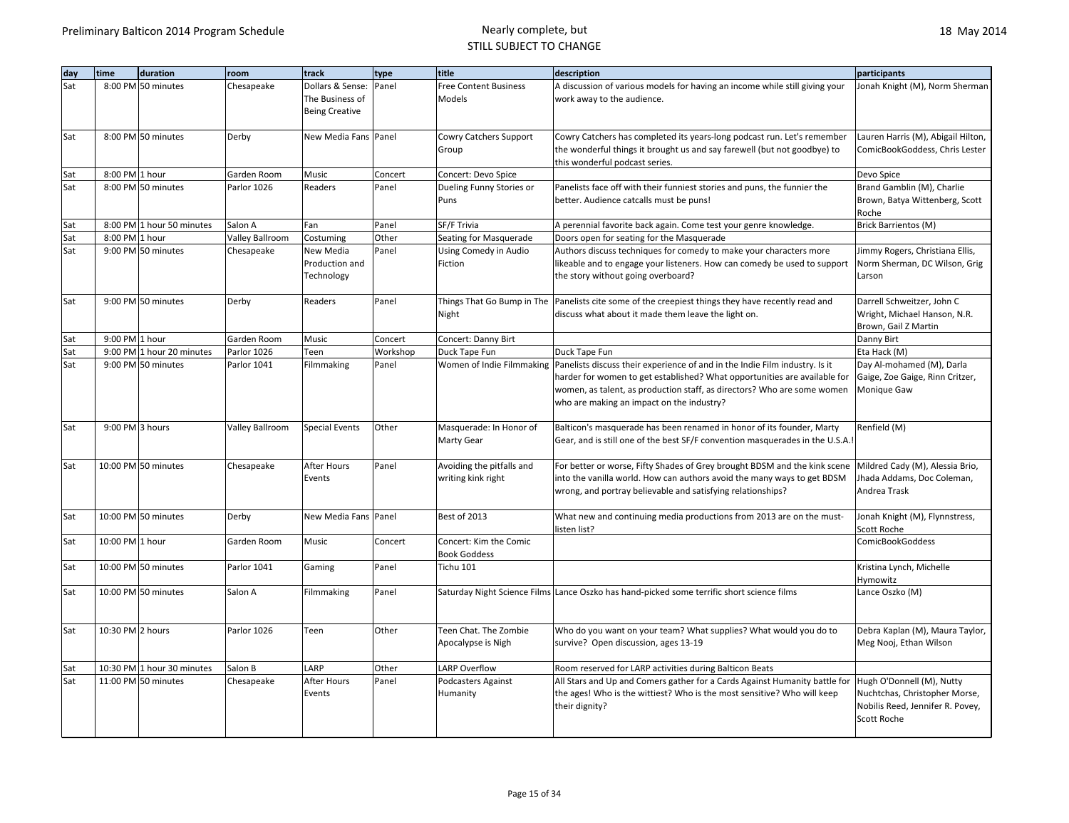| day | time | duration | room | track | type | title | description | participants |
|---|---|---|---|---|---|---|---|---|
| Sat | 8:00 PM | 50 minutes | Chesapeake | Dollars & Sense: The Business of Being Creative | Panel | Free Content Business Models | A discussion of various models for having an income while still giving your work away to the audience. | Jonah Knight (M), Norm Sherman |
| Sat | 8:00 PM | 50 minutes | Derby | New Media Fans | Panel | Cowry Catchers Support Group | Cowry Catchers has completed its years-long podcast run. Let's remember the wonderful things it brought us and say farewell (but not goodbye) to this wonderful podcast series. | Lauren Harris (M), Abigail Hilton, ComicBookGoddess, Chris Lester |
| Sat | 8:00 PM | 1 hour | Garden Room | Music | Concert | Concert: Devo Spice | | Devo Spice |
| Sat | 8:00 PM | 50 minutes | Parlor 1026 | Readers | Panel | Dueling Funny Stories or Puns | Panelists face off with their funniest stories and puns, the funnier the better. Audience catcalls must be puns! | Brand Gamblin (M), Charlie Brown, Batya Wittenberg, Scott Roche |
| Sat | 8:00 PM | 1 hour 50 minutes | Salon A | Fan | Panel | SF/F Trivia | A perennial favorite back again. Come test your genre knowledge. | Brick Barrientos (M) |
| Sat | 8:00 PM | 1 hour | Valley Ballroom | Costuming | Other | Seating for Masquerade | Doors open for seating for the Masquerade | |
| Sat | 9:00 PM | 50 minutes | Chesapeake | New Media Production and Technology | Panel | Using Comedy in Audio Fiction | Authors discuss techniques for comedy to make your characters more likeable and to engage your listeners. How can comedy be used to support the story without going overboard? | Jimmy Rogers, Christiana Ellis, Norm Sherman, DC Wilson, Grig Larson |
| Sat | 9:00 PM | 50 minutes | Derby | Readers | Panel | Things That Go Bump in The Night | Panelists cite some of the creepiest things they have recently read and discuss what about it made them leave the light on. | Darrell Schweitzer, John C Wright, Michael Hanson, N.R. Brown, Gail Z Martin |
| Sat | 9:00 PM | 1 hour | Garden Room | Music | Concert | Concert: Danny Birt | | Danny Birt |
| Sat | 9:00 PM | 1 hour 20 minutes | Parlor 1026 | Teen | Workshop | Duck Tape Fun | Duck Tape Fun | Eta Hack (M) |
| Sat | 9:00 PM | 50 minutes | Parlor 1041 | Filmmaking | Panel | Women of Indie Filmmaking | Panelists discuss their experience of and in the Indie Film industry. Is it harder for women to get established? What opportunities are available for women, as talent, as production staff, as directors? Who are some women who are making an impact on the industry? | Day Al-mohamed (M), Darla Gaige, Zoe Gaige, Rinn Critzer, Monique Gaw |
| Sat | 9:00 PM | 3 hours | Valley Ballroom | Special Events | Other | Masquerade: In Honor of Marty Gear | Balticon's masquerade has been renamed in honor of its founder, Marty Gear, and is still one of the best SF/F convention masquerades in the U.S.A.! | Renfield (M) |
| Sat | 10:00 PM | 50 minutes | Chesapeake | After Hours Events | Panel | Avoiding the pitfalls and writing kink right | For better or worse, Fifty Shades of Grey brought BDSM and the kink scene into the vanilla world. How can authors avoid the many ways to get BDSM wrong, and portray believable and satisfying relationships? | Mildred Cady (M), Alessia Brio, Jhada Addams, Doc Coleman, Andrea Trask |
| Sat | 10:00 PM | 50 minutes | Derby | New Media Fans | Panel | Best of 2013 | What new and continuing media productions from 2013 are on the must-listen list? | Jonah Knight (M), Flynnstress, Scott Roche |
| Sat | 10:00 PM | 1 hour | Garden Room | Music | Concert | Concert: Kim the Comic Book Goddess | | ComicBookGoddess |
| Sat | 10:00 PM | 50 minutes | Parlor 1041 | Gaming | Panel | Tichu 101 | | Kristina Lynch, Michelle Hymowitz |
| Sat | 10:00 PM | 50 minutes | Salon A | Filmmaking | Panel | Saturday Night Science Films | Lance Oszko has hand-picked some terrific short science films | Lance Oszko (M) |
| Sat | 10:30 PM | 2 hours | Parlor 1026 | Teen | Other | Teen Chat. The Zombie Apocalypse is Nigh | Who do you want on your team? What supplies? What would you do to survive? Open discussion, ages 13-19 | Debra Kaplan (M), Maura Taylor, Meg Nooj, Ethan Wilson |
| Sat | 10:30 PM | 1 hour 30 minutes | Salon B | LARP | Other | LARP Overflow | Room reserved for LARP activities during Balticon Beats | |
| Sat | 11:00 PM | 50 minutes | Chesapeake | After Hours Events | Panel | Podcasters Against Humanity | All Stars and Up and Comers gather for a Cards Against Humanity battle for the ages! Who is the wittiest? Who is the most sensitive? Who will keep their dignity? | Hugh O'Donnell (M), Nutty Nuchtchas, Christopher Morse, Nobilis Reed, Jennifer R. Povey, Scott Roche |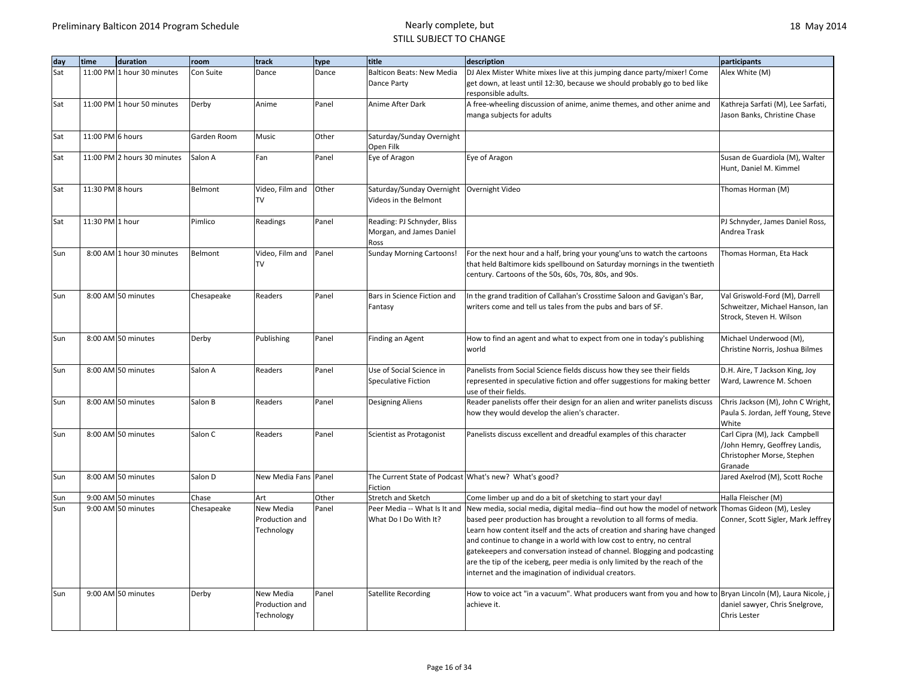| day | time | duration | room | track | type | title | description | participants |
|---|---|---|---|---|---|---|---|---|
| Sat | 11:00 PM | 1 hour 30 minutes | Con Suite | Dance | Dance | Balticon Beats: New Media Dance Party | DJ Alex Mister White mixes live at this jumping dance party/mixer! Come get down, at least until 12:30, because we should probably go to bed like responsible adults. | Alex White (M) |
| Sat | 11:00 PM | 1 hour 50 minutes | Derby | Anime | Panel | Anime After Dark | A free-wheeling discussion of anime, anime themes, and other anime and manga subjects for adults | Kathreja Sarfati (M), Lee Sarfati, Jason Banks, Christine Chase |
| Sat | 11:00 PM | 6 hours | Garden Room | Music | Other | Saturday/Sunday Overnight Open Filk | | |
| Sat | 11:00 PM | 2 hours 30 minutes | Salon A | Fan | Panel | Eye of Aragon | Eye of Aragon | Susan de Guardiola (M), Walter Hunt, Daniel M. Kimmel |
| Sat | 11:30 PM | 8 hours | Belmont | Video, Film and TV | Other | Saturday/Sunday Overnight Videos in the Belmont | Overnight Video | Thomas Horman (M) |
| Sat | 11:30 PM | 1 hour | Pimlico | Readings | Panel | Reading: PJ Schnyder, Bliss Morgan, and James Daniel Ross | | PJ Schnyder, James Daniel Ross, Andrea Trask |
| Sun | 8:00 AM | 1 hour 30 minutes | Belmont | Video, Film and TV | Panel | Sunday Morning Cartoons! | For the next hour and a half, bring your young'uns to watch the cartoons that held Baltimore kids spellbound on Saturday mornings in the twentieth century. Cartoons of the 50s, 60s, 70s, 80s, and 90s. | Thomas Horman, Eta Hack |
| Sun | 8:00 AM | 50 minutes | Chesapeake | Readers | Panel | Bars in Science Fiction and Fantasy | In the grand tradition of Callahan's Crosstime Saloon and Gavigan's Bar, writers come and tell us tales from the pubs and bars of SF. | Val Griswold-Ford (M), Darrell Schweitzer, Michael Hanson, Ian Strock, Steven H. Wilson |
| Sun | 8:00 AM | 50 minutes | Derby | Publishing | Panel | Finding an Agent | How to find an agent and what to expect from one in today's publishing world | Michael Underwood (M), Christine Norris, Joshua Bilmes |
| Sun | 8:00 AM | 50 minutes | Salon A | Readers | Panel | Use of Social Science in Speculative Fiction | Panelists from Social Science fields discuss how they see their fields represented in speculative fiction and offer suggestions for making better use of their fields. | D.H. Aire, T Jackson King, Joy Ward, Lawrence M. Schoen |
| Sun | 8:00 AM | 50 minutes | Salon B | Readers | Panel | Designing Aliens | Reader panelists offer their design for an alien and writer panelists discuss how they would develop the alien's character. | Chris Jackson (M), John C Wright, Paula S. Jordan, Jeff Young, Steve White |
| Sun | 8:00 AM | 50 minutes | Salon C | Readers | Panel | Scientist as Protagonist | Panelists discuss excellent and dreadful examples of this character | Carl Cipra (M), Jack Campbell /John Hemry, Geoffrey Landis, Christopher Morse, Stephen Granade |
| Sun | 8:00 AM | 50 minutes | Salon D | New Media Fans | Panel | The Current State of Podcast Fiction | What's new? What's good? | Jared Axelrod (M), Scott Roche |
| Sun | 9:00 AM | 50 minutes | Chase | Art | Other | Stretch and Sketch | Come limber up and do a bit of sketching to start your day! | Halla Fleischer (M) |
| Sun | 9:00 AM | 50 minutes | Chesapeake | New Media Production and Technology | Panel | Peer Media -- What Is It and What Do I Do With It? | New media, social media, digital media--find out how the model of network based peer production has brought a revolution to all forms of media. Learn how content itself and the acts of creation and sharing have changed and continue to change in a world with low cost to entry, no central gatekeepers and conversation instead of channel. Blogging and podcasting are the tip of the iceberg, peer media is only limited by the reach of the internet and the imagination of individual creators. | Thomas Gideon (M), Lesley Conner, Scott Sigler, Mark Jeffrey |
| Sun | 9:00 AM | 50 minutes | Derby | New Media Production and Technology | Panel | Satellite Recording | How to voice act "in a vacuum". What producers want from you and how to achieve it. | Bryan Lincoln (M), Laura Nicole, j daniel sawyer, Chris Snelgrove, Chris Lester |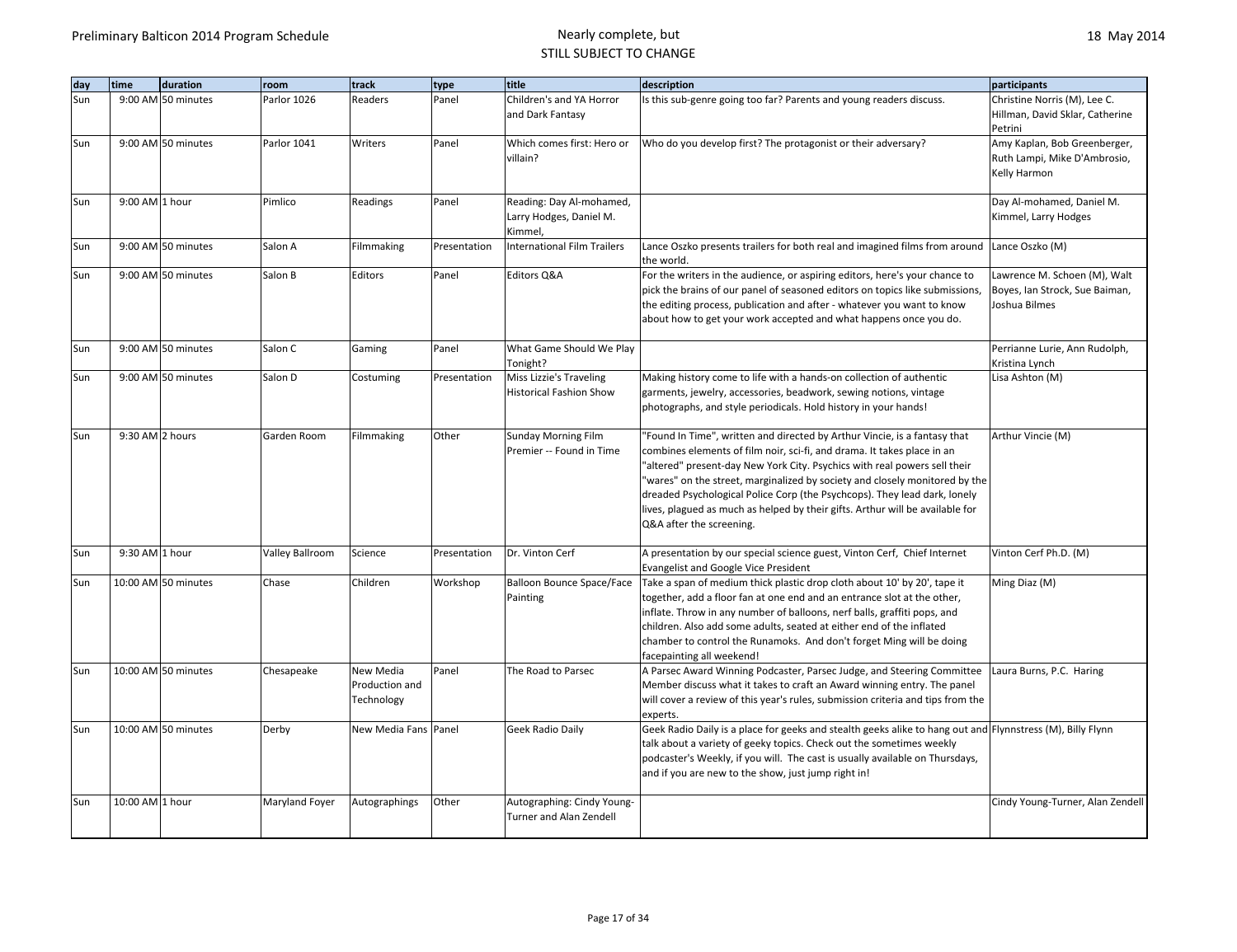| day | time | duration | room | track | type | title | description | participants |
|---|---|---|---|---|---|---|---|---|
| Sun | 9:00 AM | 50 minutes | Parlor 1026 | Readers | Panel | Children's and YA Horror and Dark Fantasy | Is this sub-genre going too far? Parents and young readers discuss. | Christine Norris (M), Lee C. Hillman, David Sklar, Catherine Petrini |
| Sun | 9:00 AM | 50 minutes | Parlor 1041 | Writers | Panel | Which comes first: Hero or villain? | Who do you develop first? The protagonist or their adversary? | Amy Kaplan, Bob Greenberger, Ruth Lampi, Mike D'Ambrosio, Kelly Harmon |
| Sun | 9:00 AM | 1 hour | Pimlico | Readings | Panel | Reading: Day Al-mohamed, Larry Hodges, Daniel M. Kimmel, | | Day Al-mohamed, Daniel M. Kimmel, Larry Hodges |
| Sun | 9:00 AM | 50 minutes | Salon A | Filmmaking | Presentation | International Film Trailers | Lance Oszko presents trailers for both real and imagined films from around the world. | Lance Oszko (M) |
| Sun | 9:00 AM | 50 minutes | Salon B | Editors | Panel | Editors Q&A | For the writers in the audience, or aspiring editors, here's your chance to pick the brains of our panel of seasoned editors on topics like submissions, the editing process, publication and after - whatever you want to know about how to get your work accepted and what happens once you do. | Lawrence M. Schoen (M), Walt Boyes, Ian Strock, Sue Baiman, Joshua Bilmes |
| Sun | 9:00 AM | 50 minutes | Salon C | Gaming | Panel | What Game Should We Play Tonight? | | Perrianne Lurie, Ann Rudolph, Kristina Lynch |
| Sun | 9:00 AM | 50 minutes | Salon D | Costuming | Presentation | Miss Lizzie's Traveling Historical Fashion Show | Making history come to life with a hands-on collection of authentic garments, jewelry, accessories, beadwork, sewing notions, vintage photographs, and style periodicals. Hold history in your hands! | Lisa Ashton (M) |
| Sun | 9:30 AM | 2 hours | Garden Room | Filmmaking | Other | Sunday Morning Film Premier -- Found in Time | "Found In Time", written and directed by Arthur Vincie, is a fantasy that combines elements of film noir, sci-fi, and drama. It takes place in an "altered" present-day New York City. Psychics with real powers sell their "wares" on the street, marginalized by society and closely monitored by the dreaded Psychological Police Corp (the Psychcops). They lead dark, lonely lives, plagued as much as helped by their gifts. Arthur will be available for Q&A after the screening. | Arthur Vincie (M) |
| Sun | 9:30 AM | 1 hour | Valley Ballroom | Science | Presentation | Dr. Vinton Cerf | A presentation by our special science guest, Vinton Cerf, Chief Internet Evangelist and Google Vice President | Vinton Cerf Ph.D. (M) |
| Sun | 10:00 AM | 50 minutes | Chase | Children | Workshop | Balloon Bounce Space/Face Painting | Take a span of medium thick plastic drop cloth about 10' by 20', tape it together, add a floor fan at one end and an entrance slot at the other, inflate. Throw in any number of balloons, nerf balls, graffiti pops, and children. Also add some adults, seated at either end of the inflated chamber to control the Runamoks. And don't forget Ming will be doing facepainting all weekend! | Ming Diaz (M) |
| Sun | 10:00 AM | 50 minutes | Chesapeake | New Media Production and Technology | Panel | The Road to Parsec | A Parsec Award Winning Podcaster, Parsec Judge, and Steering Committee Member discuss what it takes to craft an Award winning entry. The panel will cover a review of this year's rules, submission criteria and tips from the experts. | Laura Burns, P.C. Haring |
| Sun | 10:00 AM | 50 minutes | Derby | New Media Fans | Panel | Geek Radio Daily | Geek Radio Daily is a place for geeks and stealth geeks alike to hang out and talk about a variety of geeky topics. Check out the sometimes weekly podcaster's Weekly, if you will. The cast is usually available on Thursdays, and if you are new to the show, just jump right in! | Flynnstress (M), Billy Flynn |
| Sun | 10:00 AM | 1 hour | Maryland Foyer | Autographings | Other | Autographing: Cindy Young-Turner and Alan Zendell | | Cindy Young-Turner, Alan Zendell |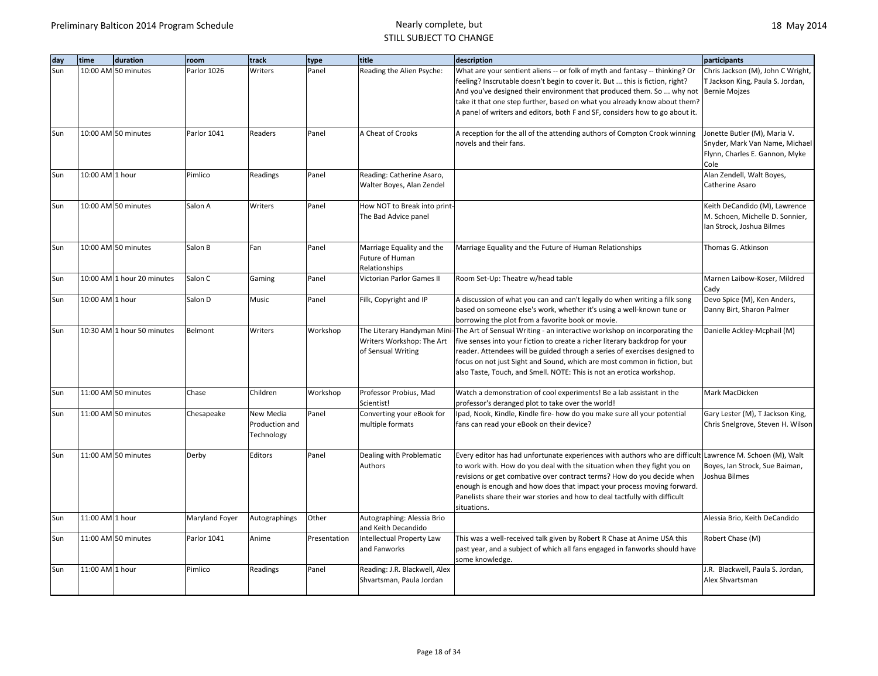| day | time | duration | room | track | type | title | description | participants |
|---|---|---|---|---|---|---|---|---|
| Sun | 10:00 AM | 50 minutes | Parlor 1026 | Writers | Panel | Reading the Alien Psyche: | What are your sentient aliens -- or folk of myth and fantasy -- thinking? Or feeling? Inscrutable doesn't begin to cover it. But ... this is fiction, right? And you've designed their environment that produced them. So ... why not take it that one step further, based on what you already know about them? A panel of writers and editors, both F and SF, considers how to go about it. | Chris Jackson (M), John C Wright, T Jackson King, Paula S. Jordan, Bernie Mojzes |
| Sun | 10:00 AM | 50 minutes | Parlor 1041 | Readers | Panel | A Cheat of Crooks | A reception for the all of the attending authors of Compton Crook winning novels and their fans. | Jonette Butler (M), Maria V. Snyder, Mark Van Name, Michael Flynn, Charles E. Gannon, Myke Cole |
| Sun | 10:00 AM | 1 hour | Pimlico | Readings | Panel | Reading: Catherine Asaro, Walter Boyes, Alan Zendel | | Alan Zendell, Walt Boyes, Catherine Asaro |
| Sun | 10:00 AM | 50 minutes | Salon A | Writers | Panel | How NOT to Break into print- The Bad Advice panel | | Keith DeCandido (M), Lawrence M. Schoen, Michelle D. Sonnier, Ian Strock, Joshua Bilmes |
| Sun | 10:00 AM | 50 minutes | Salon B | Fan | Panel | Marriage Equality and the Future of Human Relationships | Marriage Equality and the Future of Human Relationships | Thomas G. Atkinson |
| Sun | 10:00 AM | 1 hour 20 minutes | Salon C | Gaming | Panel | Victorian Parlor Games II | Room Set-Up: Theatre w/head table | Marnen Laibow-Koser, Mildred Cady |
| Sun | 10:00 AM | 1 hour | Salon D | Music | Panel | Filk, Copyright and IP | A discussion of what you can and can't legally do when writing a filk song based on someone else's work, whether it's using a well-known tune or borrowing the plot from a favorite book or movie. | Devo Spice (M), Ken Anders, Danny Birt, Sharon Palmer |
| Sun | 10:30 AM | 1 hour 50 minutes | Belmont | Writers | Workshop | The Literary Handyman Mini-Writers Workshop: The Art of Sensual Writing | The Art of Sensual Writing - an interactive workshop on incorporating the five senses into your fiction to create a richer literary backdrop for your reader. Attendees will be guided through a series of exercises designed to focus on not just Sight and Sound, which are most common in fiction, but also Taste, Touch, and Smell. NOTE: This is not an erotica workshop. | Danielle Ackley-Mcphail (M) |
| Sun | 11:00 AM | 50 minutes | Chase | Children | Workshop | Professor Probius, Mad Scientist! | Watch a demonstration of cool experiments! Be a lab assistant in the professor's deranged plot to take over the world! | Mark MacDicken |
| Sun | 11:00 AM | 50 minutes | Chesapeake | New Media Production and Technology | Panel | Converting your eBook for multiple formats | Ipad, Nook, Kindle, Kindle fire- how do you make sure all your potential fans can read your eBook on their device? | Gary Lester (M), T Jackson King, Chris Snelgrove, Steven H. Wilson |
| Sun | 11:00 AM | 50 minutes | Derby | Editors | Panel | Dealing with Problematic Authors | Every editor has had unfortunate experiences with authors who are difficult to work with. How do you deal with the situation when they fight you on revisions or get combative over contract terms? How do you decide when enough is enough and how does that impact your process moving forward. Panelists share their war stories and how to deal tactfully with difficult situations. | Lawrence M. Schoen (M), Walt Boyes, Ian Strock, Sue Baiman, Joshua Bilmes |
| Sun | 11:00 AM | 1 hour | Maryland Foyer | Autographings | Other | Autographing: Alessia Brio and Keith Decandido | | Alessia Brio, Keith DeCandido |
| Sun | 11:00 AM | 50 minutes | Parlor 1041 | Anime | Presentation | Intellectual Property Law and Fanworks | This was a well-received talk given by Robert R Chase at Anime USA this past year, and a subject of which all fans engaged in fanworks should have some knowledge. | Robert Chase (M) |
| Sun | 11:00 AM | 1 hour | Pimlico | Readings | Panel | Reading: J.R. Blackwell, Alex Shvartsman, Paula Jordan | | J.R. Blackwell, Paula S. Jordan, Alex Shvartsman |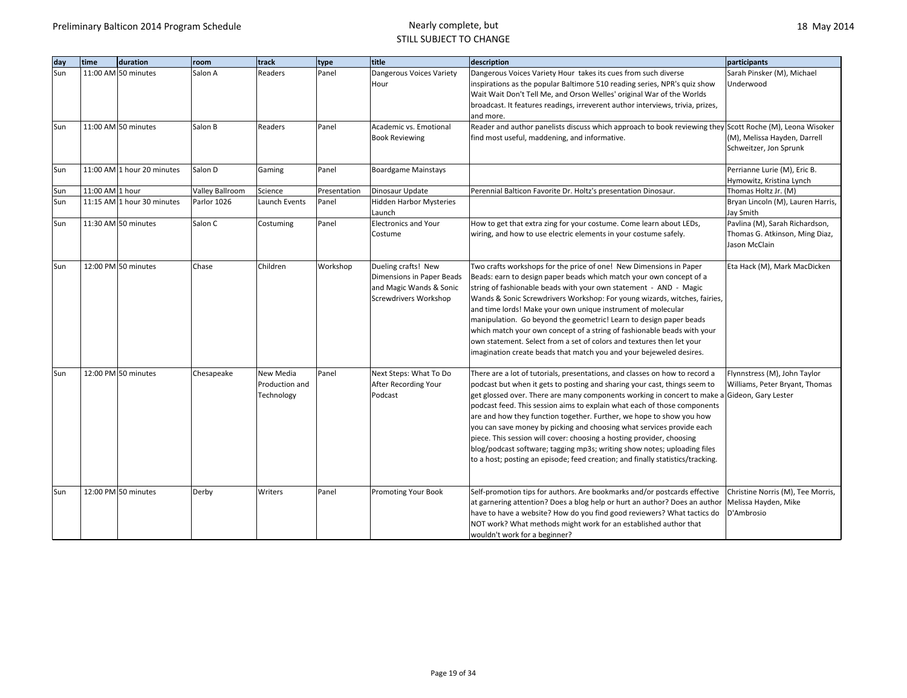| day | time | duration | room | track | type | title | description | participants |
|---|---|---|---|---|---|---|---|---|
| Sun | 11:00 AM | 50 minutes | Salon A | Readers | Panel | Dangerous Voices Variety Hour | Dangerous Voices Variety Hour takes its cues from such diverse inspirations as the popular Baltimore 510 reading series, NPR's quiz show Wait Wait Don't Tell Me, and Orson Welles' original War of the Worlds broadcast. It features readings, irreverent author interviews, trivia, prizes, and more. | Sarah Pinsker (M), Michael Underwood |
| Sun | 11:00 AM | 50 minutes | Salon B | Readers | Panel | Academic vs. Emotional Book Reviewing | Reader and author panelists discuss which approach to book reviewing they find most useful, maddening, and informative. | Scott Roche (M), Leona Wisoker (M), Melissa Hayden, Darrell Schweitzer, Jon Sprunk |
| Sun | 11:00 AM | 1 hour 20 minutes | Salon D | Gaming | Panel | Boardgame Mainstays | | Perrianne Lurie (M), Eric B. Hymowitz, Kristina Lynch |
| Sun | 11:00 AM | 1 hour | Valley Ballroom | Science | Presentation | Dinosaur Update | Perennial Balticon Favorite Dr. Holtz's presentation Dinosaur. | Thomas Holtz Jr. (M) |
| Sun | 11:15 AM | 1 hour 30 minutes | Parlor 1026 | Launch Events | Panel | Hidden Harbor Mysteries Launch | | Bryan Lincoln (M), Lauren Harris, Jay Smith |
| Sun | 11:30 AM | 50 minutes | Salon C | Costuming | Panel | Electronics and Your Costume | How to get that extra zing for your costume. Come learn about LEDs, wiring, and how to use electric elements in your costume safely. | Pavlina (M), Sarah Richardson, Thomas G. Atkinson, Ming Diaz, Jason McClain |
| Sun | 12:00 PM | 50 minutes | Chase | Children | Workshop | Dueling crafts! New Dimensions in Paper Beads and Magic Wands & Sonic Screwdrivers Workshop | Two crafts workshops for the price of one! New Dimensions in Paper Beads: earn to design paper beads which match your own concept of a string of fashionable beads with your own statement - AND - Magic Wands & Sonic Screwdrivers Workshop: For young wizards, witches, fairies, and time lords! Make your own unique instrument of molecular manipulation. Go beyond the geometric! Learn to design paper beads which match your own concept of a string of fashionable beads with your own statement. Select from a set of colors and textures then let your imagination create beads that match you and your bejeweled desires. | Eta Hack (M), Mark MacDicken |
| Sun | 12:00 PM | 50 minutes | Chesapeake | New Media Production and Technology | Panel | Next Steps: What To Do After Recording Your Podcast | There are a lot of tutorials, presentations, and classes on how to record a podcast but when it gets to posting and sharing your cast, things seem to get glossed over. There are many components working in concert to make a podcast feed. This session aims to explain what each of those components are and how they function together. Further, we hope to show you how you can save money by picking and choosing what services provide each piece. This session will cover: choosing a hosting provider, choosing blog/podcast software; tagging mp3s; writing show notes; uploading files to a host; posting an episode; feed creation; and finally statistics/tracking. | Flynnstress (M), John Taylor Williams, Peter Bryant, Thomas Gideon, Gary Lester |
| Sun | 12:00 PM | 50 minutes | Derby | Writers | Panel | Promoting Your Book | Self-promotion tips for authors. Are bookmarks and/or postcards effective at garnering attention? Does a blog help or hurt an author? Does an author have to have a website? How do you find good reviewers? What tactics do NOT work? What methods might work for an established author that wouldn't work for a beginner? | Christine Norris (M), Tee Morris, Melissa Hayden, Mike D'Ambrosio |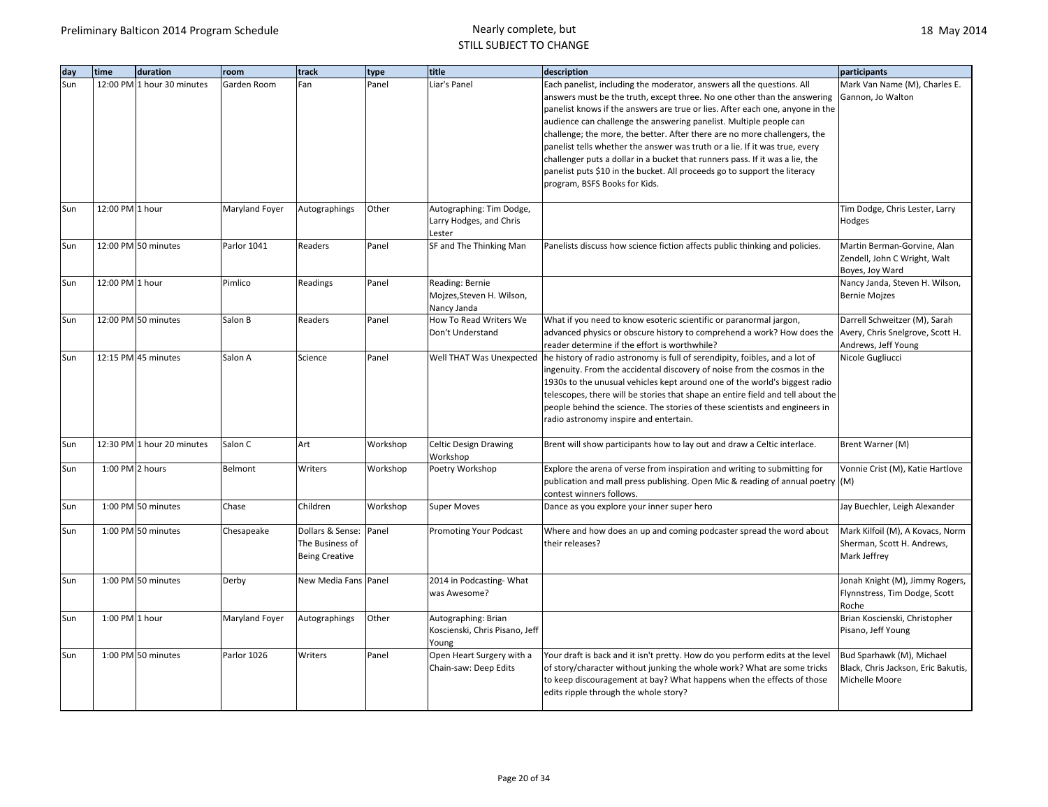| day | time | duration | room | track | type | title | description | participants |
|---|---|---|---|---|---|---|---|---|
| Sun | 12:00 PM | 1 hour 30 minutes | Garden Room | Fan | Panel | Liar's Panel | Each panelist, including the moderator, answers all the questions. All answers must be the truth, except three. No one other than the answering panelist knows if the answers are true or lies. After each one, anyone in the audience can challenge the answering panelist. Multiple people can challenge; the more, the better. After there are no more challengers, the panelist tells whether the answer was truth or a lie. If it was true, every challenger puts a dollar in a bucket that runners pass. If it was a lie, the panelist puts $10 in the bucket. All proceeds go to support the literacy program, BSFS Books for Kids. | Mark Van Name (M), Charles E. Gannon, Jo Walton |
| Sun | 12:00 PM | 1 hour | Maryland Foyer | Autographings | Other | Autographing: Tim Dodge, Larry Hodges, and Chris Lester | | Tim Dodge, Chris Lester, Larry Hodges |
| Sun | 12:00 PM | 50 minutes | Parlor 1041 | Readers | Panel | SF and The Thinking Man | Panelists discuss how science fiction affects public thinking and policies. | Martin Berman-Gorvine, Alan Zendell, John C Wright, Walt Boyes, Joy Ward |
| Sun | 12:00 PM | 1 hour | Pimlico | Readings | Panel | Reading: Bernie Mojzes,Steven H. Wilson, Nancy Janda | | Nancy Janda, Steven H. Wilson, Bernie Mojzes |
| Sun | 12:00 PM | 50 minutes | Salon B | Readers | Panel | How To Read Writers We Don't Understand | What if you need to know esoteric scientific or paranormal jargon, advanced physics or obscure history to comprehend a work? How does the reader determine if the effort is worthwhile? | Darrell Schweitzer (M), Sarah Avery, Chris Snelgrove, Scott H. Andrews, Jeff Young |
| Sun | 12:15 PM | 45 minutes | Salon A | Science | Panel | Well THAT Was Unexpected | he history of radio astronomy is full of serendipity, foibles, and a lot of ingenuity. From the accidental discovery of noise from the cosmos in the 1930s to the unusual vehicles kept around one of the world's biggest radio telescopes, there will be stories that shape an entire field and tell about the people behind the science. The stories of these scientists and engineers in radio astronomy inspire and entertain. | Nicole Gugliucci |
| Sun | 12:30 PM | 1 hour 20 minutes | Salon C | Art | Workshop | Celtic Design Drawing Workshop | Brent will show participants how to lay out and draw a Celtic interlace. | Brent Warner (M) |
| Sun | 1:00 PM | 2 hours | Belmont | Writers | Workshop | Poetry Workshop | Explore the arena of verse from inspiration and writing to submitting for publication and mall press publishing. Open Mic & reading of annual poetry contest winners follows. | Vonnie Crist (M), Katie Hartlove (M) |
| Sun | 1:00 PM | 50 minutes | Chase | Children | Workshop | Super Moves | Dance as you explore your inner super hero | Jay Buechler, Leigh Alexander |
| Sun | 1:00 PM | 50 minutes | Chesapeake | Dollars & Sense: The Business of Being Creative | Panel | Promoting Your Podcast | Where and how does an up and coming podcaster spread the word about their releases? | Mark Kilfoil (M), A Kovacs, Norm Sherman, Scott H. Andrews, Mark Jeffrey |
| Sun | 1:00 PM | 50 minutes | Derby | New Media Fans | Panel | 2014 in Podcasting- What was Awesome? | | Jonah Knight (M), Jimmy Rogers, Flynnstress, Tim Dodge, Scott Roche |
| Sun | 1:00 PM | 1 hour | Maryland Foyer | Autographings | Other | Autographing: Brian Koscienski, Chris Pisano, Jeff Young | | Brian Koscienski, Christopher Pisano, Jeff Young |
| Sun | 1:00 PM | 50 minutes | Parlor 1026 | Writers | Panel | Open Heart Surgery with a Chain-saw: Deep Edits | Your draft is back and it isn't pretty. How do you perform edits at the level of story/character without junking the whole work? What are some tricks to keep discouragement at bay? What happens when the effects of those edits ripple through the whole story? | Bud Sparhawk (M), Michael Black, Chris Jackson, Eric Bakutis, Michelle Moore |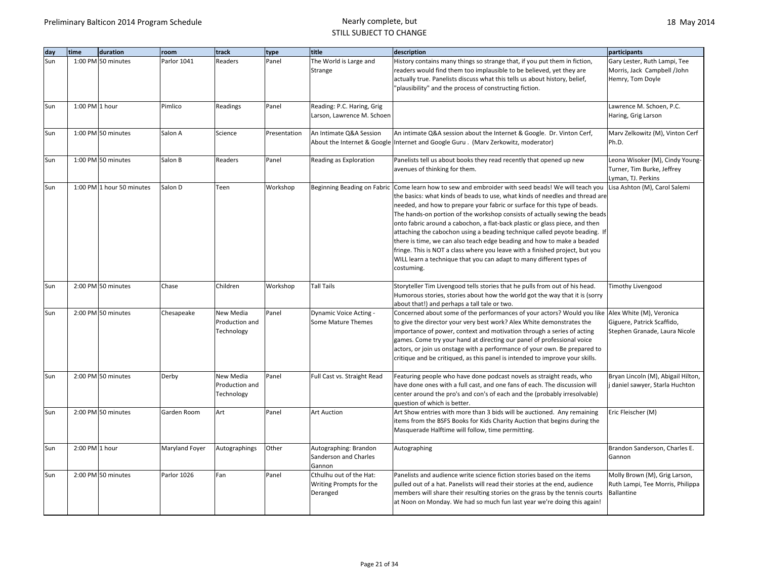| day | time | duration | room | track | type | title | description | participants |
|---|---|---|---|---|---|---|---|---|
| Sun | 1:00 PM | 50 minutes | Parlor 1041 | Readers | Panel | The World is Large and Strange | History contains many things so strange that, if you put them in fiction, readers would find them too implausible to be believed, yet they are actually true. Panelists discuss what this tells us about history, belief, "plausibility" and the process of constructing fiction. | Gary Lester, Ruth Lampi, Tee Morris, Jack Campbell /John Hemry, Tom Doyle |
| Sun | 1:00 PM | 1 hour | Pimlico | Readings | Panel | Reading: P.C. Haring, Grig Larson, Lawrence M. Schoen | | Lawrence M. Schoen, P.C. Haring, Grig Larson |
| Sun | 1:00 PM | 50 minutes | Salon A | Science | Presentation | An Intimate Q&A Session About the Internet & Google | An intimate Q&A session about the Internet & Google. Dr. Vinton Cerf, Internet and Google Guru . (Marv Zerkowitz, moderator) | Marv Zelkowitz (M), Vinton Cerf Ph.D. |
| Sun | 1:00 PM | 50 minutes | Salon B | Readers | Panel | Reading as Exploration | Panelists tell us about books they read recently that opened up new avenues of thinking for them. | Leona Wisoker (M), Cindy Young-Turner, Tim Burke, Jeffrey Lyman, TJ. Perkins |
| Sun | 1:00 PM | 1 hour 50 minutes | Salon D | Teen | Workshop | Beginning Beading on Fabric | Come learn how to sew and embroider with seed beads! We will teach you the basics: what kinds of beads to use, what kinds of needles and thread are needed, and how to prepare your fabric or surface for this type of beads. The hands-on portion of the workshop consists of actually sewing the beads onto fabric around a cabochon, a flat-back plastic or glass piece, and then attaching the cabochon using a beading technique called peyote beading. If there is time, we can also teach edge beading and how to make a beaded fringe. This is NOT a class where you leave with a finished project, but you WILL learn a technique that you can adapt to many different types of costuming. | Lisa Ashton (M), Carol Salemi |
| Sun | 2:00 PM | 50 minutes | Chase | Children | Workshop | Tall Tails | Storyteller Tim Livengood tells stories that he pulls from out of his head. Humorous stories, stories about how the world got the way that it is (sorry about that!) and perhaps a tall tale or two. | Timothy Livengood |
| Sun | 2:00 PM | 50 minutes | Chesapeake | New Media Production and Technology | Panel | Dynamic Voice Acting - Some Mature Themes | Concerned about some of the performances of your actors? Would you like to give the director your very best work? Alex White demonstrates the importance of power, context and motivation through a series of acting games. Come try your hand at directing our panel of professional voice actors, or join us onstage with a performance of your own. Be prepared to critique and be critiqued, as this panel is intended to improve your skills. | Alex White (M), Veronica Giguere, Patrick Scaffido, Stephen Granade, Laura Nicole |
| Sun | 2:00 PM | 50 minutes | Derby | New Media Production and Technology | Panel | Full Cast vs. Straight Read | Featuring people who have done podcast novels as straight reads, who have done ones with a full cast, and one fans of each. The discussion will center around the pro's and con's of each and the (probably irresolvable) question of which is better. | Bryan Lincoln (M), Abigail Hilton, j daniel sawyer, Starla Huchton |
| Sun | 2:00 PM | 50 minutes | Garden Room | Art | Panel | Art Auction | Art Show entries with more than 3 bids will be auctioned. Any remaining items from the BSFS Books for Kids Charity Auction that begins during the Masquerade Halftime will follow, time permitting. | Eric Fleischer (M) |
| Sun | 2:00 PM | 1 hour | Maryland Foyer | Autographings | Other | Autographing: Brandon Sanderson and Charles Gannon | Autographing | Brandon Sanderson, Charles E. Gannon |
| Sun | 2:00 PM | 50 minutes | Parlor 1026 | Fan | Panel | Cthulhu out of the Hat: Writing Prompts for the Deranged | Panelists and audience write science fiction stories based on the items pulled out of a hat. Panelists will read their stories at the end, audience members will share their resulting stories on the grass by the tennis courts at Noon on Monday. We had so much fun last year we're doing this again! | Molly Brown (M), Grig Larson, Ruth Lampi, Tee Morris, Philippa Ballantine |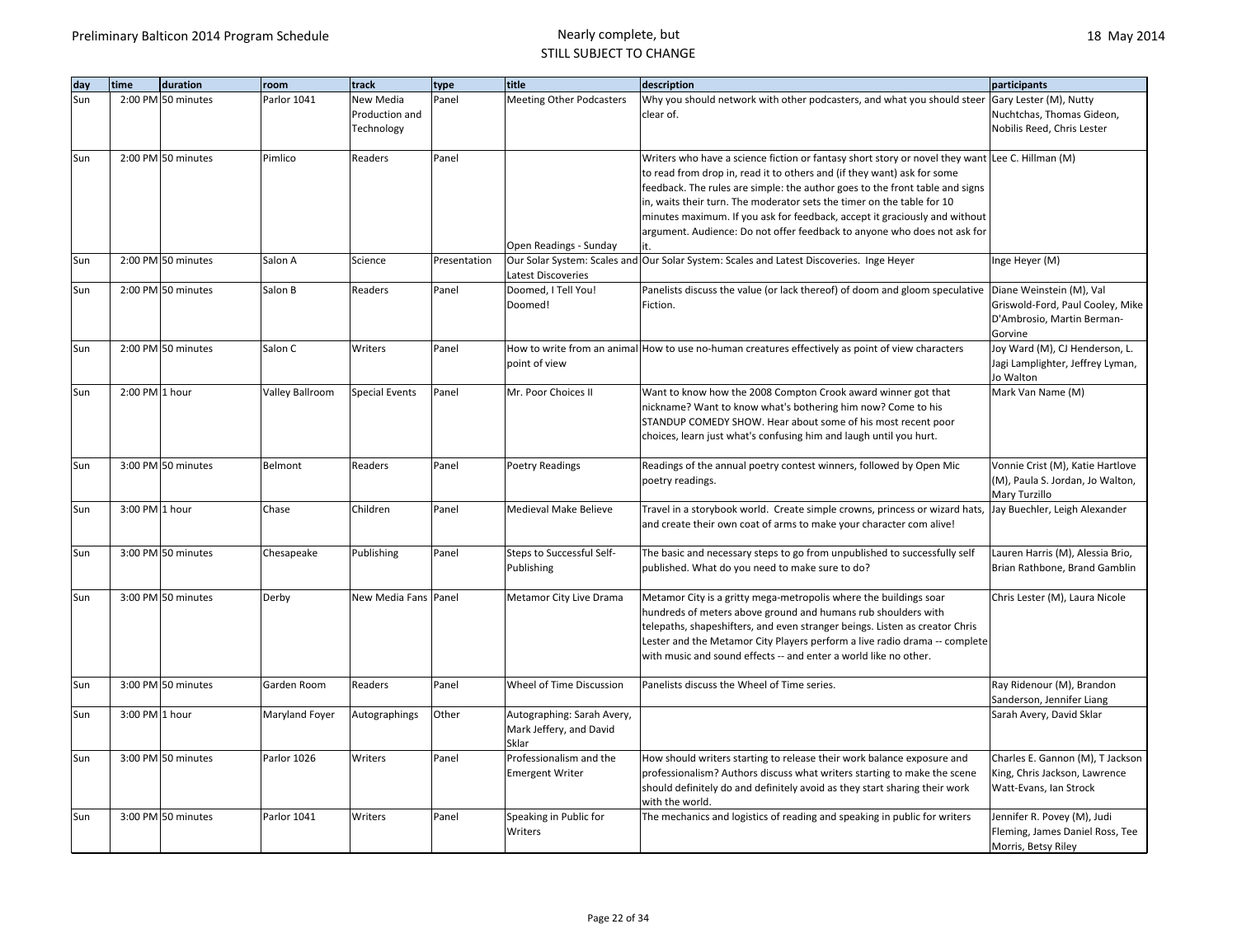| day | time | duration | room | track | type | title | description | participants |
|---|---|---|---|---|---|---|---|---|
| Sun | 2:00 PM | 50 minutes | Parlor 1041 | New Media Production and Technology | Panel | Meeting Other Podcasters | Why you should network with other podcasters, and what you should steer clear of. | Gary Lester (M), Nutty Nuchtchas, Thomas Gideon, Nobilis Reed, Chris Lester |
| Sun | 2:00 PM | 50 minutes | Pimlico | Readers | Panel | Open Readings - Sunday | Writers who have a science fiction or fantasy short story or novel they want to read from drop in, read it to others and (if they want) ask for some feedback. The rules are simple: the author goes to the front table and signs in, waits their turn. The moderator sets the timer on the table for 10 minutes maximum. If you ask for feedback, accept it graciously and without argument. Audience: Do not offer feedback to anyone who does not ask for it. | Lee C. Hillman (M) |
| Sun | 2:00 PM | 50 minutes | Salon A | Science | Presentation | Our Solar System: Scales and Latest Discoveries | Our Solar System: Scales and Latest Discoveries. Inge Heyer | Inge Heyer (M) |
| Sun | 2:00 PM | 50 minutes | Salon B | Readers | Panel | Doomed, I Tell You! Doomed! | Panelists discuss the value (or lack thereof) of doom and gloom speculative Fiction. | Diane Weinstein (M), Val Griswold-Ford, Paul Cooley, Mike D'Ambrosio, Martin Berman-Gorvine |
| Sun | 2:00 PM | 50 minutes | Salon C | Writers | Panel | How to write from an animal point of view | How to use no-human creatures effectively as point of view characters | Joy Ward (M), CJ Henderson, L. Jagi Lamplighter, Jeffrey Lyman, Jo Walton |
| Sun | 2:00 PM | 1 hour | Valley Ballroom | Special Events | Panel | Mr. Poor Choices II | Want to know how the 2008 Compton Crook award winner got that nickname? Want to know what's bothering him now? Come to his STANDUP COMEDY SHOW. Hear about some of his most recent poor choices, learn just what's confusing him and laugh until you hurt. | Mark Van Name (M) |
| Sun | 3:00 PM | 50 minutes | Belmont | Readers | Panel | Poetry Readings | Readings of the annual poetry contest winners, followed by Open Mic poetry readings. | Vonnie Crist (M), Katie Hartlove (M), Paula S. Jordan, Jo Walton, Mary Turzillo |
| Sun | 3:00 PM | 1 hour | Chase | Children | Panel | Medieval Make Believe | Travel in a storybook world. Create simple crowns, princess or wizard hats, and create their own coat of arms to make your character com alive! | Jay Buechler, Leigh Alexander |
| Sun | 3:00 PM | 50 minutes | Chesapeake | Publishing | Panel | Steps to Successful Self-Publishing | The basic and necessary steps to go from unpublished to successfully self published. What do you need to make sure to do? | Lauren Harris (M), Alessia Brio, Brian Rathbone, Brand Gamblin |
| Sun | 3:00 PM | 50 minutes | Derby | New Media Fans | Panel | Metamor City Live Drama | Metamor City is a gritty mega-metropolis where the buildings soar hundreds of meters above ground and humans rub shoulders with telepaths, shapeshifters, and even stranger beings. Listen as creator Chris Lester and the Metamor City Players perform a live radio drama -- complete with music and sound effects -- and enter a world like no other. | Chris Lester (M), Laura Nicole |
| Sun | 3:00 PM | 50 minutes | Garden Room | Readers | Panel | Wheel of Time Discussion | Panelists discuss the Wheel of Time series. | Ray Ridenour (M), Brandon Sanderson, Jennifer Liang |
| Sun | 3:00 PM | 1 hour | Maryland Foyer | Autographings | Other | Autographing: Sarah Avery, Mark Jeffery, and David Sklar | | Sarah Avery, David Sklar |
| Sun | 3:00 PM | 50 minutes | Parlor 1026 | Writers | Panel | Professionalism and the Emergent Writer | How should writers starting to release their work balance exposure and professionalism? Authors discuss what writers starting to make the scene should definitely do and definitely avoid as they start sharing their work with the world. | Charles E. Gannon (M), T Jackson King, Chris Jackson, Lawrence Watt-Evans, Ian Strock |
| Sun | 3:00 PM | 50 minutes | Parlor 1041 | Writers | Panel | Speaking in Public for Writers | The mechanics and logistics of reading and speaking in public for writers | Jennifer R. Povey (M), Judi Fleming, James Daniel Ross, Tee Morris, Betsy Riley |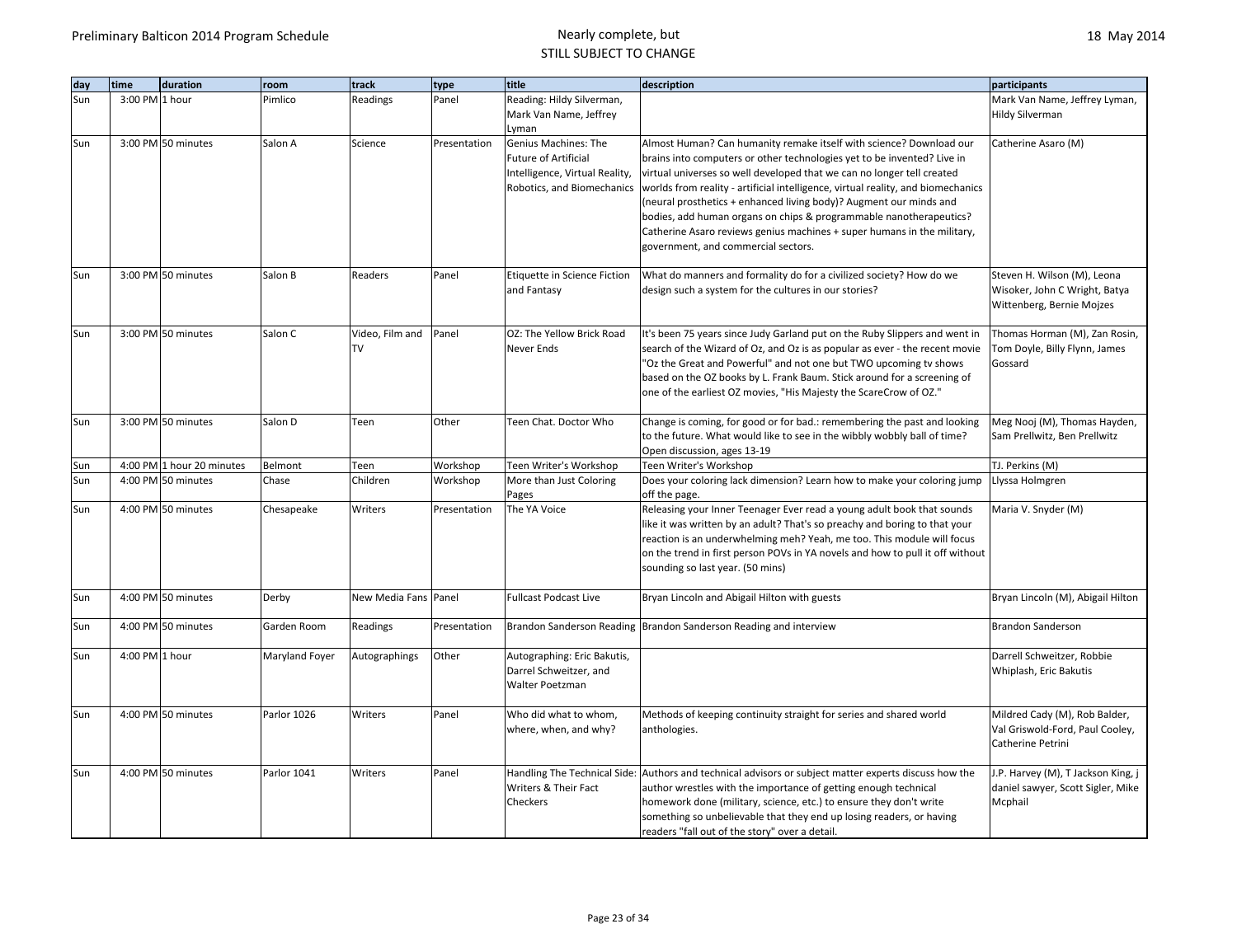| day | time | duration | room | track | type | title | description | participants |
|---|---|---|---|---|---|---|---|---|
| Sun | 3:00 PM | 1 hour | Pimlico | Readings | Panel | Reading: Hildy Silverman, Mark Van Name, Jeffrey Lyman | | Mark Van Name, Jeffrey Lyman, Hildy Silverman |
| Sun | 3:00 PM | 50 minutes | Salon A | Science | Presentation | Genius Machines: The Future of Artificial Intelligence, Virtual Reality, Robotics, and Biomechanics | Almost Human? Can humanity remake itself with science? Download our brains into computers or other technologies yet to be invented? Live in virtual universes so well developed that we can no longer tell created worlds from reality - artificial intelligence, virtual reality, and biomechanics (neural prosthetics + enhanced living body)? Augment our minds and bodies, add human organs on chips & programmable nanotherapeutics? Catherine Asaro reviews genius machines + super humans in the military, government, and commercial sectors. | Catherine Asaro (M) |
| Sun | 3:00 PM | 50 minutes | Salon B | Readers | Panel | Etiquette in Science Fiction and Fantasy | What do manners and formality do for a civilized society? How do we design such a system for the cultures in our stories? | Steven H. Wilson (M), Leona Wisoker, John C Wright, Batya Wittenberg, Bernie Mojzes |
| Sun | 3:00 PM | 50 minutes | Salon C | Video, Film and TV | Panel | OZ: The Yellow Brick Road Never Ends | It's been 75 years since Judy Garland put on the Ruby Slippers and went in search of the Wizard of Oz, and Oz is as popular as ever - the recent movie "Oz the Great and Powerful" and not one but TWO upcoming tv shows based on the OZ books by L. Frank Baum. Stick around for a screening of one of the earliest OZ movies, "His Majesty the ScareCrow of OZ." | Thomas Horman (M), Zan Rosin, Tom Doyle, Billy Flynn, James Gossard |
| Sun | 3:00 PM | 50 minutes | Salon D | Teen | Other | Teen Chat. Doctor Who | Change is coming, for good or for bad.: remembering the past and looking to the future. What would like to see in the wibbly wobbly ball of time? Open discussion, ages 13-19 | Meg Nooj (M), Thomas Hayden, Sam Prellwitz, Ben Prellwitz |
| Sun | 4:00 PM | 1 hour 20 minutes | Belmont | Teen | Workshop | Teen Writer's Workshop | Teen Writer's Workshop | TJ. Perkins (M) |
| Sun | 4:00 PM | 50 minutes | Chase | Children | Workshop | More than Just Coloring Pages | Does your coloring lack dimension? Learn how to make your coloring jump off the page. | Llyssa Holmgren |
| Sun | 4:00 PM | 50 minutes | Chesapeake | Writers | Presentation | The YA Voice | Releasing your Inner Teenager Ever read a young adult book that sounds like it was written by an adult? That's so preachy and boring to that your reaction is an underwhelming meh? Yeah, me too. This module will focus on the trend in first person POVs in YA novels and how to pull it off without sounding so last year. (50 mins) | Maria V. Snyder (M) |
| Sun | 4:00 PM | 50 minutes | Derby | New Media Fans | Panel | Fullcast Podcast Live | Bryan Lincoln and Abigail Hilton with guests | Bryan Lincoln (M), Abigail Hilton |
| Sun | 4:00 PM | 50 minutes | Garden Room | Readings | Presentation | Brandon Sanderson Reading | Brandon Sanderson Reading and interview | Brandon Sanderson |
| Sun | 4:00 PM | 1 hour | Maryland Foyer | Autographings | Other | Autographing: Eric Bakutis, Darrel Schweitzer, and Walter Poetzman | | Darrell Schweitzer, Robbie Whiplash, Eric Bakutis |
| Sun | 4:00 PM | 50 minutes | Parlor 1026 | Writers | Panel | Who did what to whom, where, when, and why? | Methods of keeping continuity straight for series and shared world anthologies. | Mildred Cady (M), Rob Balder, Val Griswold-Ford, Paul Cooley, Catherine Petrini |
| Sun | 4:00 PM | 50 minutes | Parlor 1041 | Writers | Panel | Handling The Technical Side: Writers & Their Fact Checkers | Authors and technical advisors or subject matter experts discuss how the author wrestles with the importance of getting enough technical homework done (military, science, etc.) to ensure they don't write something so unbelievable that they end up losing readers, or having readers "fall out of the story" over a detail. | J.P. Harvey (M), T Jackson King, j daniel sawyer, Scott Sigler, Mike Mcphail |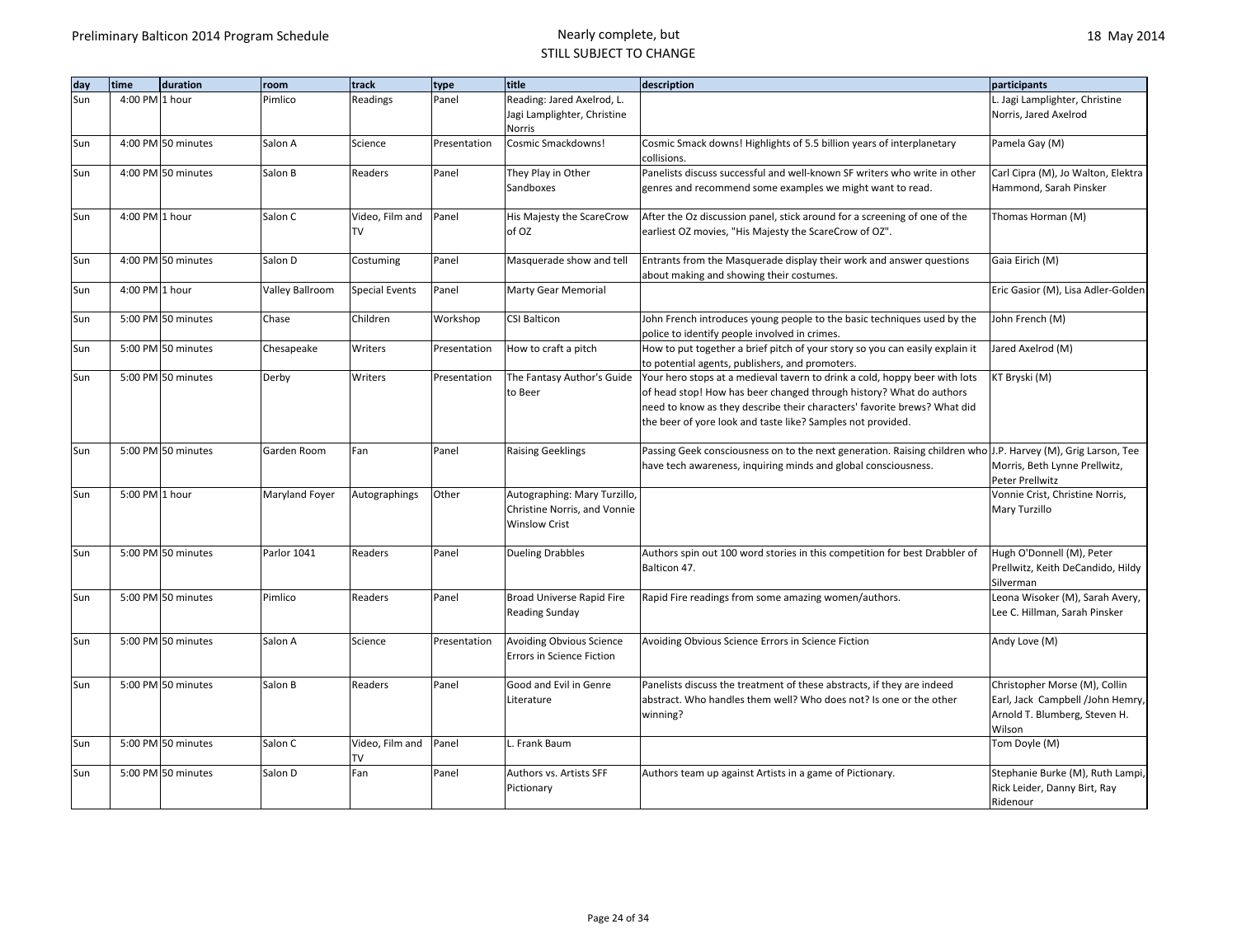| day | time | duration | room | track | type | title | description | participants |
|---|---|---|---|---|---|---|---|---|
| Sun | 4:00 PM | 1 hour | Pimlico | Readings | Panel | Reading: Jared Axelrod, L. Jagi Lamplighter, Christine Norris | | L. Jagi Lamplighter, Christine Norris, Jared Axelrod |
| Sun | 4:00 PM | 50 minutes | Salon A | Science | Presentation | Cosmic Smackdowns! | Cosmic Smack downs! Highlights of 5.5 billion years of interplanetary collisions. | Pamela Gay (M) |
| Sun | 4:00 PM | 50 minutes | Salon B | Readers | Panel | They Play in Other Sandboxes | Panelists discuss successful and well-known SF writers who write in other genres and recommend some examples we might want to read. | Carl Cipra (M), Jo Walton, Elektra Hammond, Sarah Pinsker |
| Sun | 4:00 PM | 1 hour | Salon C | Video, Film and TV | Panel | His Majesty the ScareCrow of OZ | After the Oz discussion panel, stick around for a screening of one of the earliest OZ movies, "His Majesty the ScareCrow of OZ". | Thomas Horman (M) |
| Sun | 4:00 PM | 50 minutes | Salon D | Costuming | Panel | Masquerade show and tell | Entrants from the Masquerade display their work and answer questions about making and showing their costumes. | Gaia Eirich (M) |
| Sun | 4:00 PM | 1 hour | Valley Ballroom | Special Events | Panel | Marty Gear Memorial | | Eric Gasior (M), Lisa Adler-Golden |
| Sun | 5:00 PM | 50 minutes | Chase | Children | Workshop | CSI Balticon | John French introduces young people to the basic techniques used by the police to identify people involved in crimes. | John French (M) |
| Sun | 5:00 PM | 50 minutes | Chesapeake | Writers | Presentation | How to craft a pitch | How to put together a brief pitch of your story so you can easily explain it to potential agents, publishers, and promoters. | Jared Axelrod (M) |
| Sun | 5:00 PM | 50 minutes | Derby | Writers | Presentation | The Fantasy Author's Guide to Beer | Your hero stops at a medieval tavern to drink a cold, hoppy beer with lots of head stop! How has beer changed through history? What do authors need to know as they describe their characters' favorite brews? What did the beer of yore look and taste like? Samples not provided. | KT Bryski (M) |
| Sun | 5:00 PM | 50 minutes | Garden Room | Fan | Panel | Raising Geeklings | Passing Geek consciousness on to the next generation. Raising children who have tech awareness, inquiring minds and global consciousness. | J.P. Harvey (M), Grig Larson, Tee Morris, Beth Lynne Prellwitz, Peter Prellwitz |
| Sun | 5:00 PM | 1 hour | Maryland Foyer | Autographings | Other | Autographing: Mary Turzillo, Christine Norris, and Vonnie Winslow Crist | | Vonnie Crist, Christine Norris, Mary Turzillo |
| Sun | 5:00 PM | 50 minutes | Parlor 1041 | Readers | Panel | Dueling Drabbles | Authors spin out 100 word stories in this competition for best Drabbler of Balticon 47. | Hugh O'Donnell (M), Peter Prellwitz, Keith DeCandido, Hildy Silverman |
| Sun | 5:00 PM | 50 minutes | Pimlico | Readers | Panel | Broad Universe Rapid Fire Reading Sunday | Rapid Fire readings from some amazing women/authors. | Leona Wisoker (M), Sarah Avery, Lee C. Hillman, Sarah Pinsker |
| Sun | 5:00 PM | 50 minutes | Salon A | Science | Presentation | Avoiding Obvious Science Errors in Science Fiction | Avoiding Obvious Science Errors in Science Fiction | Andy Love (M) |
| Sun | 5:00 PM | 50 minutes | Salon B | Readers | Panel | Good and Evil in Genre Literature | Panelists discuss the treatment of these abstracts, if they are indeed abstract. Who handles them well? Who does not? Is one or the other winning? | Christopher Morse (M), Collin Earl, Jack Campbell /John Hemry, Arnold T. Blumberg, Steven H. Wilson |
| Sun | 5:00 PM | 50 minutes | Salon C | Video, Film and TV | Panel | L. Frank Baum | | Tom Doyle (M) |
| Sun | 5:00 PM | 50 minutes | Salon D | Fan | Panel | Authors vs. Artists SFF Pictionary | Authors team up against Artists in a game of Pictionary. | Stephanie Burke (M), Ruth Lampi, Rick Leider, Danny Birt, Ray Ridenour |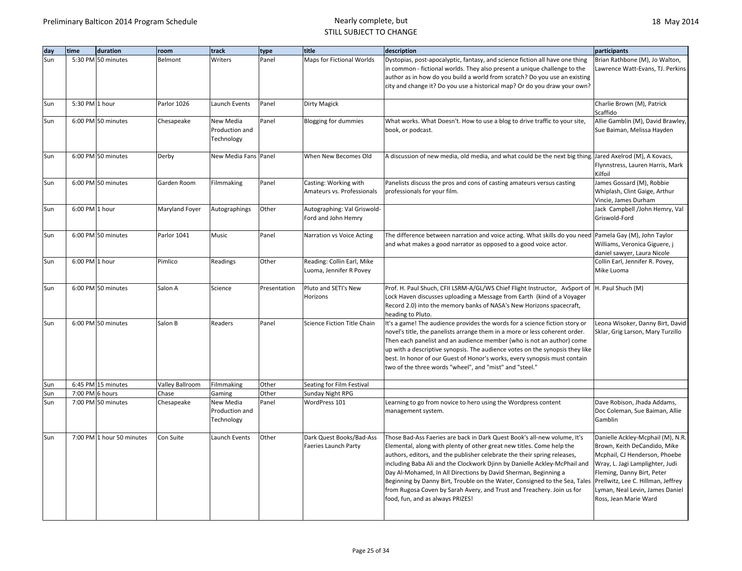| day | time | duration | room | track | type | title | description | participants |
|---|---|---|---|---|---|---|---|---|
| Sun | 5:30 PM | 50 minutes | Belmont | Writers | Panel | Maps for Fictional Worlds | Dystopias, post-apocalyptic, fantasy, and science fiction all have one thing in common - fictional worlds. They also present a unique challenge to the author as in how do you build a world from scratch? Do you use an existing city and change it? Do you use a historical map? Or do you draw your own? | Brian Rathbone (M), Jo Walton, Lawrence Watt-Evans, TJ. Perkins |
| Sun | 5:30 PM | 1 hour | Parlor 1026 | Launch Events | Panel | Dirty Magick | | Charlie Brown (M), Patrick Scaffido |
| Sun | 6:00 PM | 50 minutes | Chesapeake | New Media Production and Technology | Panel | Blogging for dummies | What works. What Doesn't. How to use a blog to drive traffic to your site, book, or podcast. | Allie Gamblin (M), David Brawley, Sue Baiman, Melissa Hayden |
| Sun | 6:00 PM | 50 minutes | Derby | New Media Fans | Panel | When New Becomes Old | A discussion of new media, old media, and what could be the next big thing. | Jared Axelrod (M), A Kovacs, Flynnstress, Lauren Harris, Mark Kilfoil |
| Sun | 6:00 PM | 50 minutes | Garden Room | Filmmaking | Panel | Casting: Working with Amateurs vs. Professionals | Panelists discuss the pros and cons of casting amateurs versus casting professionals for your film. | James Gossard (M), Robbie Whiplash, Clint Gaige, Arthur Vincie, James Durham |
| Sun | 6:00 PM | 1 hour | Maryland Foyer | Autographings | Other | Autographing: Val Griswold-Ford and John Hemry | | Jack Campbell /John Hemry, Val Griswold-Ford |
| Sun | 6:00 PM | 50 minutes | Parlor 1041 | Music | Panel | Narration vs Voice Acting | The difference between narration and voice acting. What skills do you need and what makes a good narrator as opposed to a good voice actor. | Pamela Gay (M), John Taylor Williams, Veronica Giguere, j daniel sawyer, Laura Nicole |
| Sun | 6:00 PM | 1 hour | Pimlico | Readings | Other | Reading: Collin Earl, Mike Luoma, Jennifer R Povey | | Collin Earl, Jennifer R. Povey, Mike Luoma |
| Sun | 6:00 PM | 50 minutes | Salon A | Science | Presentation | Pluto and SETI's New Horizons | Prof. H. Paul Shuch, CFII LSRM-A/GL/WS Chief Flight Instructor, AvSport of Lock Haven discusses uploading a Message from Earth (kind of a Voyager Record 2.0) into the memory banks of NASA's New Horizons spacecraft, heading to Pluto. | H. Paul Shuch (M) |
| Sun | 6:00 PM | 50 minutes | Salon B | Readers | Panel | Science Fiction Title Chain | It's a game! The audience provides the words for a science fiction story or novel's title, the panelists arrange them in a more or less coherent order. Then each panelist and an audience member (who is not an author) come up with a descriptive synopsis. The audience votes on the synopsis they like best. In honor of our Guest of Honor's works, every synopsis must contain two of the three words "wheel", and "mist" and "steel." | Leona Wisoker, Danny Birt, David Sklar, Grig Larson, Mary Turzillo |
| Sun | 6:45 PM | 15 minutes | Valley Ballroom | Filmmaking | Other | Seating for Film Festival | | |
| Sun | 7:00 PM | 6 hours | Chase | Gaming | Other | Sunday Night RPG | | |
| Sun | 7:00 PM | 50 minutes | Chesapeake | New Media Production and Technology | Panel | WordPress 101 | Learning to go from novice to hero using the Wordpress content management system. | Dave Robison, Jhada Addams, Doc Coleman, Sue Baiman, Allie Gamblin |
| Sun | 7:00 PM | 1 hour 50 minutes | Con Suite | Launch Events | Other | Dark Quest Books/Bad-Ass Faeries Launch Party | Those Bad-Ass Faeries are back in Dark Quest Book's all-new volume, It's Elemental, along with plenty of other great new titles. Come help the authors, editors, and the publisher celebrate the their spring releases, including Baba Ali and the Clockwork Djinn by Danielle Ackley-McPhail and Day Al-Mohamed, In All Directions by David Sherman, Beginning a Beginning by Danny Birt, Trouble on the Water, Consigned to the Sea, Tales from Rugosa Coven by Sarah Avery, and Trust and Treachery. Join us for food, fun, and as always PRIZES! | Danielle Ackley-Mcphail (M), N.R. Brown, Keith DeCandido, Mike Mcphail, CJ Henderson, Phoebe Wray, L. Jagi Lamplighter, Judi Fleming, Danny Birt, Peter Prellwitz, Lee C. Hillman, Jeffrey Lyman, Neal Levin, James Daniel Ross, Jean Marie Ward |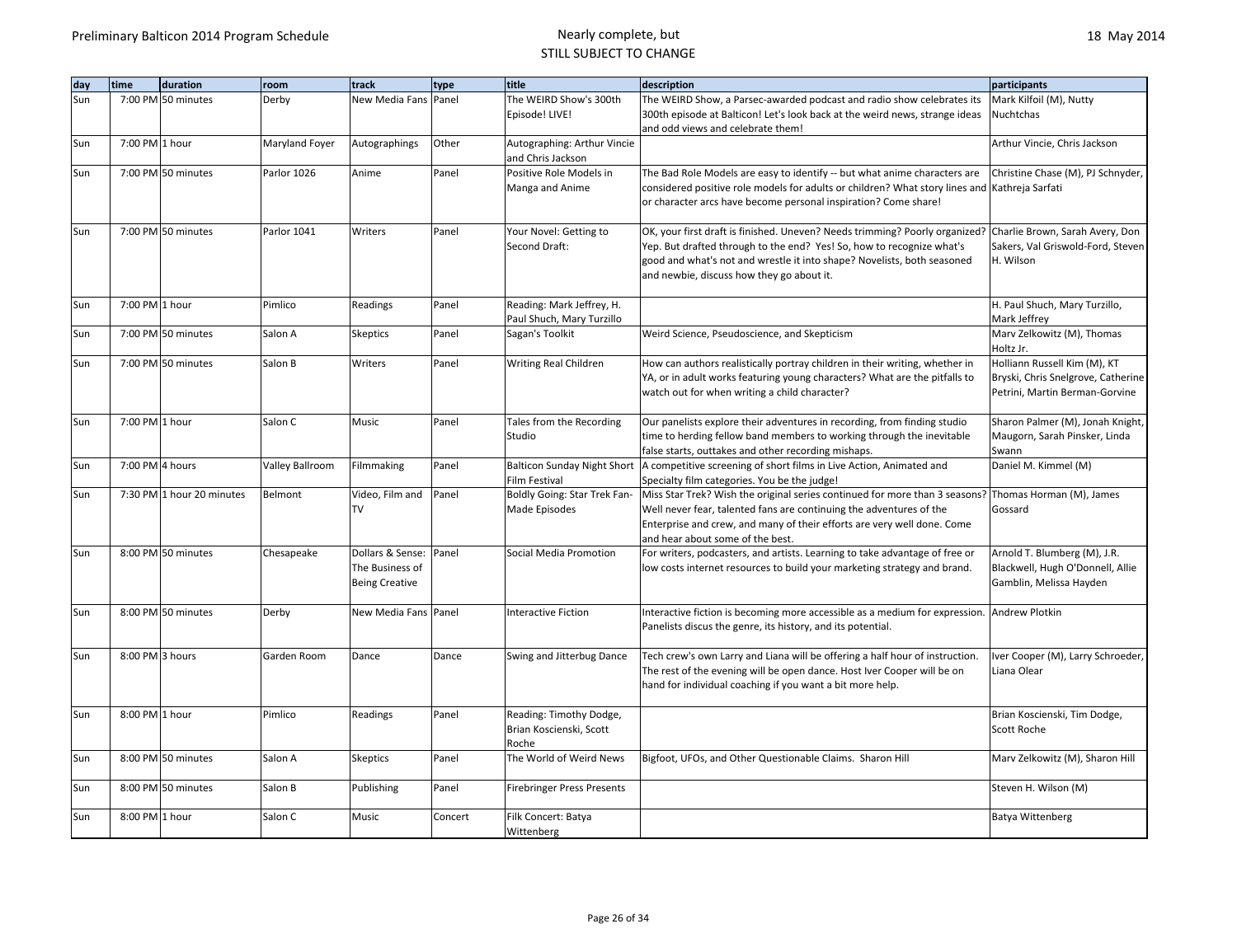| day | time | duration | room | track | type | title | description | participants |
|---|---|---|---|---|---|---|---|---|
| Sun | 7:00 PM | 50 minutes | Derby | New Media Fans | Panel | The WEIRD Show's 300th Episode! LIVE! | The WEIRD Show, a Parsec-awarded podcast and radio show celebrates its 300th episode at Balticon! Let's look back at the weird news, strange ideas and odd views and celebrate them! | Mark Kilfoil (M), Nutty Nuchtchas |
| Sun | 7:00 PM | 1 hour | Maryland Foyer | Autographings | Other | Autographing: Arthur Vincie and Chris Jackson | | Arthur Vincie, Chris Jackson |
| Sun | 7:00 PM | 50 minutes | Parlor 1026 | Anime | Panel | Positive Role Models in Manga and Anime | The Bad Role Models are easy to identify -- but what anime characters are considered positive role models for adults or children? What story lines and character arcs have become personal inspiration? Come share! | Christine Chase (M), PJ Schnyder, Kathreja Sarfati |
| Sun | 7:00 PM | 50 minutes | Parlor 1041 | Writers | Panel | Your Novel: Getting to Second Draft: | OK, your first draft is finished. Uneven? Needs trimming? Poorly organized? Yep. But drafted through to the end? Yes! So, how to recognize what's good and what's not and wrestle it into shape? Novelists, both seasoned and newbie, discuss how they go about it. | Charlie Brown, Sarah Avery, Don Sakers, Val Griswold-Ford, Steven H. Wilson |
| Sun | 7:00 PM | 1 hour | Pimlico | Readings | Panel | Reading: Mark Jeffrey, H. Paul Shuch, Mary Turzillo | | H. Paul Shuch, Mary Turzillo, Mark Jeffrey |
| Sun | 7:00 PM | 50 minutes | Salon A | Skeptics | Panel | Sagan's Toolkit | Weird Science, Pseudoscience, and Skepticism | Marv Zelkowitz (M), Thomas Holtz Jr. |
| Sun | 7:00 PM | 50 minutes | Salon B | Writers | Panel | Writing Real Children | How can authors realistically portray children in their writing, whether in YA, or in adult works featuring young characters? What are the pitfalls to watch out for when writing a child character? | Holliann Russell Kim (M), KT Bryski, Chris Snelgrove, Catherine Petrini, Martin Berman-Gorvine |
| Sun | 7:00 PM | 1 hour | Salon C | Music | Panel | Tales from the Recording Studio | Our panelists explore their adventures in recording, from finding studio time to herding fellow band members to working through the inevitable false starts, outtakes and other recording mishaps. | Sharon Palmer (M), Jonah Knight, Maugorn, Sarah Pinsker, Linda Swann |
| Sun | 7:00 PM | 4 hours | Valley Ballroom | Filmmaking | Panel | Balticon Sunday Night Short Film Festival | A competitive screening of short films in Live Action, Animated and Specialty film categories. You be the judge! | Daniel M. Kimmel (M) |
| Sun | 7:30 PM | 1 hour 20 minutes | Belmont | Video, Film and TV | Panel | Boldly Going: Star Trek Fan-Made Episodes | Miss Star Trek? Wish the original series continued for more than 3 seasons? Well never fear, talented fans are continuing the adventures of the Enterprise and crew, and many of their efforts are very well done. Come and hear about some of the best. | Thomas Horman (M), James Gossard |
| Sun | 8:00 PM | 50 minutes | Chesapeake | Dollars & Sense: The Business of Being Creative | Panel | Social Media Promotion | For writers, podcasters, and artists. Learning to take advantage of free or low costs internet resources to build your marketing strategy and brand. | Arnold T. Blumberg (M), J.R. Blackwell, Hugh O'Donnell, Allie Gamblin, Melissa Hayden |
| Sun | 8:00 PM | 50 minutes | Derby | New Media Fans | Panel | Interactive Fiction | Interactive fiction is becoming more accessible as a medium for expression. Panelists discus the genre, its history, and its potential. | Andrew Plotkin |
| Sun | 8:00 PM | 3 hours | Garden Room | Dance | Dance | Swing and Jitterbug Dance | Tech crew's own Larry and Liana will be offering a half hour of instruction. The rest of the evening will be open dance. Host Iver Cooper will be on hand for individual coaching if you want a bit more help. | Iver Cooper (M), Larry Schroeder, Liana Olear |
| Sun | 8:00 PM | 1 hour | Pimlico | Readings | Panel | Reading: Timothy Dodge, Brian Koscienski, Scott Roche | | Brian Koscienski, Tim Dodge, Scott Roche |
| Sun | 8:00 PM | 50 minutes | Salon A | Skeptics | Panel | The World of Weird News | Bigfoot, UFOs, and Other Questionable Claims. Sharon Hill | Marv Zelkowitz (M), Sharon Hill |
| Sun | 8:00 PM | 50 minutes | Salon B | Publishing | Panel | Firebringer Press Presents | | Steven H. Wilson (M) |
| Sun | 8:00 PM | 1 hour | Salon C | Music | Concert | Filk Concert: Batya Wittenberg | | Batya Wittenberg |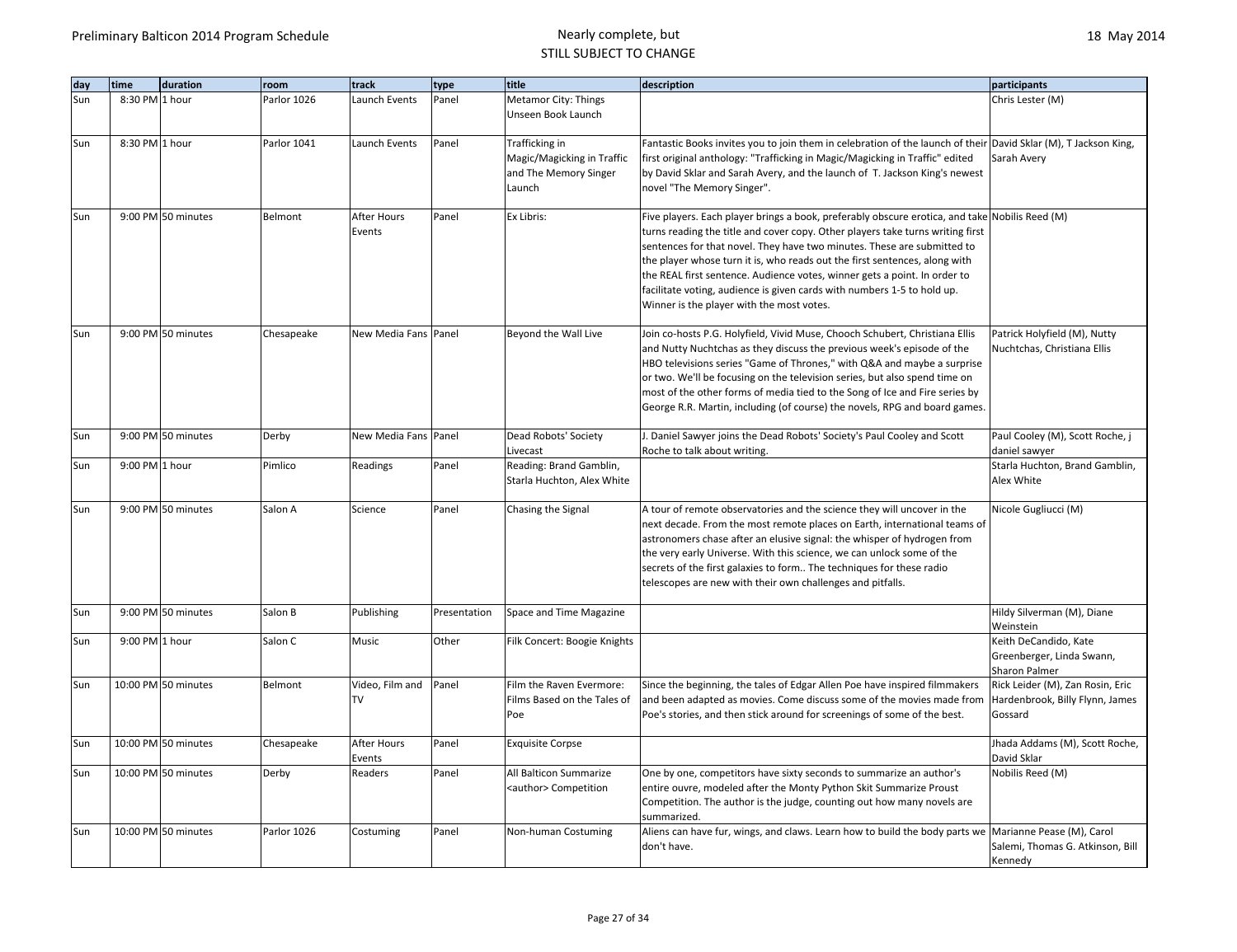| day | time | duration | room | track | type | title | description | participants |
|---|---|---|---|---|---|---|---|---|
| Sun | 8:30 PM | 1 hour | Parlor 1026 | Launch Events | Panel | Metamor City: Things Unseen Book Launch | | Chris Lester (M) |
| Sun | 8:30 PM | 1 hour | Parlor 1041 | Launch Events | Panel | Trafficking in Magic/Magicking in Traffic and The Memory Singer Launch | Fantastic Books invites you to join them in celebration of the launch of their first original anthology: "Trafficking in Magic/Magicking in Traffic" edited by David Sklar and Sarah Avery, and the launch of T. Jackson King's newest novel "The Memory Singer". | David Sklar (M), T Jackson King, Sarah Avery |
| Sun | 9:00 PM | 50 minutes | Belmont | After Hours Events | Panel | Ex Libris: | Five players. Each player brings a book, preferably obscure erotica, and take turns reading the title and cover copy. Other players take turns writing first sentences for that novel. They have two minutes. These are submitted to the player whose turn it is, who reads out the first sentences, along with the REAL first sentence. Audience votes, winner gets a point. In order to facilitate voting, audience is given cards with numbers 1-5 to hold up. Winner is the player with the most votes. | Nobilis Reed (M) |
| Sun | 9:00 PM | 50 minutes | Chesapeake | New Media Fans | Panel | Beyond the Wall Live | Join co-hosts P.G. Holyfield, Vivid Muse, Chooch Schubert, Christiana Ellis and Nutty Nuchtchas as they discuss the previous week's episode of the HBO televisions series "Game of Thrones," with Q&A and maybe a surprise or two. We'll be focusing on the television series, but also spend time on most of the other forms of media tied to the Song of Ice and Fire series by George R.R. Martin, including (of course) the novels, RPG and board games. | Patrick Holyfield (M), Nutty Nuchtchas, Christiana Ellis |
| Sun | 9:00 PM | 50 minutes | Derby | New Media Fans | Panel | Dead Robots' Society Livecast | J. Daniel Sawyer joins the Dead Robots' Society's Paul Cooley and Scott Roche to talk about writing. | Paul Cooley (M), Scott Roche, j daniel sawyer |
| Sun | 9:00 PM | 1 hour | Pimlico | Readings | Panel | Reading: Brand Gamblin, Starla Huchton, Alex White | | Starla Huchton, Brand Gamblin, Alex White |
| Sun | 9:00 PM | 50 minutes | Salon A | Science | Panel | Chasing the Signal | A tour of remote observatories and the science they will uncover in the next decade. From the most remote places on Earth, international teams of astronomers chase after an elusive signal: the whisper of hydrogen from the very early Universe. With this science, we can unlock some of the secrets of the first galaxies to form.. The techniques for these radio telescopes are new with their own challenges and pitfalls. | Nicole Gugliucci (M) |
| Sun | 9:00 PM | 50 minutes | Salon B | Publishing | Presentation | Space and Time Magazine | | Hildy Silverman (M), Diane Weinstein |
| Sun | 9:00 PM | 1 hour | Salon C | Music | Other | Filk Concert: Boogie Knights | | Keith DeCandido, Kate Greenberger, Linda Swann, Sharon Palmer |
| Sun | 10:00 PM | 50 minutes | Belmont | Video, Film and TV | Panel | Film the Raven Evermore: Films Based on the Tales of Poe | Since the beginning, the tales of Edgar Allen Poe have inspired filmmakers and been adapted as movies. Come discuss some of the movies made from Poe's stories, and then stick around for screenings of some of the best. | Rick Leider (M), Zan Rosin, Eric Hardenbrook, Billy Flynn, James Gossard |
| Sun | 10:00 PM | 50 minutes | Chesapeake | After Hours Events | Panel | Exquisite Corpse | | Jhada Addams (M), Scott Roche, David Sklar |
| Sun | 10:00 PM | 50 minutes | Derby | Readers | Panel | All Balticon Summarize <author> Competition | One by one, competitors have sixty seconds to summarize an author's entire ouvre, modeled after the Monty Python Skit Summarize Proust Competition. The author is the judge, counting out how many novels are summarized. | Nobilis Reed (M) |
| Sun | 10:00 PM | 50 minutes | Parlor 1026 | Costuming | Panel | Non-human Costuming | Aliens can have fur, wings, and claws. Learn how to build the body parts we don't have. | Marianne Pease (M), Carol Salemi, Thomas G. Atkinson, Bill Kennedy |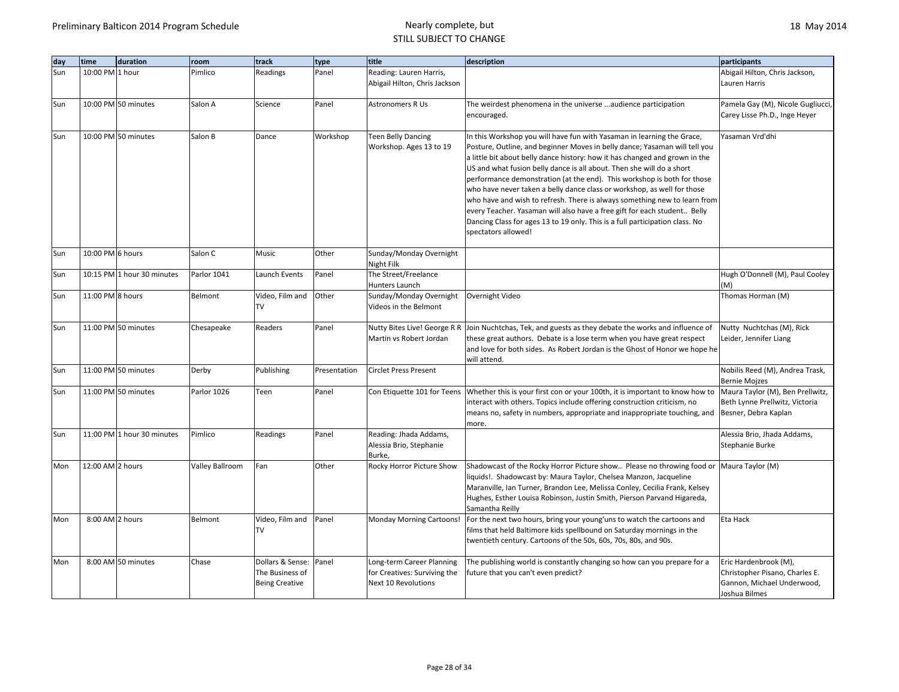| day | time | duration | room | track | type | title | description | participants |
|---|---|---|---|---|---|---|---|---|
| Sun | 10:00 PM | 1 hour | Pimlico | Readings | Panel | Reading: Lauren Harris, Abigail Hilton, Chris Jackson | | Abigail Hilton, Chris Jackson, Lauren Harris |
| Sun | 10:00 PM | 50 minutes | Salon A | Science | Panel | Astronomers R Us | The weirdest phenomena in the universe ...audience participation encouraged. | Pamela Gay (M), Nicole Gugliucci, Carey Lisse Ph.D., Inge Heyer |
| Sun | 10:00 PM | 50 minutes | Salon B | Dance | Workshop | Teen Belly Dancing Workshop. Ages 13 to 19 | In this Workshop you will have fun with Yasaman in learning the Grace, Posture, Outline, and beginner Moves in belly dance; Yasaman will tell you a little bit about belly dance history: how it has changed and grown in the US and what fusion belly dance is all about. Then she will do a short performance demonstration (at the end). This workshop is both for those who have never taken a belly dance class or workshop, as well for those who have and wish to refresh. There is always something new to learn from every Teacher. Yasaman will also have a free gift for each student.. Belly Dancing Class for ages 13 to 19 only. This is a full participation class. No spectators allowed! | Yasaman Vrd'dhi |
| Sun | 10:00 PM | 6 hours | Salon C | Music | Other | Sunday/Monday Overnight Night Filk | | |
| Sun | 10:15 PM | 1 hour 30 minutes | Parlor 1041 | Launch Events | Panel | The Street/Freelance Hunters Launch | | Hugh O'Donnell (M), Paul Cooley (M) |
| Sun | 11:00 PM | 8 hours | Belmont | Video, Film and TV | Other | Sunday/Monday Overnight Videos in the Belmont | Overnight Video | Thomas Horman (M) |
| Sun | 11:00 PM | 50 minutes | Chesapeake | Readers | Panel | Nutty Bites Live! George R R Martin vs Robert Jordan | Join Nuchtchas, Tek, and guests as they debate the works and influence of these great authors. Debate is a lose term when you have great respect and love for both sides. As Robert Jordan is the Ghost of Honor we hope he will attend. | Nutty Nuchtchas (M), Rick Leider, Jennifer Liang |
| Sun | 11:00 PM | 50 minutes | Derby | Publishing | Presentation | Circlet Press Present | | Nobilis Reed (M), Andrea Trask, Bernie Mojzes |
| Sun | 11:00 PM | 50 minutes | Parlor 1026 | Teen | Panel | Con Etiquette 101 for Teens | Whether this is your first con or your 100th, it is important to know how to interact with others. Topics include offering construction criticism, no means no, safety in numbers, appropriate and inappropriate touching, and more. | Maura Taylor (M), Ben Prellwitz, Beth Lynne Prellwitz, Victoria Besner, Debra Kaplan |
| Sun | 11:00 PM | 1 hour 30 minutes | Pimlico | Readings | Panel | Reading: Jhada Addams, Alessia Brio, Stephanie Burke, | | Alessia Brio, Jhada Addams, Stephanie Burke |
| Mon | 12:00 AM | 2 hours | Valley Ballroom | Fan | Other | Rocky Horror Picture Show | Shadowcast of the Rocky Horror Picture show.. Please no throwing food or liquids!. Shadowcast by: Maura Taylor, Chelsea Manzon, Jacqueline Maranville, Ian Turner, Brandon Lee, Melissa Conley, Cecilia Frank, Kelsey Hughes, Esther Louisa Robinson, Justin Smith, Pierson Parvand Higareda, Samantha Reilly | Maura Taylor (M) |
| Mon | 8:00 AM | 2 hours | Belmont | Video, Film and TV | Panel | Monday Morning Cartoons! | For the next two hours, bring your young'uns to watch the cartoons and films that held Baltimore kids spellbound on Saturday mornings in the twentieth century. Cartoons of the 50s, 60s, 70s, 80s, and 90s. | Eta Hack |
| Mon | 8:00 AM | 50 minutes | Chase | Dollars & Sense: The Business of Being Creative | Panel | Long-term Career Planning for Creatives: Surviving the Next 10 Revolutions | The publishing world is constantly changing so how can you prepare for a future that you can't even predict? | Eric Hardenbrook (M), Christopher Pisano, Charles E. Gannon, Michael Underwood, Joshua Bilmes |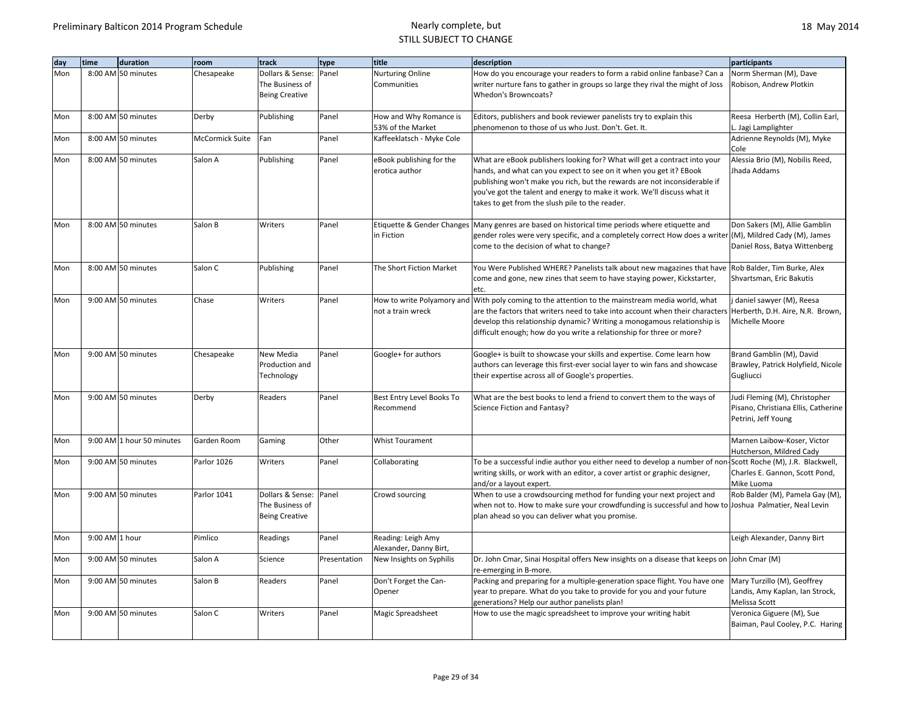| day | time | duration | room | track | type | title | description | participants |
|---|---|---|---|---|---|---|---|---|
| Mon | 8:00 AM | 50 minutes | Chesapeake | Dollars & Sense: The Business of Being Creative | Panel | Nurturing Online Communities | How do you encourage your readers to form a rabid online fanbase? Can a writer nurture fans to gather in groups so large they rival the might of Joss Whedon's Browncoats? | Norm Sherman (M), Dave Robison, Andrew Plotkin |
| Mon | 8:00 AM | 50 minutes | Derby | Publishing | Panel | How and Why Romance is 53% of the Market | Editors, publishers and book reviewer panelists try to explain this phenomenon to those of us who Just. Don't. Get. It. | Reesa Herberth (M), Collin Earl, L. Jagi Lamplighter |
| Mon | 8:00 AM | 50 minutes | McCormick Suite | Fan | Panel | Kaffeeklatsch - Myke Cole | | Adrienne Reynolds (M), Myke Cole |
| Mon | 8:00 AM | 50 minutes | Salon A | Publishing | Panel | eBook publishing for the erotica author | What are eBook publishers looking for? What will get a contract into your hands, and what can you expect to see on it when you get it? EBook publishing won't make you rich, but the rewards are not inconsiderable if you've got the talent and energy to make it work. We'll discuss what it takes to get from the slush pile to the reader. | Alessia Brio (M), Nobilis Reed, Jhada Addams |
| Mon | 8:00 AM | 50 minutes | Salon B | Writers | Panel | Etiquette & Gender Changes in Fiction | Many genres are based on historical time periods where etiquette and gender roles were very specific, and a completely correct How does a writer come to the decision of what to change? | Don Sakers (M), Allie Gamblin (M), Mildred Cady (M), James Daniel Ross, Batya Wittenberg |
| Mon | 8:00 AM | 50 minutes | Salon C | Publishing | Panel | The Short Fiction Market | You Were Published WHERE? Panelists talk about new magazines that have come and gone, new zines that seem to have staying power, Kickstarter, etc. | Rob Balder, Tim Burke, Alex Shvartsman, Eric Bakutis |
| Mon | 9:00 AM | 50 minutes | Chase | Writers | Panel | How to write Polyamory and not a train wreck | With poly coming to the attention to the mainstream media world, what are the factors that writers need to take into account when their characters develop this relationship dynamic? Writing a monogamous relationship is difficult enough; how do you write a relationship for three or more? | j daniel sawyer (M), Reesa Herberth, D.H. Aire, N.R. Brown, Michelle Moore |
| Mon | 9:00 AM | 50 minutes | Chesapeake | New Media Production and Technology | Panel | Google+ for authors | Google+ is built to showcase your skills and expertise. Come learn how authors can leverage this first-ever social layer to win fans and showcase their expertise across all of Google's properties. | Brand Gamblin (M), David Brawley, Patrick Holyfield, Nicole Gugliucci |
| Mon | 9:00 AM | 50 minutes | Derby | Readers | Panel | Best Entry Level Books To Recommend | What are the best books to lend a friend to convert them to the ways of Science Fiction and Fantasy? | Judi Fleming (M), Christopher Pisano, Christiana Ellis, Catherine Petrini, Jeff Young |
| Mon | 9:00 AM | 1 hour 50 minutes | Garden Room | Gaming | Other | Whist Tourament | | Marnen Laibow-Koser, Victor Hutcherson, Mildred Cady |
| Mon | 9:00 AM | 50 minutes | Parlor 1026 | Writers | Panel | Collaborating | To be a successful indie author you either need to develop a number of non-writing skills, or work with an editor, a cover artist or graphic designer, and/or a layout expert. | Scott Roche (M), J.R. Blackwell, Charles E. Gannon, Scott Pond, Mike Luoma |
| Mon | 9:00 AM | 50 minutes | Parlor 1041 | Dollars & Sense: The Business of Being Creative | Panel | Crowd sourcing | When to use a crowdsourcing method for funding your next project and when not to. How to make sure your crowdfunding is successful and how to plan ahead so you can deliver what you promise. | Rob Balder (M), Pamela Gay (M), Joshua Palmatier, Neal Levin |
| Mon | 9:00 AM | 1 hour | Pimlico | Readings | Panel | Reading: Leigh Amy Alexander, Danny Birt, | | Leigh Alexander, Danny Birt |
| Mon | 9:00 AM | 50 minutes | Salon A | Science | Presentation | New Insights on Syphilis | Dr. John Cmar, Sinai Hospital offers New insights on a disease that keeps on re-emerging in B-more. | John Cmar (M) |
| Mon | 9:00 AM | 50 minutes | Salon B | Readers | Panel | Don't Forget the Can-Opener | Packing and preparing for a multiple-generation space flight. You have one year to prepare. What do you take to provide for you and your future generations? Help our author panelists plan! | Mary Turzillo (M), Geoffrey Landis, Amy Kaplan, Ian Strock, Melissa Scott |
| Mon | 9:00 AM | 50 minutes | Salon C | Writers | Panel | Magic Spreadsheet | How to use the magic spreadsheet to improve your writing habit | Veronica Giguere (M), Sue Baiman, Paul Cooley, P.C. Haring |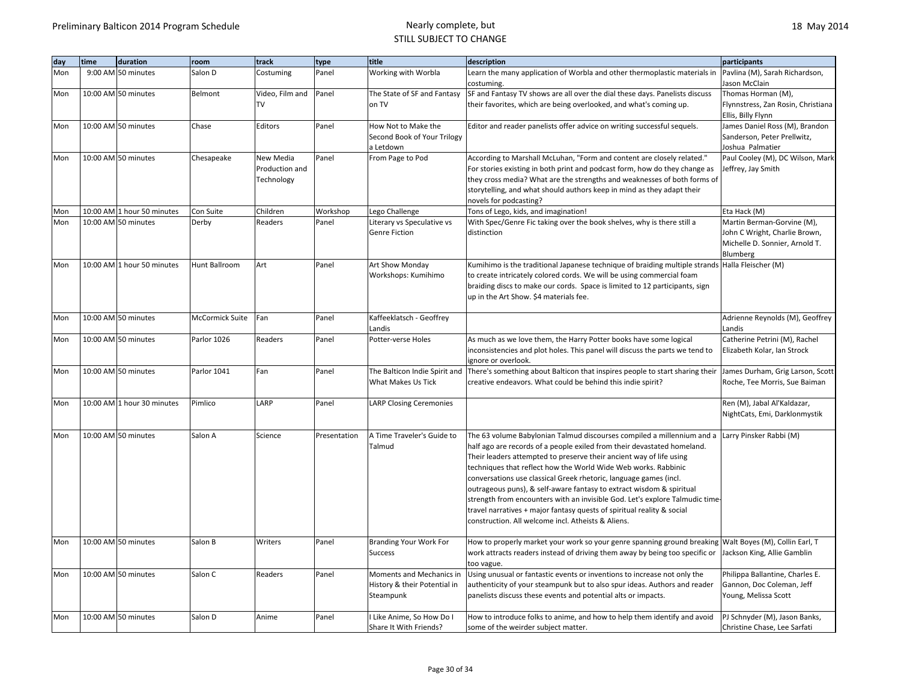| day | time | duration | room | track | type | title | description | participants |
|---|---|---|---|---|---|---|---|---|
| Mon | 9:00 AM | 50 minutes | Salon D | Costuming | Panel | Working with Worbla | Learn the many application of Worbla and other thermoplastic materials in costuming. | Pavlina (M), Sarah Richardson, Jason McClain |
| Mon | 10:00 AM | 50 minutes | Belmont | Video, Film and TV | Panel | The State of SF and Fantasy on TV | SF and Fantasy TV shows are all over the dial these days. Panelists discuss their favorites, which are being overlooked, and what's coming up. | Thomas Horman (M), Flynnstress, Zan Rosin, Christiana Ellis, Billy Flynn |
| Mon | 10:00 AM | 50 minutes | Chase | Editors | Panel | How Not to Make the Second Book of Your Trilogy a Letdown | Editor and reader panelists offer advice on writing successful sequels. | James Daniel Ross (M), Brandon Sanderson, Peter Prellwitz, Joshua Palmatier |
| Mon | 10:00 AM | 50 minutes | Chesapeake | New Media Production and Technology | Panel | From Page to Pod | According to Marshall McLuhan, "Form and content are closely related." For stories existing in both print and podcast form, how do they change as they cross media? What are the strengths and weaknesses of both forms of storytelling, and what should authors keep in mind as they adapt their novels for podcasting? | Paul Cooley (M), DC Wilson, Mark Jeffrey, Jay Smith |
| Mon | 10:00 AM | 1 hour 50 minutes | Con Suite | Children | Workshop | Lego Challenge | Tons of Lego, kids, and imagination! | Eta Hack (M) |
| Mon | 10:00 AM | 50 minutes | Derby | Readers | Panel | Literary vs Speculative vs Genre Fiction | With Spec/Genre Fic taking over the book shelves, why is there still a distinction | Martin Berman-Gorvine (M), John C Wright, Charlie Brown, Michelle D. Sonnier, Arnold T. Blumberg |
| Mon | 10:00 AM | 1 hour 50 minutes | Hunt Ballroom | Art | Panel | Art Show Monday Workshops: Kumihimo | Kumihimo is the traditional Japanese technique of braiding multiple strands to create intricately colored cords. We will be using commercial foam braiding discs to make our cords. Space is limited to 12 participants, sign up in the Art Show. $4 materials fee. | Halla Fleischer (M) |
| Mon | 10:00 AM | 50 minutes | McCormick Suite | Fan | Panel | Kaffeeklatsch - Geoffrey Landis | | Adrienne Reynolds (M), Geoffrey Landis |
| Mon | 10:00 AM | 50 minutes | Parlor 1026 | Readers | Panel | Potter-verse Holes | As much as we love them, the Harry Potter books have some logical inconsistencies and plot holes. This panel will discuss the parts we tend to ignore or overlook. | Catherine Petrini (M), Rachel Elizabeth Kolar, Ian Strock |
| Mon | 10:00 AM | 50 minutes | Parlor 1041 | Fan | Panel | The Balticon Indie Spirit and What Makes Us Tick | There's something about Balticon that inspires people to start sharing their creative endeavors. What could be behind this indie spirit? | James Durham, Grig Larson, Scott Roche, Tee Morris, Sue Baiman |
| Mon | 10:00 AM | 1 hour 30 minutes | Pimlico | LARP | Panel | LARP Closing Ceremonies | | Ren (M), Jabal Al'Kaldazar, NightCats, Emi, Darklonmystik |
| Mon | 10:00 AM | 50 minutes | Salon A | Science | Presentation | A Time Traveler's Guide to Talmud | The 63 volume Babylonian Talmud discourses compiled a millennium and a half ago are records of a people exiled from their devastated homeland. Their leaders attempted to preserve their ancient way of life using techniques that reflect how the World Wide Web works. Rabbinic conversations use classical Greek rhetoric, language games (incl. outrageous puns), & self-aware fantasy to extract wisdom & spiritual strength from encounters with an invisible God. Let's explore Talmudic time-travel narratives + major fantasy quests of spiritual reality & social construction. All welcome incl. Atheists & Aliens. | Larry Pinsker Rabbi (M) |
| Mon | 10:00 AM | 50 minutes | Salon B | Writers | Panel | Branding Your Work For Success | How to properly market your work so your genre spanning ground breaking work attracts readers instead of driving them away by being too specific or too vague. | Walt Boyes (M), Collin Earl, T Jackson King, Allie Gamblin |
| Mon | 10:00 AM | 50 minutes | Salon C | Readers | Panel | Moments and Mechanics in History & their Potential in Steampunk | Using unusual or fantastic events or inventions to increase not only the authenticity of your steampunk but to also spur ideas. Authors and reader panelists discuss these events and potential alts or impacts. | Philippa Ballantine, Charles E. Gannon, Doc Coleman, Jeff Young, Melissa Scott |
| Mon | 10:00 AM | 50 minutes | Salon D | Anime | Panel | I Like Anime, So How Do I Share It With Friends? | How to introduce folks to anime, and how to help them identify and avoid some of the weirder subject matter. | PJ Schnyder (M), Jason Banks, Christine Chase, Lee Sarfati |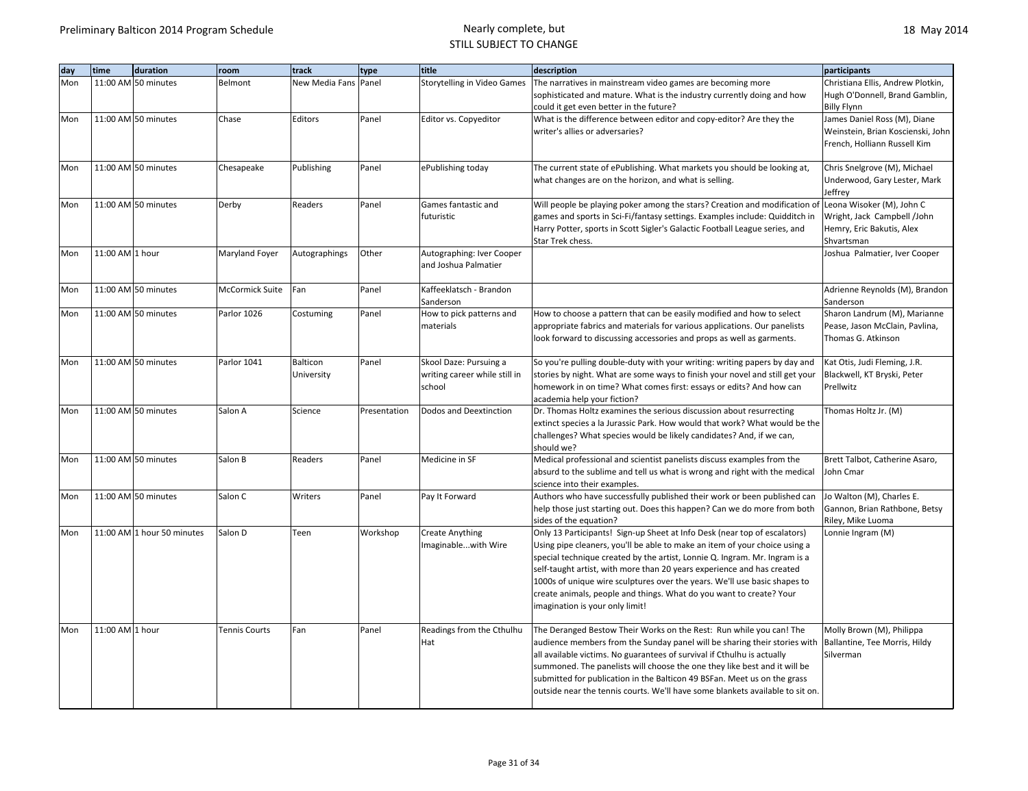| day | time | duration | room | track | type | title | description | participants |
|---|---|---|---|---|---|---|---|---|
| Mon | 11:00 AM | 50 minutes | Belmont | New Media Fans | Panel | Storytelling in Video Games | The narratives in mainstream video games are becoming more sophisticated and mature. What is the industry currently doing and how could it get even better in the future? | Christiana Ellis, Andrew Plotkin, Hugh O'Donnell, Brand Gamblin, Billy Flynn |
| Mon | 11:00 AM | 50 minutes | Chase | Editors | Panel | Editor vs. Copyeditor | What is the difference between editor and copy-editor? Are they the writer's allies or adversaries? | James Daniel Ross (M), Diane Weinstein, Brian Koscienski, John French, Holliann Russell Kim |
| Mon | 11:00 AM | 50 minutes | Chesapeake | Publishing | Panel | ePublishing today | The current state of ePublishing. What markets you should be looking at, what changes are on the horizon, and what is selling. | Chris Snelgrove (M), Michael Underwood, Gary Lester, Mark Jeffrey |
| Mon | 11:00 AM | 50 minutes | Derby | Readers | Panel | Games fantastic and futuristic | Will people be playing poker among the stars? Creation and modification of games and sports in Sci-Fi/fantasy settings. Examples include: Quidditch in Harry Potter, sports in Scott Sigler's Galactic Football League series, and Star Trek chess. | Leona Wisoker (M), John C Wright, Jack Campbell /John Hemry, Eric Bakutis, Alex Shvartsman |
| Mon | 11:00 AM | 1 hour | Maryland Foyer | Autographings | Other | Autographing: Iver Cooper and Joshua Palmatier | | Joshua Palmatier, Iver Cooper |
| Mon | 11:00 AM | 50 minutes | McCormick Suite | Fan | Panel | Kaffeeklatsch - Brandon Sanderson | | Adrienne Reynolds (M), Brandon Sanderson |
| Mon | 11:00 AM | 50 minutes | Parlor 1026 | Costuming | Panel | How to pick patterns and materials | How to choose a pattern that can be easily modified and how to select appropriate fabrics and materials for various applications. Our panelists look forward to discussing accessories and props as well as garments. | Sharon Landrum (M), Marianne Pease, Jason McClain, Pavlina, Thomas G. Atkinson |
| Mon | 11:00 AM | 50 minutes | Parlor 1041 | Balticon University | Panel | Skool Daze: Pursuing a writing career while still in school | So you're pulling double-duty with your writing: writing papers by day and stories by night. What are some ways to finish your novel and still get your homework in on time? What comes first: essays or edits? And how can academia help your fiction? | Kat Otis, Judi Fleming, J.R. Blackwell, KT Bryski, Peter Prellwitz |
| Mon | 11:00 AM | 50 minutes | Salon A | Science | Presentation | Dodos and Deextinction | Dr. Thomas Holtz examines the serious discussion about resurrecting extinct species a la Jurassic Park. How would that work? What would be the challenges? What species would be likely candidates? And, if we can, should we? | Thomas Holtz Jr. (M) |
| Mon | 11:00 AM | 50 minutes | Salon B | Readers | Panel | Medicine in SF | Medical professional and scientist panelists discuss examples from the absurd to the sublime and tell us what is wrong and right with the medical science into their examples. | Brett Talbot, Catherine Asaro, John Cmar |
| Mon | 11:00 AM | 50 minutes | Salon C | Writers | Panel | Pay It Forward | Authors who have successfully published their work or been published can help those just starting out. Does this happen? Can we do more from both sides of the equation? | Jo Walton (M), Charles E. Gannon, Brian Rathbone, Betsy Riley, Mike Luoma |
| Mon | 11:00 AM | 1 hour 50 minutes | Salon D | Teen | Workshop | Create Anything Imaginable...with Wire | Only 13 Participants! Sign-up Sheet at Info Desk (near top of escalators) Using pipe cleaners, you'll be able to make an item of your choice using a special technique created by the artist, Lonnie Q. Ingram. Mr. Ingram is a self-taught artist, with more than 20 years experience and has created 1000s of unique wire sculptures over the years. We'll use basic shapes to create animals, people and things. What do you want to create? Your imagination is your only limit! | Lonnie Ingram (M) |
| Mon | 11:00 AM | 1 hour | Tennis Courts | Fan | Panel | Readings from the Cthulhu Hat | The Deranged Bestow Their Works on the Rest: Run while you can! The audience members from the Sunday panel will be sharing their stories with all available victims. No guarantees of survival if Cthulhu is actually summoned. The panelists will choose the one they like best and it will be submitted for publication in the Balticon 49 BSFan. Meet us on the grass outside near the tennis courts. We'll have some blankets available to sit on. | Molly Brown (M), Philippa Ballantine, Tee Morris, Hildy Silverman |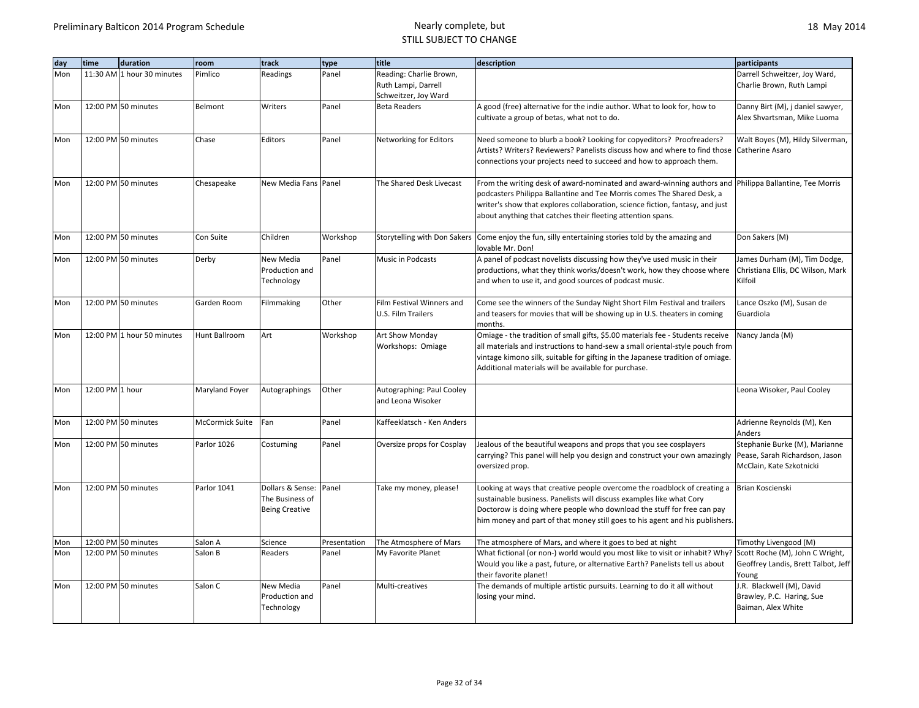| day | time | duration | room | track | type | title | description | participants |
|---|---|---|---|---|---|---|---|---|
| Mon | 11:30 AM | 1 hour 30 minutes | Pimlico | Readings | Panel | Reading: Charlie Brown, Ruth Lampi, Darrell Schweitzer, Joy Ward | | Darrell Schweitzer, Joy Ward, Charlie Brown, Ruth Lampi |
| Mon | 12:00 PM | 50 minutes | Belmont | Writers | Panel | Beta Readers | A good (free) alternative for the indie author. What to look for, how to cultivate a group of betas, what not to do. | Danny Birt (M), j daniel sawyer, Alex Shvartsman, Mike Luoma |
| Mon | 12:00 PM | 50 minutes | Chase | Editors | Panel | Networking for Editors | Need someone to blurb a book? Looking for copyeditors? Proofreaders? Artists? Writers? Reviewers? Panelists discuss how and where to find those connections your projects need to succeed and how to approach them. | Walt Boyes (M), Hildy Silverman, Catherine Asaro |
| Mon | 12:00 PM | 50 minutes | Chesapeake | New Media Fans | Panel | The Shared Desk Livecast | From the writing desk of award-nominated and award-winning authors and podcasters Philippa Ballantine and Tee Morris comes The Shared Desk, a writer's show that explores collaboration, science fiction, fantasy, and just about anything that catches their fleeting attention spans. | Philippa Ballantine, Tee Morris |
| Mon | 12:00 PM | 50 minutes | Con Suite | Children | Workshop | Storytelling with Don Sakers | Come enjoy the fun, silly entertaining stories told by the amazing and lovable Mr. Don! | Don Sakers (M) |
| Mon | 12:00 PM | 50 minutes | Derby | New Media Production and Technology | Panel | Music in Podcasts | A panel of podcast novelists discussing how they've used music in their productions, what they think works/doesn't work, how they choose where and when to use it, and good sources of podcast music. | James Durham (M), Tim Dodge, Christiana Ellis, DC Wilson, Mark Kilfoil |
| Mon | 12:00 PM | 50 minutes | Garden Room | Filmmaking | Other | Film Festival Winners and U.S. Film Trailers | Come see the winners of the Sunday Night Short Film Festival and trailers and teasers for movies that will be showing up in U.S. theaters in coming months. | Lance Oszko (M), Susan de Guardiola |
| Mon | 12:00 PM | 1 hour 50 minutes | Hunt Ballroom | Art | Workshop | Art Show Monday Workshops: Omiage | Omiage - the tradition of small gifts, $5.00 materials fee - Students receive all materials and instructions to hand-sew a small oriental-style pouch from vintage kimono silk, suitable for gifting in the Japanese tradition of omiage. Additional materials will be available for purchase. | Nancy Janda (M) |
| Mon | 12:00 PM | 1 hour | Maryland Foyer | Autographings | Other | Autographing: Paul Cooley and Leona Wisoker | | Leona Wisoker, Paul Cooley |
| Mon | 12:00 PM | 50 minutes | McCormick Suite | Fan | Panel | Kaffeeklatsch - Ken Anders | | Adrienne Reynolds (M), Ken Anders |
| Mon | 12:00 PM | 50 minutes | Parlor 1026 | Costuming | Panel | Oversize props for Cosplay | Jealous of the beautiful weapons and props that you see cosplayers carrying? This panel will help you design and construct your own amazingly oversized prop. | Stephanie Burke (M), Marianne Pease, Sarah Richardson, Jason McClain, Kate Szkotnicki |
| Mon | 12:00 PM | 50 minutes | Parlor 1041 | Dollars & Sense: The Business of Being Creative | Panel | Take my money, please! | Looking at ways that creative people overcome the roadblock of creating a sustainable business. Panelists will discuss examples like what Cory Doctorow is doing where people who download the stuff for free can pay him money and part of that money still goes to his agent and his publishers. | Brian Koscienski |
| Mon | 12:00 PM | 50 minutes | Salon A | Science | Presentation | The Atmosphere of Mars | The atmosphere of Mars, and where it goes to bed at night | Timothy Livengood (M) |
| Mon | 12:00 PM | 50 minutes | Salon B | Readers | Panel | My Favorite Planet | What fictional (or non-) world would you most like to visit or inhabit? Why? Would you like a past, future, or alternative Earth? Panelists tell us about their favorite planet! | Scott Roche (M), John C Wright, Geoffrey Landis, Brett Talbot, Jeff Young |
| Mon | 12:00 PM | 50 minutes | Salon C | New Media Production and Technology | Panel | Multi-creatives | The demands of multiple artistic pursuits. Learning to do it all without losing your mind. | J.R. Blackwell (M), David Brawley, P.C. Haring, Sue Baiman, Alex White |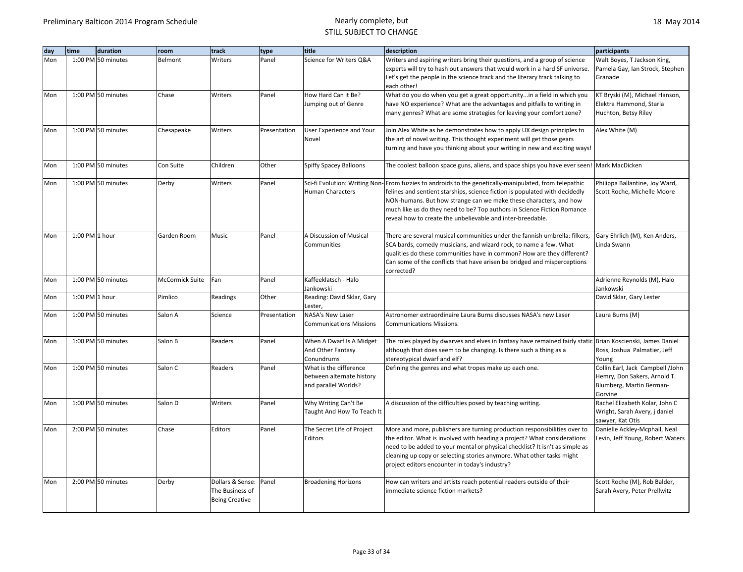| day | time | duration | room | track | type | title | description | participants |
|---|---|---|---|---|---|---|---|---|
| Mon | 1:00 PM | 50 minutes | Belmont | Writers | Panel | Science for Writers Q&A | Writers and aspiring writers bring their questions, and a group of science experts will try to hash out answers that would work in a hard SF universe. Let's get the people in the science track and the literary track talking to each other! | Walt Boyes, T Jackson King, Pamela Gay, Ian Strock, Stephen Granade |
| Mon | 1:00 PM | 50 minutes | Chase | Writers | Panel | How Hard Can it Be? Jumping out of Genre | What do you do when you get a great opportunity...in a field in which you have NO experience? What are the advantages and pitfalls to writing in many genres? What are some strategies for leaving your comfort zone? | KT Bryski (M), Michael Hanson, Elektra Hammond, Starla Huchton, Betsy Riley |
| Mon | 1:00 PM | 50 minutes | Chesapeake | Writers | Presentation | User Experience and Your Novel | Join Alex White as he demonstrates how to apply UX design principles to the art of novel writing. This thought experiment will get those gears turning and have you thinking about your writing in new and exciting ways! | Alex White (M) |
| Mon | 1:00 PM | 50 minutes | Con Suite | Children | Other | Spiffy Spacey Balloons | The coolest balloon space guns, aliens, and space ships you have ever seen! | Mark MacDicken |
| Mon | 1:00 PM | 50 minutes | Derby | Writers | Panel | Sci-fi Evolution: Writing Non-Human Characters | From fuzzies to androids to the genetically-manipulated, from telepathic felines and sentient starships, science fiction is populated with decidedly NON-humans. But how strange can we make these characters, and how much like us do they need to be? Top authors in Science Fiction Romance reveal how to create the unbelievable and inter-breedable. | Philippa Ballantine, Joy Ward, Scott Roche, Michelle Moore |
| Mon | 1:00 PM | 1 hour | Garden Room | Music | Panel | A Discussion of Musical Communities | There are several musical communities under the fannish umbrella: filkers, SCA bards, comedy musicians, and wizard rock, to name a few. What qualities do these communities have in common? How are they different? Can some of the conflicts that have arisen be bridged and misperceptions corrected? | Gary Ehrlich (M), Ken Anders, Linda Swann |
| Mon | 1:00 PM | 50 minutes | McCormick Suite | Fan | Panel | Kaffeeklatsch - Halo Jankowski | | Adrienne Reynolds (M), Halo Jankowski |
| Mon | 1:00 PM | 1 hour | Pimlico | Readings | Other | Reading: David Sklar, Gary Lester, | | David Sklar, Gary Lester |
| Mon | 1:00 PM | 50 minutes | Salon A | Science | Presentation | NASA's New Laser Communications Missions | Astronomer extraordinaire Laura Burns discusses NASA's new Laser Communications Missions. | Laura Burns (M) |
| Mon | 1:00 PM | 50 minutes | Salon B | Readers | Panel | When A Dwarf Is A Midget And Other Fantasy Conundrums | The roles played by dwarves and elves in fantasy have remained fairly static although that does seem to be changing. Is there such a thing as a stereotypical dwarf and elf? | Brian Koscienski, James Daniel Ross, Joshua Palmatier, Jeff Young |
| Mon | 1:00 PM | 50 minutes | Salon C | Readers | Panel | What is the difference between alternate history and parallel Worlds? | Defining the genres and what tropes make up each one. | Collin Earl, Jack Campbell /John Hemry, Don Sakers, Arnold T. Blumberg, Martin Berman-Gorvine |
| Mon | 1:00 PM | 50 minutes | Salon D | Writers | Panel | Why Writing Can't Be Taught And How To Teach It | A discussion of the difficulties posed by teaching writing. | Rachel Elizabeth Kolar, John C Wright, Sarah Avery, j daniel sawyer, Kat Otis |
| Mon | 2:00 PM | 50 minutes | Chase | Editors | Panel | The Secret Life of Project Editors | More and more, publishers are turning production responsibilities over to the editor. What is involved with heading a project? What considerations need to be added to your mental or physical checklist? It isn't as simple as cleaning up copy or selecting stories anymore. What other tasks might project editors encounter in today's industry? | Danielle Ackley-Mcphail, Neal Levin, Jeff Young, Robert Waters |
| Mon | 2:00 PM | 50 minutes | Derby | Dollars & Sense: The Business of Being Creative | Panel | Broadening Horizons | How can writers and artists reach potential readers outside of their immediate science fiction markets? | Scott Roche (M), Rob Balder, Sarah Avery, Peter Prellwitz |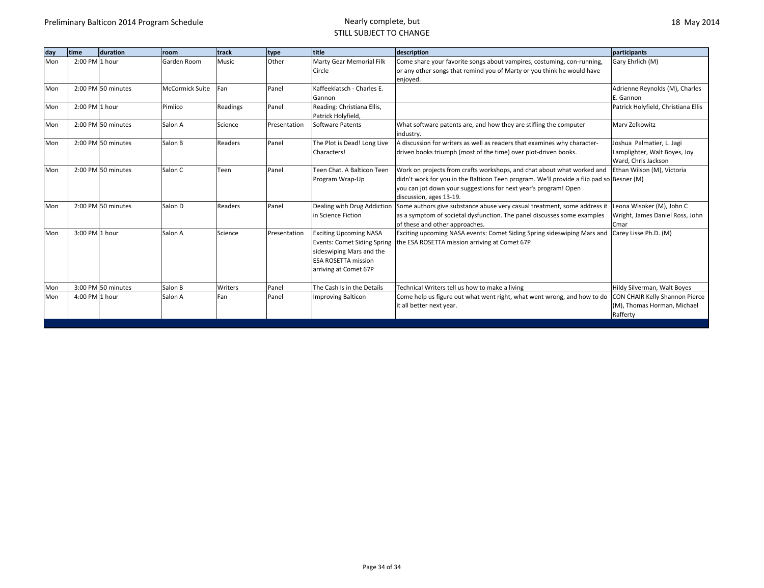| day | time | duration | room | track | type | title | description | participants |
|---|---|---|---|---|---|---|---|---|
| Mon | 2:00 PM | 1 hour | Garden Room | Music | Other | Marty Gear Memorial Filk Circle | Come share your favorite songs about vampires, costuming, con-running, or any other songs that remind you of Marty or you think he would have enjoyed. | Gary Ehrlich (M) |
| Mon | 2:00 PM | 50 minutes | McCormick Suite | Fan | Panel | Kaffeeklatsch - Charles E. Gannon | | Adrienne Reynolds (M), Charles E. Gannon |
| Mon | 2:00 PM | 1 hour | Pimlico | Readings | Panel | Reading: Christiana Ellis, Patrick Holyfield, | | Patrick Holyfield, Christiana Ellis |
| Mon | 2:00 PM | 50 minutes | Salon A | Science | Presentation | Software Patents | What software patents are, and how they are stifling the computer industry. | Marv Zelkowitz |
| Mon | 2:00 PM | 50 minutes | Salon B | Readers | Panel | The Plot is Dead! Long Live Characters! | A discussion for writers as well as readers that examines why character-driven books triumph (most of the time) over plot-driven books. | Joshua Palmatier, L. Jagi Lamplighter, Walt Boyes, Joy Ward, Chris Jackson |
| Mon | 2:00 PM | 50 minutes | Salon C | Teen | Panel | Teen Chat. A Balticon Teen Program Wrap-Up | Work on projects from crafts workshops, and chat about what worked and didn't work for you in the Balticon Teen program. We'll provide a flip pad so you can jot down your suggestions for next year's program! Open discussion, ages 13-19. | Ethan Wilson (M), Victoria Besner (M) |
| Mon | 2:00 PM | 50 minutes | Salon D | Readers | Panel | Dealing with Drug Addiction in Science Fiction | Some authors give substance abuse very casual treatment, some address it as a symptom of societal dysfunction. The panel discusses some examples of these and other approaches. | Leona Wisoker (M), John C Wright, James Daniel Ross, John Cmar |
| Mon | 3:00 PM | 1 hour | Salon A | Science | Presentation | Exciting Upcoming NASA Events: Comet Siding Spring sideswiping Mars and the ESA ROSETTA mission arriving at Comet 67P | Exciting upcoming NASA events: Comet Siding Spring sideswiping Mars and the ESA ROSETTA mission arriving at Comet 67P | Carey Lisse Ph.D. (M) |
| Mon | 3:00 PM | 50 minutes | Salon B | Writers | Panel | The Cash Is in the Details | Technical Writers tell us how to make a living | Hildy Silverman, Walt Boyes |
| Mon | 4:00 PM | 1 hour | Salon A | Fan | Panel | Improving Balticon | Come help us figure out what went right, what went wrong, and how to do it all better next year. | CON CHAIR Kelly Shannon Pierce (M), Thomas Horman, Michael Rafferty |